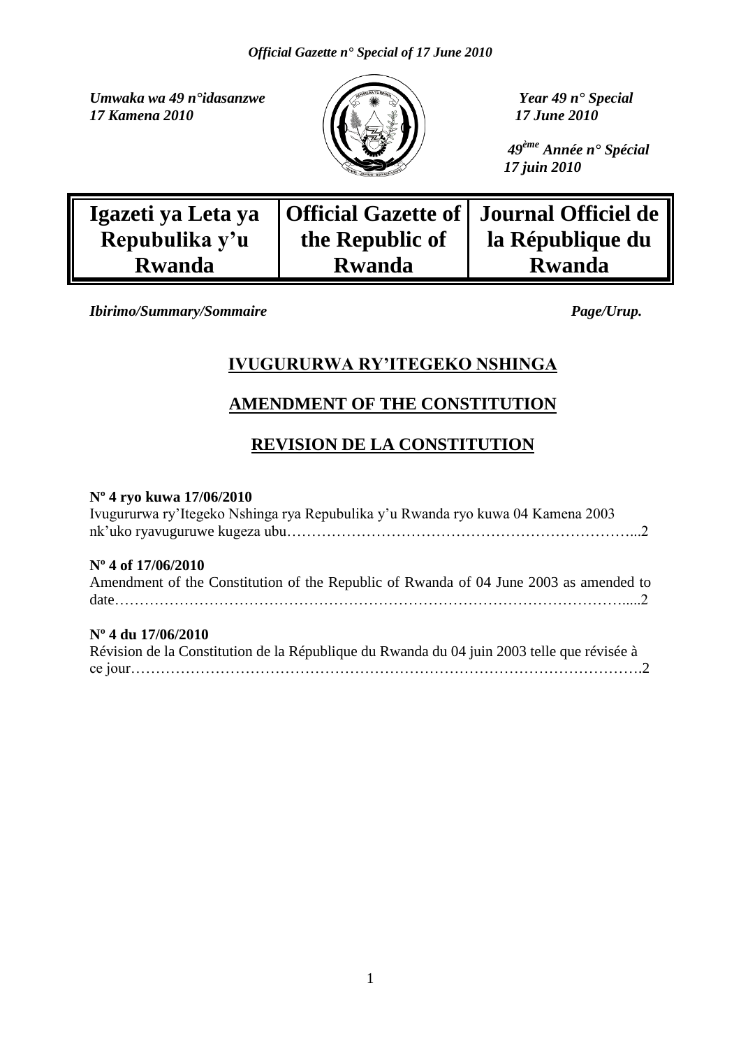*Umwaka wa 49 n°idasanzwe*
*17 Kamena 2010*

*Year 49 n° Special*
*17 June 2010*

*49ème Année n° Spécial*
*17 juin 2010*

| Igazeti ya Leta ya Repubulika y'u Rwanda | Official Gazette of the Republic of Rwanda | Journal Officiel de la République du Rwanda |
|---|---|---|

*Ibirimo/Summary/Sommaire* *Page/Urup.*

## IVUGURURWA RY'ITEGEKO NSHINGA

## AMENDMENT OF THE CONSTITUTION

## REVISION DE LA CONSTITUTION

**Nº 4 ryo kuwa 17/06/2010**
Ivugururwa ry'Itegeko Nshinga rya Repubulika y'u Rwanda ryo kuwa 04 Kamena 2003 nk'uko ryavuguruwe kugeza ubu……………………………………………………………...2

**Nº 4 of 17/06/2010**
Amendment of the Constitution of the Republic of Rwanda of 04 June 2003 as amended to date……………………………………………………………………………………….....2

**Nº 4 du 17/06/2010**
Révision de la Constitution de la République du Rwanda du 04 juin 2003 telle que révisée à ce jour……………………………………………………………………………………….2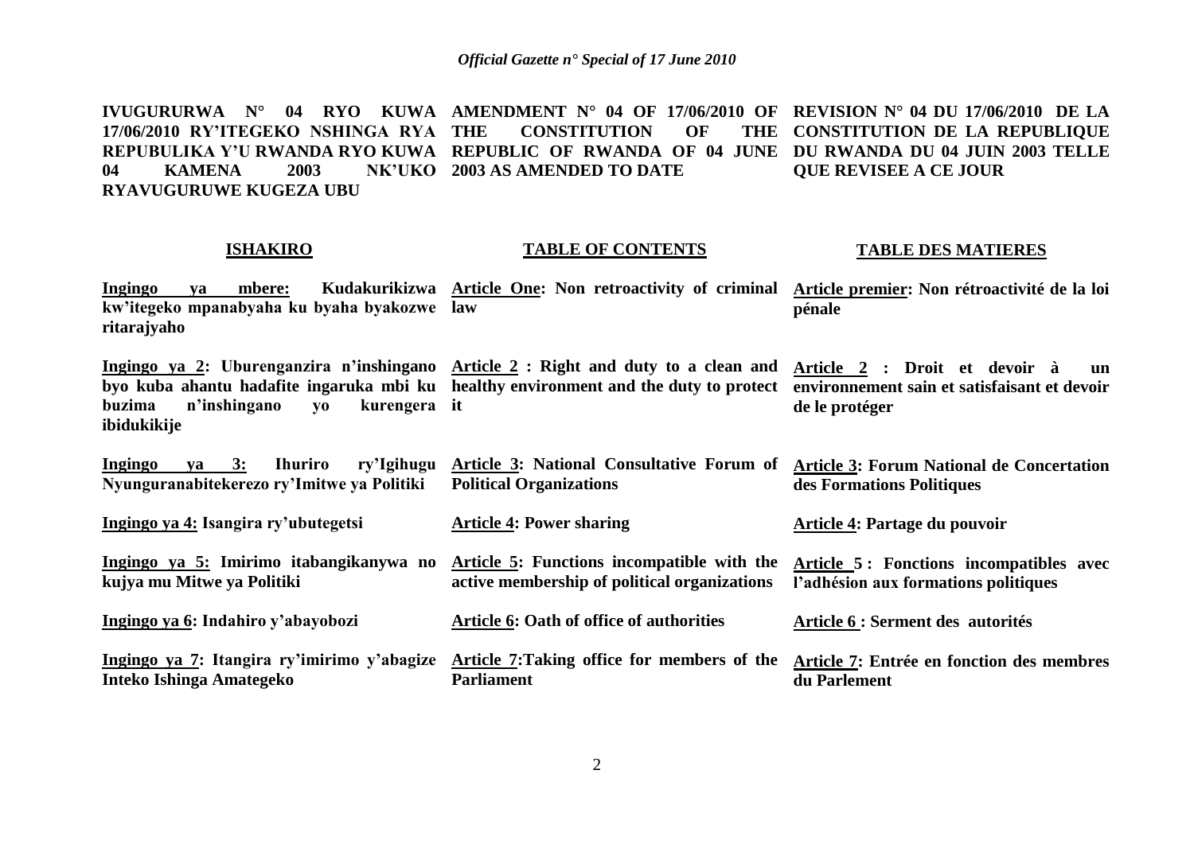**IVUGURURWA N° 04 RYO KUWA 17/06/2010 RY'ITEGEKO NSHINGA RYA REPUBULIKA Y'U RWANDA RYO KUWA 04 KAMENA 2003 NK'UKO RYAVUGURUWE KUGEZA UBU**

**AMENDMENT N° 04 OF 17/06/2010 OF THE CONSTITUTION OF THE REPUBLIC OF RWANDA OF 04 JUNE 2003 AS AMENDED TO DATE**

**REVISION N° 04 DU 17/06/2010 DE LA CONSTITUTION DE LA REPUBLIQUE DU RWANDA DU 04 JUIN 2003 TELLE QUE REVISEE A CE JOUR**

| **ISHAKIRO** | **TABLE OF CONTENTS** | **TABLE DES MATIERES** |
|---|---|---|
| **Ingingo ya mbere: Kudakurikizwa kw'itegeko mpanabyaha ku byaha byakozwe ritarajyaho** | **Article One: Non retroactivity of criminal law** | **Article premier: Non rétroactivité de la loi pénale** |
| **Ingingo ya 2: Uburenganzira n'inshingano byo kuba ahantu hadafite ingaruka mbi ku buzima n'inshingano yo kurengera ibidukikije** | **Article 2 : Right and duty to a clean and healthy environment and the duty to protect it** | **Article 2 : Droit et devoir à un environnement sain et satisfaisant et devoir de le protéger** |
| **Ingingo ya 3: Ihuriro ry'Igihugu Nyunguranabitekerezo ry'Imitwe ya Politiki** | **Article 3: National Consultative Forum of Political Organizations** | **Article 3: Forum National de Concertation des Formations Politiques** |
| **Ingingo ya 4: Isangira ry'ubutegetsi** | **Article 4: Power sharing** | **Article 4: Partage du pouvoir** |
| **Ingingo ya 5: Imirimo itabangikanywa no kujya mu Mitwe ya Politiki** | **Article 5: Functions incompatible with the active membership of political organizations** | **Article 5 : Fonctions incompatibles avec l'adhésion aux formations politiques** |
| **Ingingo ya 6: Indahiro y'abayobozi** | **Article 6: Oath of office of authorities** | **Article 6 : Serment des autorités** |
| **Ingingo ya 7: Itangira ry'imirimo y'abagize Inteko Ishinga Amategeko** | **Article 7:Taking office for members of the Parliament** | **Article 7: Entrée en fonction des membres du Parlement** |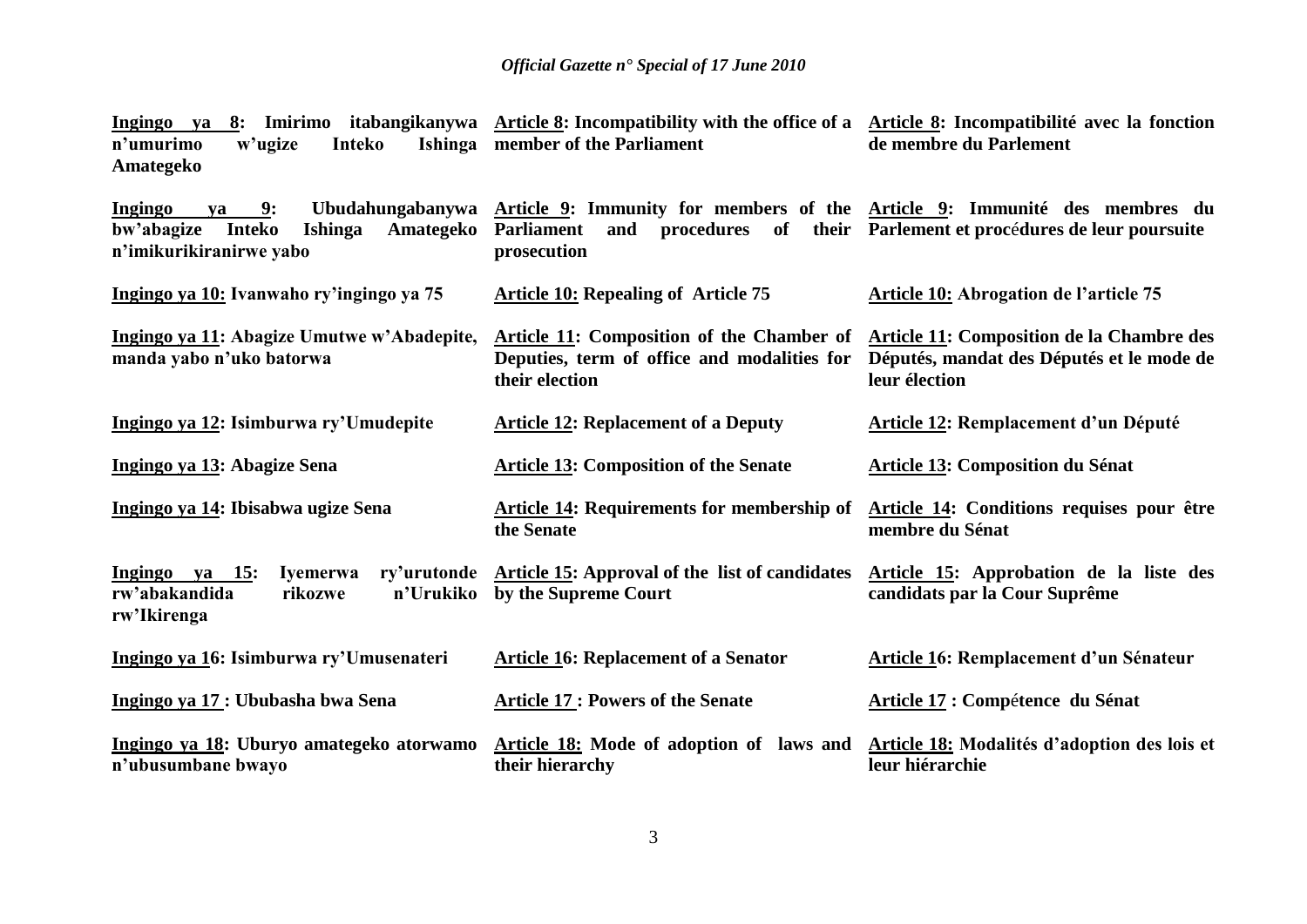**Ingingo ya 8: Imirimo itabangikanywa n'umurimo w'ugize Inteko Ishinga Amategeko**

**Ingingo ya 9: Ubudahungabanywa bw'abagize Inteko Ishinga Amategeko n'imikurikiranirwe yabo**

**Ingingo ya 10: Ivanwaho ry'ingingo ya 75**

**Ingingo ya 11: Abagize Umutwe w'Abadepite, manda yabo n'uko batorwa**

**Ingingo ya 12: Isimburwa ry'Umudepite**

**Ingingo ya 13: Abagize Sena**

**Ingingo ya 14: Ibisabwa ugize Sena**

**Ingingo ya 15: Iyemerwa ry'urutonde rw'abakandida rikozwe n'Urukiko rw'Ikirenga**

**Ingingo ya 16: Isimburwa ry'Umusenateri**

**Ingingo ya 17 : Ububasha bwa Sena**

**Ingingo ya 18: Uburyo amategeko atorwamo n'ubusumbane bwayo**

**Article 8: Incompatibility with the office of a member of the Parliament**

**Article 9: Immunity for members of the Parliament and procedures of their prosecution**

**Article 10: Repealing of Article 75**

**Article 11: Composition of the Chamber of Deputies, term of office and modalities for their election**

**Article 12: Replacement of a Deputy**

**Article 13: Composition of the Senate**

**Article 14: Requirements for membership of the Senate**

**Article 15: Approval of the list of candidates by the Supreme Court**

**Article 16: Replacement of a Senator**

**Article 17 : Powers of the Senate**

**Article 18: Mode of adoption of laws and their hierarchy**

**Article 8: Incompatibilité avec la fonction de membre du Parlement**

**Article 9: Immunité des membres du Parlement et procédures de leur poursuite**

**Article 10: Abrogation de l'article 75**

**Article 11: Composition de la Chambre des Députés, mandat des Députés et le mode de leur élection**

**Article 12: Remplacement d'un Député**

**Article 13: Composition du Sénat**

**Article 14: Conditions requises pour être membre du Sénat**

**Article 15: Approbation de la liste des candidats par la Cour Suprême**

**Article 16: Remplacement d'un Sénateur**

**Article 17 : Compétence du Sénat**

**Article 18: Modalités d'adoption des lois et leur hiérarchie**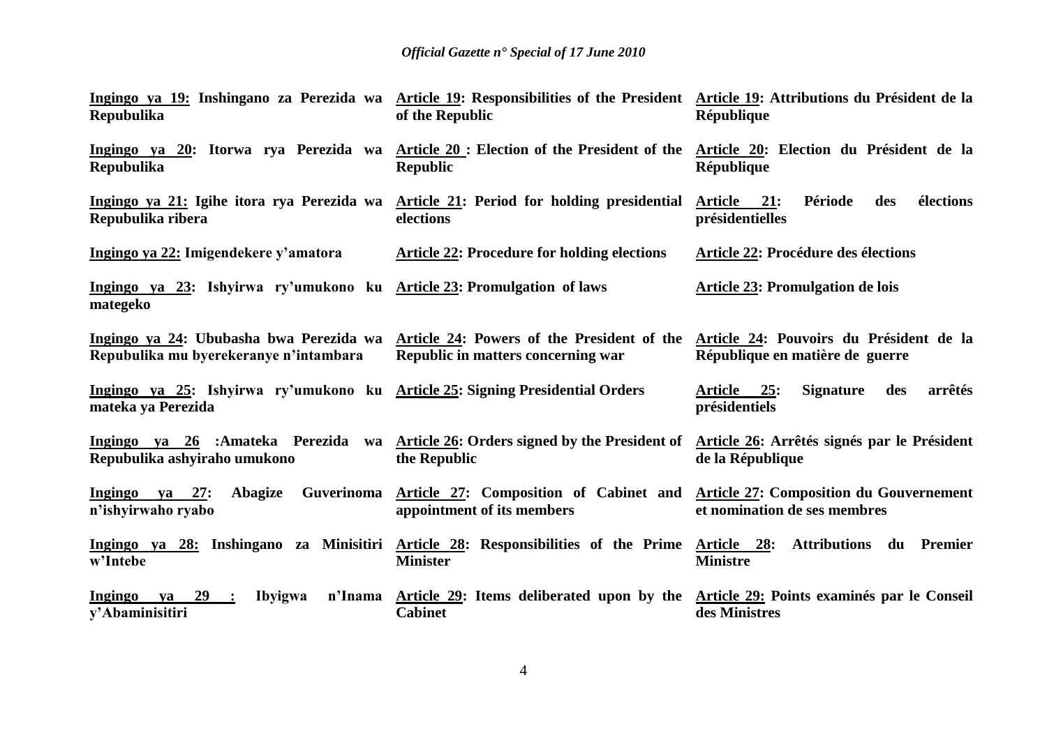| | | |
|---|---|---|
| **Ingingo ya 19: Inshingano za Perezida wa Repubulika** | **Article 19: Responsibilities of the President of the Republic** | **Article 19: Attributions du Président de la République** |
| **Ingingo ya 20: Itorwa rya Perezida wa Repubulika** | **Article 20 : Election of the President of the Republic** | **Article 20: Election du Président de la République** |
| **Ingingo ya 21: Igihe itora rya Perezida wa Repubulika ribera** | **Article 21: Period for holding presidential elections** | **Article 21: Période des élections présidentielles** |
| **Ingingo ya 22: Imigendekere y'amatora** | **Article 22: Procedure for holding elections** | **Article 22: Procédure des élections** |
| **Ingingo ya 23: Ishyirwa ry'umukono ku mategeko** | **Article 23: Promulgation of laws** | **Article 23: Promulgation de lois** |
| **Ingingo ya 24: Ububasha bwa Perezida wa Repubulika mu byerekeranye n'intambara** | **Article 24: Powers of the President of the Republic in matters concerning war** | **Article 24: Pouvoirs du Président de la République en matière de guerre** |
| **Ingingo ya 25: Ishyirwa ry'umukono ku mateka ya Perezida** | **Article 25: Signing Presidential Orders** | **Article 25: Signature des arrêtés présidentiels** |
| **Ingingo ya 26 :Amateka Perezida wa Repubulika ashyiraho umukono** | **Article 26: Orders signed by the President of the Republic** | **Article 26: Arrêtés signés par le Président de la République** |
| **Ingingo ya 27: Abagize Guverinoma n'ishyirwaho ryabo** | **Article 27: Composition of Cabinet and appointment of its members** | **Article 27: Composition du Gouvernement et nomination de ses membres** |
| **Ingingo ya 28: Inshingano za Minisitiri w'Intebe** | **Article 28: Responsibilities of the Prime Minister** | **Article 28: Attributions du Premier Ministre** |
| **Ingingo ya 29 : Ibyigwa n'Inama y'Abaminisitiri** | **Article 29: Items deliberated upon by the Cabinet** | **Article 29: Points examinés par le Conseil des Ministres** |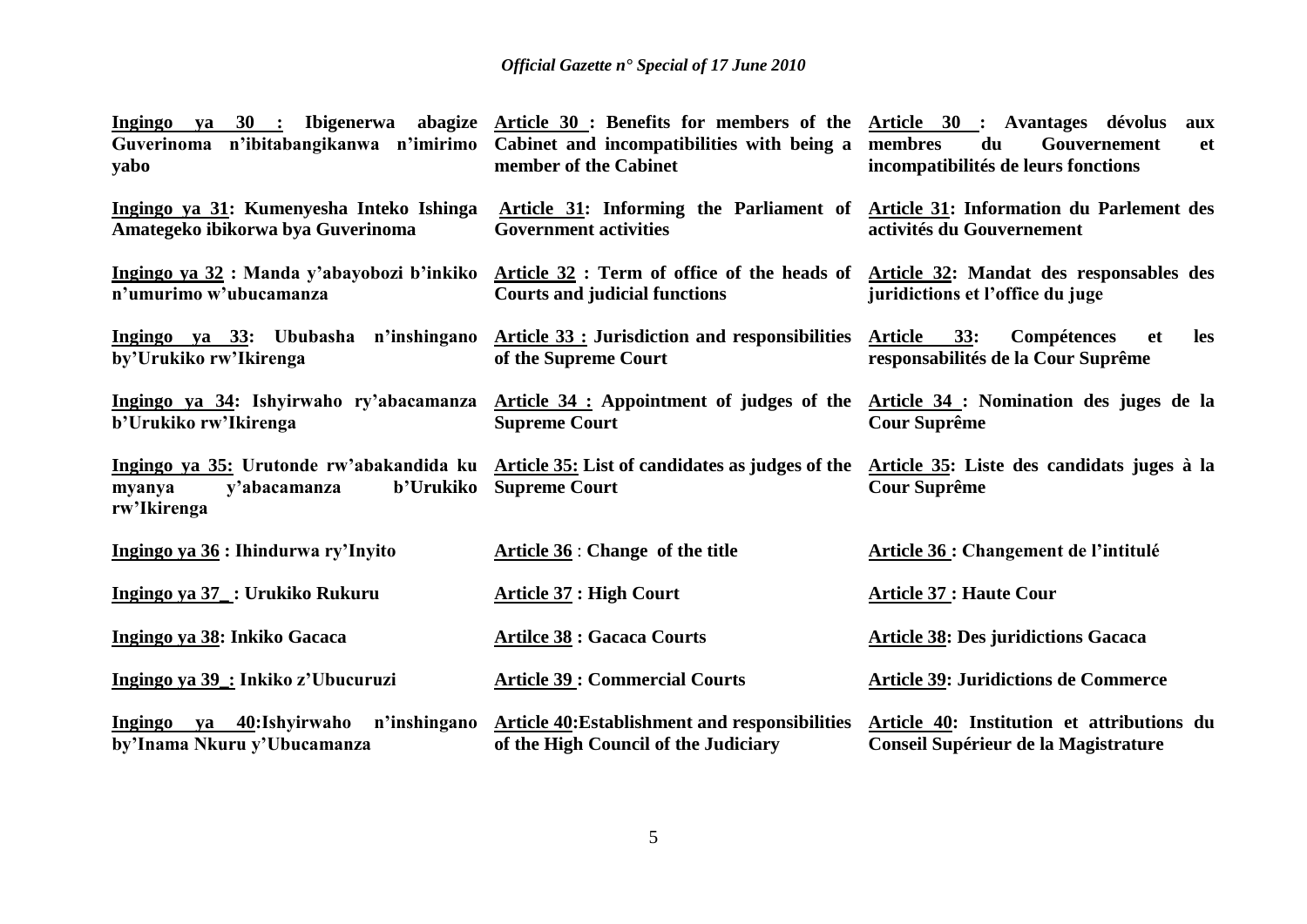| | | |
|---|---|---|
| **Ingingo ya 30 : Ibigenerwa abagize Guverinoma n'ibitabangikanwa n'imirimo yabo** | **Article 30 : Benefits for members of the Cabinet and incompatibilities with being a member of the Cabinet** | **Article 30 : Avantages dévolus aux membres du Gouvernement et incompatibilités de leurs fonctions** |
| **Ingingo ya 31: Kumenyesha Inteko Ishinga Amategeko ibikorwa bya Guverinoma** | **Article 31: Informing the Parliament of Government activities** | **Article 31: Information du Parlement des activités du Gouvernement** |
| **Ingingo ya 32 : Manda y'abayobozi b'inkiko n'umurimo w'ubucamanza** | **Article 32 : Term of office of the heads of Courts and judicial functions** | **Article 32: Mandat des responsables des juridictions et l'office du juge** |
| **Ingingo ya 33: Ububasha n'inshingano by'Urukiko rw'Ikirenga** | **Article 33 : Jurisdiction and responsibilities of the Supreme Court** | **Article 33: Compétences et les responsabilités de la Cour Suprême** |
| **Ingingo ya 34: Ishyirwaho ry'abacamanza b'Urukiko rw'Ikirenga** | **Article 34 : Appointment of judges of the Supreme Court** | **Article 34 : Nomination des juges de la Cour Suprême** |
| **Ingingo ya 35: Urutonde rw'abakandida ku myanya y'abacamanza b'Urukiko rw'Ikirenga** | **Article 35: List of candidates as judges of the Supreme Court** | **Article 35: Liste des candidats juges à la Cour Suprême** |
| **Ingingo ya 36 : Ihindurwa ry'Inyito** | **Article 36 : Change of the title** | **Article 36 : Changement de l'intitulé** |
| **Ingingo ya 37 : Urukiko Rukuru** | **Article 37 : High Court** | **Article 37 : Haute Cour** |
| **Ingingo ya 38: Inkiko Gacaca** | **Artilce 38 : Gacaca Courts** | **Article 38: Des juridictions Gacaca** |
| **Ingingo ya 39 : Inkiko z'Ubucuruzi** | **Article 39 : Commercial Courts** | **Article 39: Juridictions de Commerce** |
| **Ingingo ya 40:Ishyirwaho n'inshingano by'Inama Nkuru y'Ubucamanza** | **Article 40:Establishment and responsibilities of the High Council of the Judiciary** | **Article 40: Institution et attributions du Conseil Supérieur de la Magistrature** |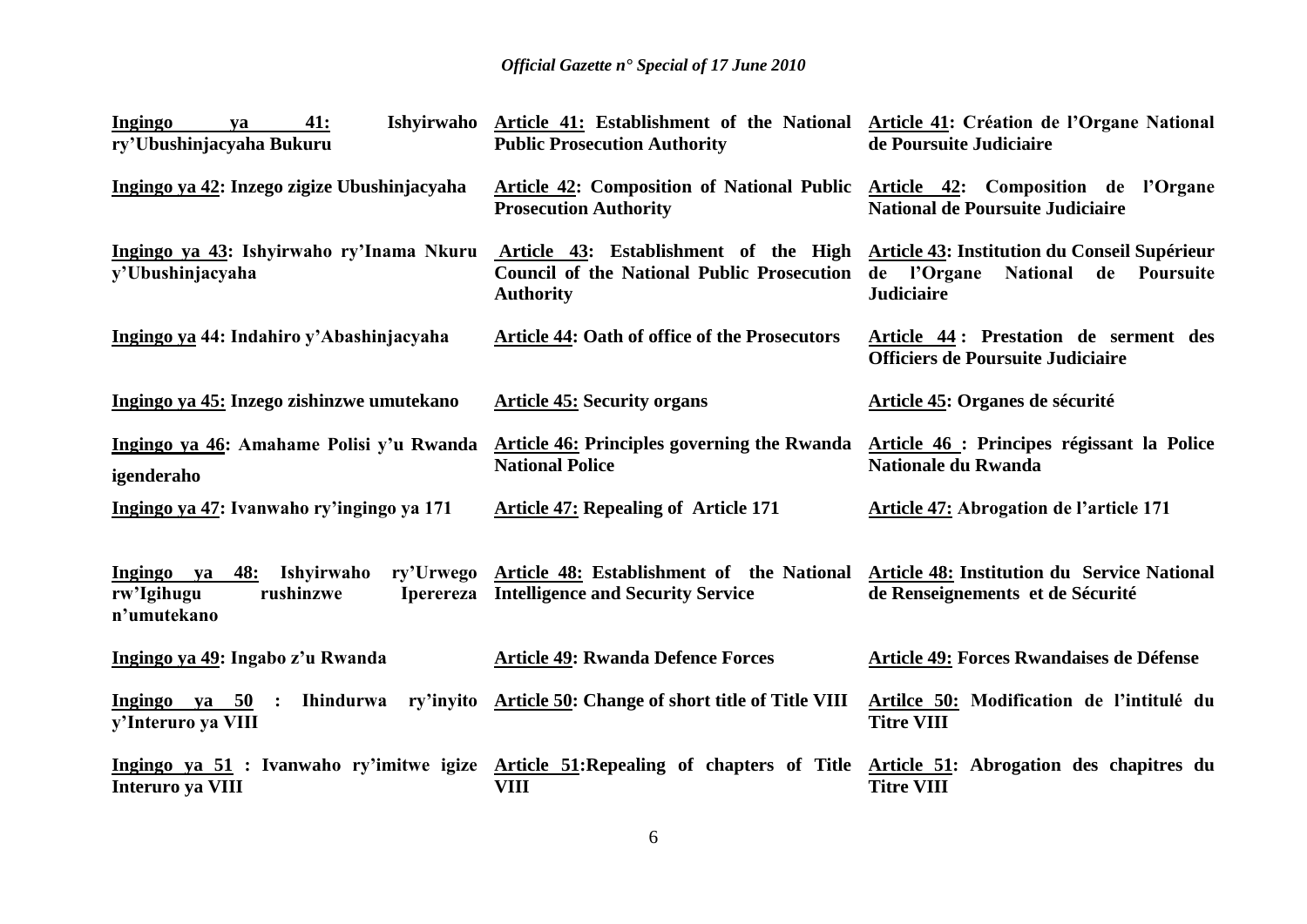| | | |
|---|---|---|
| **Ingingo ya 41: Ishyirwaho ry'Ubushinjacyaha Bukuru** | **Article 41: Establishment of the National Public Prosecution Authority** | **Article 41: Création de l'Organe National de Poursuite Judiciaire** |
| **Ingingo ya 42: Inzego zigize Ubushinjacyaha** | **Article 42: Composition of National Public Prosecution Authority** | **Article 42: Composition de l'Organe National de Poursuite Judiciaire** |
| **Ingingo ya 43: Ishyirwaho ry'Inama Nkuru y'Ubushinjacyaha** | **Article 43: Establishment of the High Council of the National Public Prosecution Authority** | **Article 43: Institution du Conseil Supérieur de l'Organe National de Poursuite Judiciaire** |
| **Ingingo ya 44: Indahiro y'Abashinjacyaha** | **Article 44: Oath of office of the Prosecutors** | **Article 44 : Prestation de serment des Officiers de Poursuite Judiciaire** |
| **Ingingo ya 45: Inzego zishinzwe umutekano** | **Article 45: Security organs** | **Article 45: Organes de sécurité** |
| **Ingingo ya 46: Amahame Polisi y'u Rwanda igenderaho** | **Article 46: Principles governing the Rwanda National Police** | **Article 46 : Principes régissant la Police Nationale du Rwanda** |
| **Ingingo ya 47: Ivanwaho ry'ingingo ya 171** | **Article 47: Repealing of Article 171** | **Article 47: Abrogation de l'article 171** |
| **Ingingo ya 48: Ishyirwaho ry'Urwego rw'Igihugu rushinzwe Iperereza n'umutekano** | **Article 48: Establishment of the National Intelligence and Security Service** | **Article 48: Institution du Service National de Renseignements et de Sécurité** |
| **Ingingo ya 49: Ingabo z'u Rwanda** | **Article 49: Rwanda Defence Forces** | **Article 49: Forces Rwandaises de Défense** |
| **Ingingo ya 50 : Ihindurwa ry'inyito y'Interuro ya VIII** | **Article 50: Change of short title of Title VIII** | **Artilce 50: Modification de l'intitulé du Titre VIII** |
| **Ingingo ya 51 : Ivanwaho ry'imitwe igize Interuro ya VIII** | **Article 51:Repealing of chapters of Title VIII** | **Article 51: Abrogation des chapitres du Titre VIII** |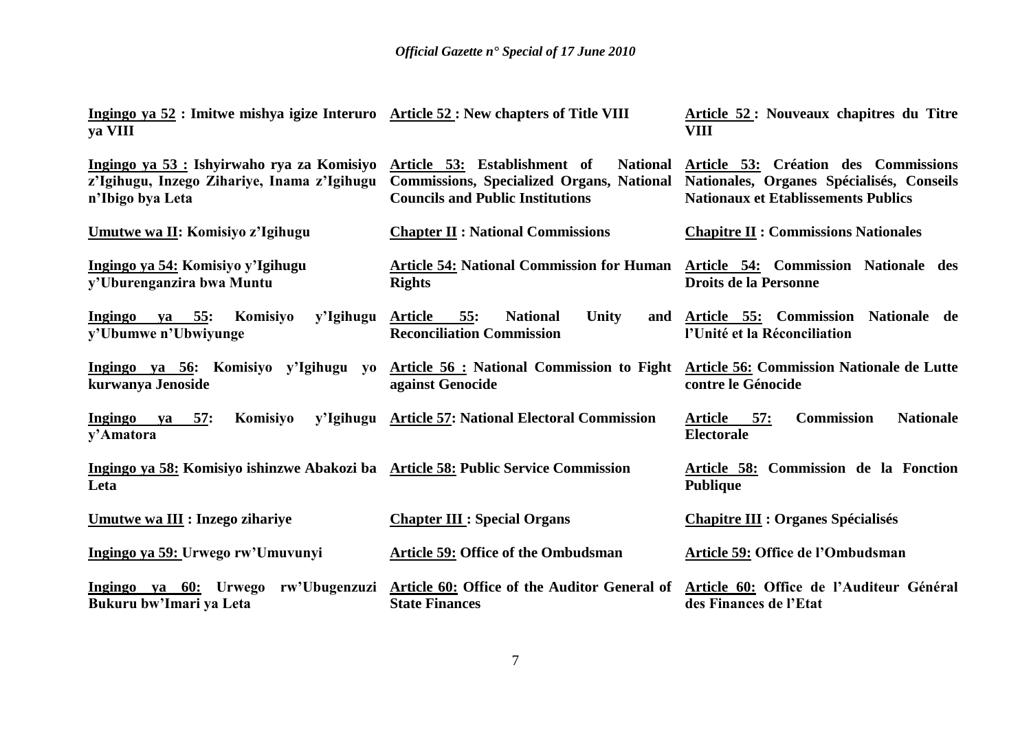| | | |
|---|---|---|
| **Ingingo ya 52 : Imitwe mishya igize Interuro ya VIII** | **Article 52 : New chapters of Title VIII** | **Article 52 : Nouveaux chapitres du Titre VIII** |
| **Ingingo ya 53 : Ishyirwaho rya za Komisiyo z'Igihugu, Inzego Zihariye, Inama z'Igihugu n'Ibigo bya Leta** | **Article 53: Establishment of National Commissions, Specialized Organs, National Councils and Public Institutions** | **Article 53: Création des Commissions Nationales, Organes Spécialisés, Conseils Nationaux et Etablissements Publics** |
| **Umutwe wa II: Komisiyo z'Igihugu** | **Chapter II : National Commissions** | **Chapitre II : Commissions Nationales** |
| **Ingingo ya 54: Komisiyo y'Igihugu y'Uburenganzira bwa Muntu** | **Article 54: National Commission for Human Rights** | **Article 54: Commission Nationale des Droits de la Personne** |
| **Ingingo ya 55: Komisiyo y'Igihugu y'Ubumwe n'Ubwiyunge** | **Article 55: National Unity and Reconciliation Commission** | **Article 55: Commission Nationale de l'Unité et la Réconciliation** |
| **Ingingo ya 56: Komisiyo y'Igihugu yo kurwanya Jenoside** | **Article 56 : National Commission to Fight against Genocide** | **Article 56: Commission Nationale de Lutte contre le Génocide** |
| **Ingingo ya 57: Komisiyo y'Igihugu y'Amatora** | **Article 57: National Electoral Commission** | **Article 57: Commission Nationale Electorale** |
| **Ingingo ya 58: Komisiyo ishinzwe Abakozi ba Leta** | **Article 58: Public Service Commission** | **Article 58: Commission de la Fonction Publique** |
| **Umutwe wa III : Inzego zihariye** | **Chapter III : Special Organs** | **Chapitre III : Organes Spécialisés** |
| **Ingingo ya 59: Urwego rw'Umuvunyi** | **Article 59: Office of the Ombudsman** | **Article 59: Office de l'Ombudsman** |
| **Ingingo ya 60: Urwego rw'Ubugenzuzi Bukuru bw'Imari ya Leta** | **Article 60: Office of the Auditor General of State Finances** | **Article 60: Office de l'Auditeur Général des Finances de l'Etat** |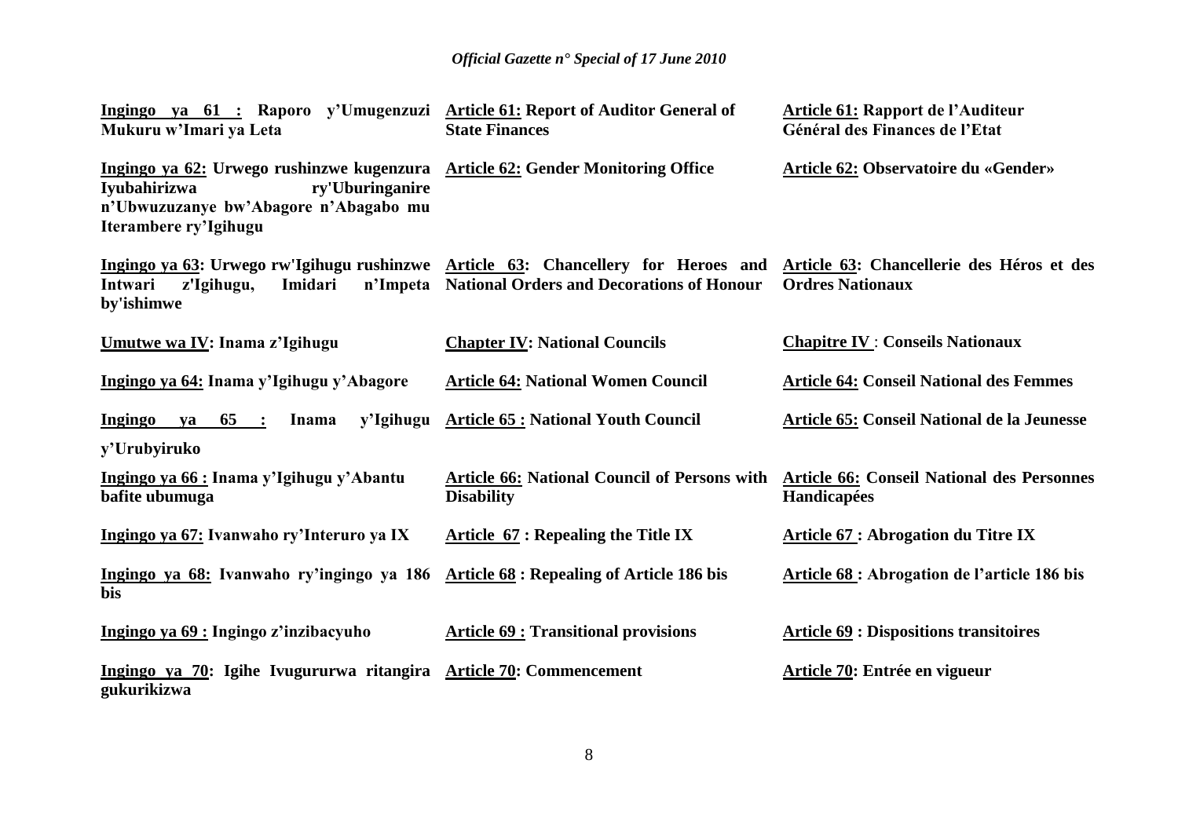| Ingingo ya 61 : Raporo y'Umugenzuzi Mukuru w'Imari ya Leta | Article 61: Report of Auditor General of State Finances | Article 61: Rapport de l'Auditeur Général des Finances de l'Etat |
|---|---|---|
| Ingingo ya 62: Urwego rushinzwe kugenzura Iyubahirizwa ry'Uburinganire n'Ubwuzuzanye bw'Abagore n'Abagabo mu Iterambere ry'Igihugu | Article 62: Gender Monitoring Office | Article 62: Observatoire du «Gender» |
| Ingingo ya 63: Urwego rw'Igihugu rushinzwe Intwari z'Igihugu, Imidari n'Impeta by'ishimwe | Article 63: Chancellery for Heroes and National Orders and Decorations of Honour | Article 63: Chancellerie des Héros et des Ordres Nationaux |
| Umutwe wa IV: Inama z'Igihugu | Chapter IV: National Councils | Chapitre IV : Conseils Nationaux |
| Ingingo ya 64: Inama y'Igihugu y'Abagore | Article 64: National Women Council | Article 64: Conseil National des Femmes |
| Ingingo ya 65 : Inama y'Igihugu y'Urubyiruko | Article 65 : National Youth Council | Article 65: Conseil National de la Jeunesse |
| Ingingo ya 66 : Inama y'Igihugu y'Abantu bafite ubumuga | Article 66: National Council of Persons with Disability | Article 66: Conseil National des Personnes Handicapées |
| Ingingo ya 67: Ivanwaho ry'Interuro ya IX | Article 67 : Repealing the Title IX | Article 67 : Abrogation du Titre IX |
| Ingingo ya 68: Ivanwaho ry'ingingo ya 186 bis | Article 68 : Repealing of Article 186 bis | Article 68 : Abrogation de l'article 186 bis |
| Ingingo ya 69 : Ingingo z'inzibacyuho | Article 69 : Transitional provisions | Article 69 : Dispositions transitoires |
| Ingingo ya 70: Igihe Ivugururwa ritangira gukurikizwa | Article 70: Commencement | Article 70: Entrée en vigueur |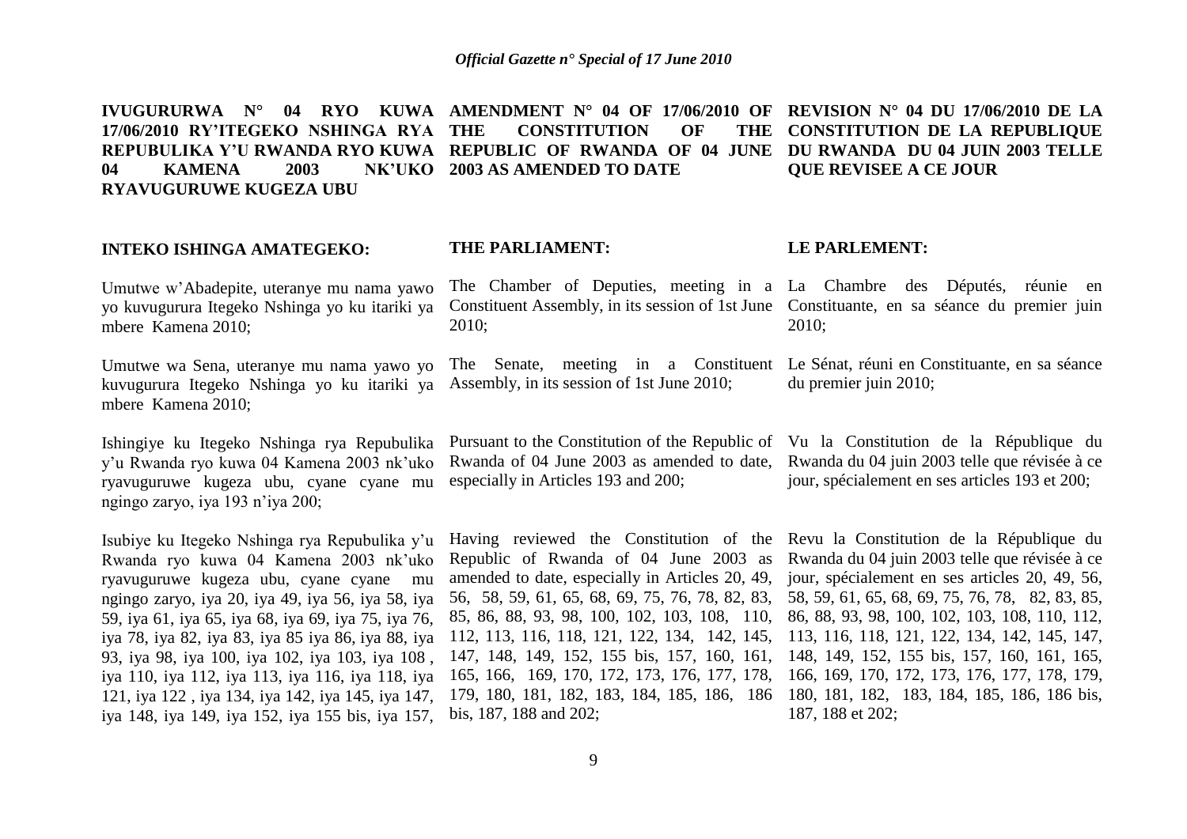**IVUGURURWA N° 04 RYO KUWA 17/06/2010 RY'ITEGEKO NSHINGA RYA REPUBULIKA Y'U RWANDA RYO KUWA 04 KAMENA 2003 NK'UKO RYAVUGURUWE KUGEZA UBU**

**INTEKO ISHINGA AMATEGEKO:**

Umutwe w'Abadepite, uteranye mu nama yawo yo kuvugurura Itegeko Nshinga yo ku itariki ya mbere Kamena 2010;

Umutwe wa Sena, uteranye mu nama yawo yo kuvugurura Itegeko Nshinga yo ku itariki ya mbere Kamena 2010;

Ishingiye ku Itegeko Nshinga rya Repubulika y'u Rwanda ryo kuwa 04 Kamena 2003 nk'uko ryavuguruwe kugeza ubu, cyane cyane mu ngingo zaryo, iya 193 n'iya 200;

Isubiye ku Itegeko Nshinga rya Repubulika y'u Rwanda ryo kuwa 04 Kamena 2003 nk'uko ryavuguruwe kugeza ubu, cyane cyane mu ngingo zaryo, iya 20, iya 49, iya 56, iya 58, iya 59, iya 61, iya 65, iya 68, iya 69, iya 75, iya 76, iya 78, iya 82, iya 83, iya 85 iya 86, iya 88, iya 93, iya 98, iya 100, iya 102, iya 103, iya 108 , iya 110, iya 112, iya 113, iya 116, iya 118, iya 121, iya 122 , iya 134, iya 142, iya 145, iya 147, iya 148, iya 149, iya 152, iya 155 bis, iya 157,

**AMENDMENT N° 04 OF 17/06/2010 OF THE CONSTITUTION OF THE REPUBLIC OF RWANDA OF 04 JUNE 2003 AS AMENDED TO DATE**

**THE PARLIAMENT:**

The Chamber of Deputies, meeting in a Constituent Assembly, in its session of 1st June 2010;

The Senate, meeting in a Constituent Assembly, in its session of 1st June 2010;

Pursuant to the Constitution of the Republic of Rwanda of 04 June 2003 as amended to date, especially in Articles 193 and 200;

Having reviewed the Constitution of the Republic of Rwanda of 04 June 2003 as amended to date, especially in Articles 20, 49, 56, 58, 59, 61, 65, 68, 69, 75, 76, 78, 82, 83, 85, 86, 88, 93, 98, 100, 102, 103, 108, 110, 112, 113, 116, 118, 121, 122, 134, 142, 145, 147, 148, 149, 152, 155 bis, 157, 160, 161, 165, 166, 169, 170, 172, 173, 176, 177, 178, 179, 180, 181, 182, 183, 184, 185, 186, 186 bis, 187, 188 and 202;

**REVISION N° 04 DU 17/06/2010 DE LA CONSTITUTION DE LA REPUBLIQUE DU RWANDA DU 04 JUIN 2003 TELLE QUE REVISEE A CE JOUR**

**LE PARLEMENT:**

La Chambre des Députés, réunie en Constituante, en sa séance du premier juin 2010;

Le Sénat, réuni en Constituante, en sa séance du premier juin 2010;

Vu la Constitution de la République du Rwanda du 04 juin 2003 telle que révisée à ce jour, spécialement en ses articles 193 et 200;

Revu la Constitution de la République du Rwanda du 04 juin 2003 telle que révisée à ce jour, spécialement en ses articles 20, 49, 56, 58, 59, 61, 65, 68, 69, 75, 76, 78, 82, 83, 85, 86, 88, 93, 98, 100, 102, 103, 108, 110, 112, 113, 116, 118, 121, 122, 134, 142, 145, 147, 148, 149, 152, 155 bis, 157, 160, 161, 165, 166, 169, 170, 172, 173, 176, 177, 178, 179, 180, 181, 182, 183, 184, 185, 186, 186 bis, 187, 188 et 202;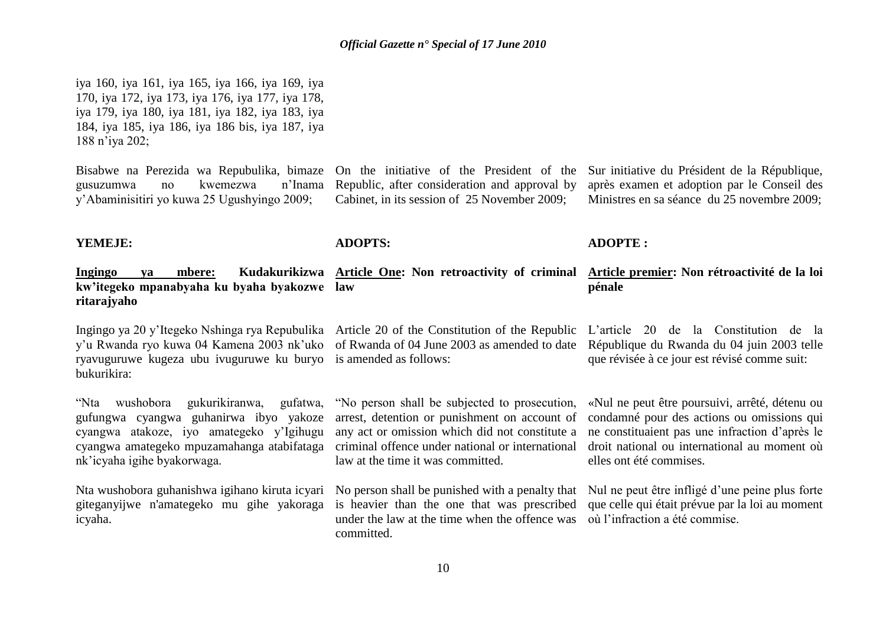iya 160, iya 161, iya 165, iya 166, iya 169, iya 170, iya 172, iya 173, iya 176, iya 177, iya 178, iya 179, iya 180, iya 181, iya 182, iya 183, iya 184, iya 185, iya 186, iya 186 bis, iya 187, iya 188 n'iya 202;

Bisabwe na Perezida wa Repubulika, bimaze gusuzumwa no kwemezwa n'Inama y'Abaminisitiri yo kuwa 25 Ugushyingo 2009;

**YEMEJE:**

**Ingingo ya mbere: Kudakurikizwa kw'itegeko mpanabyaha ku byaha byakozwe ritarajyaho**

Ingingo ya 20 y'Itegeko Nshinga rya Repubulika y'u Rwanda ryo kuwa 04 Kamena 2003 nk'uko ryavuguruwe kugeza ubu ivuguruwe ku buryo bukurikira:

"Nta wushobora gukurikiranwa, gufatwa, gufungwa cyangwa guhanirwa ibyo yakoze cyangwa atakoze, iyo amategeko y'Igihugu cyangwa amategeko mpuzamahanga atabifataga nk'icyaha igihe byakorwaga.

Nta wushobora guhanishwa igihano kiruta icyari giteganyijwe n'amategeko mu gihe yakoraga icyaha.

On the initiative of the President of the Republic, after consideration and approval by Cabinet, in its session of 25 November 2009;

**ADOPTS:**

**Article One: Non retroactivity of criminal law**

Article 20 of the Constitution of the Republic of Rwanda of 04 June 2003 as amended to date is amended as follows:

"No person shall be subjected to prosecution, arrest, detention or punishment on account of any act or omission which did not constitute a criminal offence under national or international law at the time it was committed.

No person shall be punished with a penalty that is heavier than the one that was prescribed under the law at the time when the offence was committed.

Sur initiative du Président de la République, après examen et adoption par le Conseil des Ministres en sa séance du 25 novembre 2009;

**ADOPTE :**

**Article premier: Non rétroactivité de la loi pénale**

L'article 20 de la Constitution de la République du Rwanda du 04 juin 2003 telle que révisée à ce jour est révisé comme suit:

«Nul ne peut être poursuivi, arrêté, détenu ou condamné pour des actions ou omissions qui ne constituaient pas une infraction d'après le droit national ou international au moment où elles ont été commises.

Nul ne peut être infligé d'une peine plus forte que celle qui était prévue par la loi au moment où l'infraction a été commise.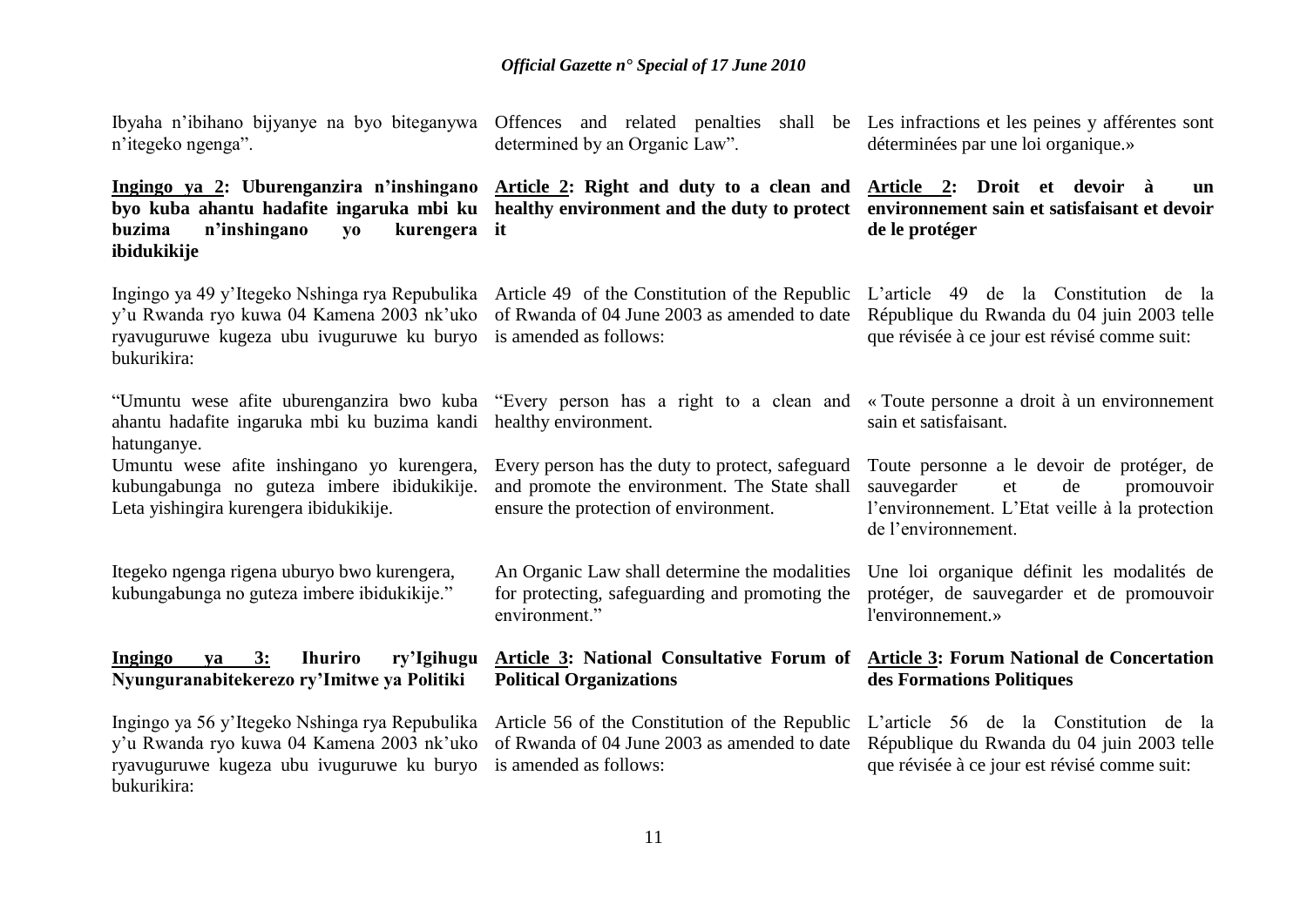Ibyaha n'ibihano bijyanye na byo biteganywa n'itegeko ngenga".

**Ingingo ya 2: Uburenganzira n'inshingano byo kuba ahantu hadafite ingaruka mbi ku buzima n'inshingano yo kurengera ibidukikije**

Ingingo ya 49 y'Itegeko Nshinga rya Repubulika y'u Rwanda ryo kuwa 04 Kamena 2003 nk'uko ryavuguruwe kugeza ubu ivuguruwe ku buryo bukurikira:

"Umuntu wese afite uburenganzira bwo kuba ahantu hadafite ingaruka mbi ku buzima kandi hatunganye.

Umuntu wese afite inshingano yo kurengera, kubungabunga no guteza imbere ibidukikije. Leta yishingira kurengera ibidukikije.

Itegeko ngenga rigena uburyo bwo kurengera, kubungabunga no guteza imbere ibidukikije."

**Ingingo ya 3: Ihuriro ry'Igihugu Nyunguranabitekerezo ry'Imitwe ya Politiki**

Ingingo ya 56 y'Itegeko Nshinga rya Repubulika y'u Rwanda ryo kuwa 04 Kamena 2003 nk'uko ryavuguruwe kugeza ubu ivuguruwe ku buryo bukurikira:

---

Offences and related penalties shall be determined by an Organic Law".

**Article 2: Right and duty to a clean and healthy environment and the duty to protect it**

Article 49 of the Constitution of the Republic of Rwanda of 04 June 2003 as amended to date is amended as follows:

"Every person has a right to a clean and healthy environment.

Every person has the duty to protect, safeguard and promote the environment. The State shall ensure the protection of environment.

An Organic Law shall determine the modalities for protecting, safeguarding and promoting the environment."

**Article 3: National Consultative Forum of Political Organizations**

Article 56 of the Constitution of the Republic of Rwanda of 04 June 2003 as amended to date is amended as follows:

---

Les infractions et les peines y afférentes sont déterminées par une loi organique.»

**Article 2: Droit et devoir à un environnement sain et satisfaisant et devoir de le protéger**

L'article 49 de la Constitution de la République du Rwanda du 04 juin 2003 telle que révisée à ce jour est révisé comme suit:

« Toute personne a droit à un environnement sain et satisfaisant.

Toute personne a le devoir de protéger, de sauvegarder et de promouvoir l'environnement. L'Etat veille à la protection de l'environnement.

Une loi organique définit les modalités de protéger, de sauvegarder et de promouvoir l'environnement.»

**Article 3: Forum National de Concertation des Formations Politiques**

L'article 56 de la Constitution de la République du Rwanda du 04 juin 2003 telle que révisée à ce jour est révisé comme suit: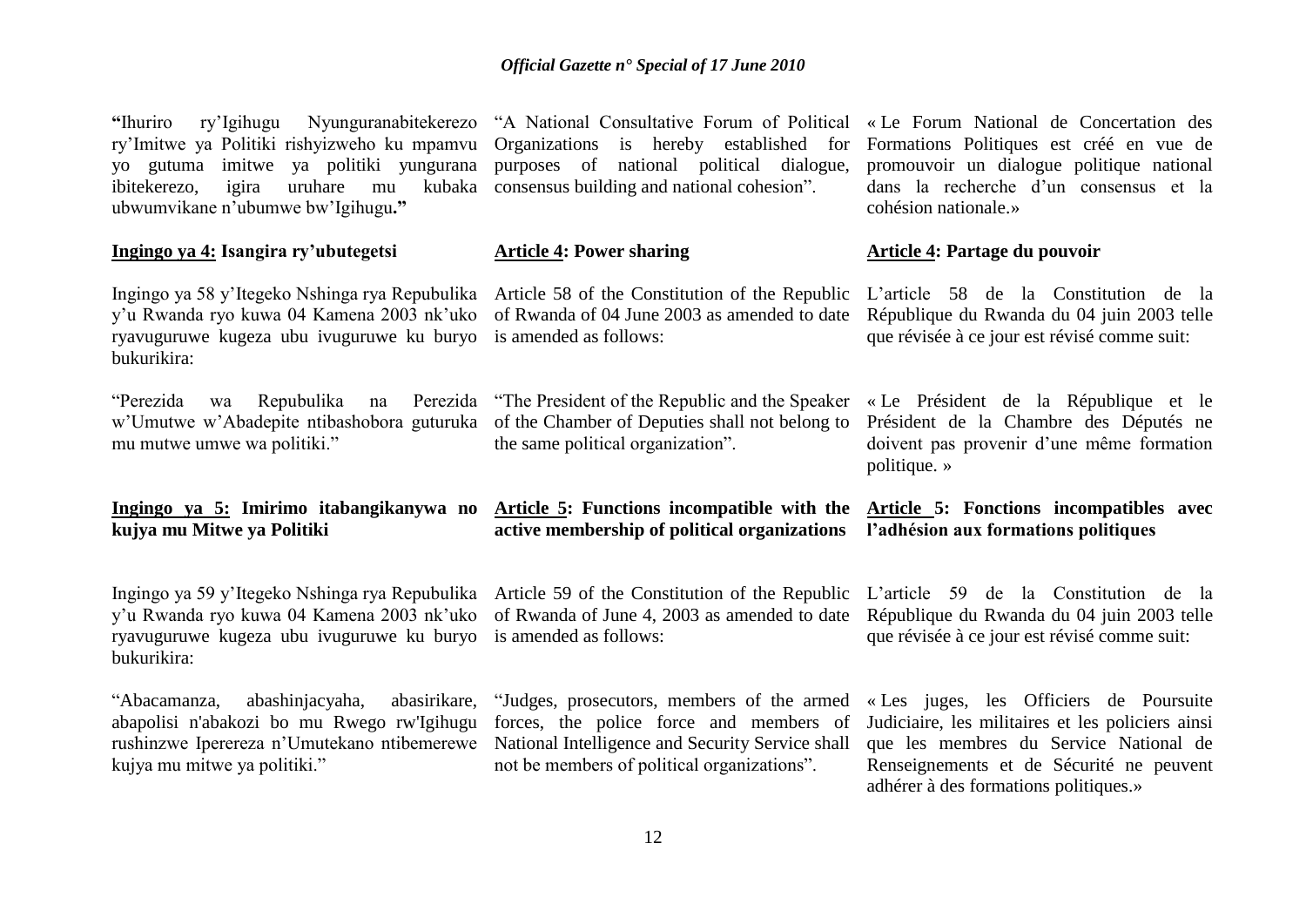**"**Ihuriro ry'Igihugu Nyunguranabitekerezo ry'Imitwe ya Politiki rishyizweho ku mpamvu yo gutuma imitwe ya politiki yungurana ibitekerezo, igira uruhare mu kubaka ubwumvikane n'ubumwe bw'Igihugu**."**

**Ingingo ya 4: Isangira ry'ubutegetsi**

Ingingo ya 58 y'Itegeko Nshinga rya Repubulika y'u Rwanda ryo kuwa 04 Kamena 2003 nk'uko ryavuguruwe kugeza ubu ivuguruwe ku buryo bukurikira:

"Perezida wa Repubulika na Perezida w'Umutwe w'Abadepite ntibashobora guturuka mu mutwe umwe wa politiki."

**Ingingo ya 5: Imirimo itabangikanywa no kujya mu Mitwe ya Politiki**

Ingingo ya 59 y'Itegeko Nshinga rya Repubulika y'u Rwanda ryo kuwa 04 Kamena 2003 nk'uko ryavuguruwe kugeza ubu ivuguruwe ku buryo bukurikira:

"Abacamanza, abashinjacyaha, abasirikare, abapolisi n'abakozi bo mu Rwego rw'Igihugu rushinzwe Iperereza n'Umutekano ntibemerewe kujya mu mitwe ya politiki."

"A National Consultative Forum of Political Organizations is hereby established for purposes of national political dialogue, consensus building and national cohesion".

**Article 4: Power sharing**

Article 58 of the Constitution of the Republic of Rwanda of 04 June 2003 as amended to date is amended as follows:

"The President of the Republic and the Speaker of the Chamber of Deputies shall not belong to the same political organization".

**Article 5: Functions incompatible with the active membership of political organizations**

Article 59 of the Constitution of the Republic of Rwanda of June 4, 2003 as amended to date is amended as follows:

"Judges, prosecutors, members of the armed forces, the police force and members of National Intelligence and Security Service shall not be members of political organizations".

« Le Forum National de Concertation des Formations Politiques est créé en vue de promouvoir un dialogue politique national dans la recherche d'un consensus et la cohésion nationale.»

**Article 4: Partage du pouvoir**

L'article 58 de la Constitution de la République du Rwanda du 04 juin 2003 telle que révisée à ce jour est révisé comme suit:

« Le Président de la République et le Président de la Chambre des Députés ne doivent pas provenir d'une même formation politique. »

**Article 5: Fonctions incompatibles avec l'adhésion aux formations politiques**

L'article 59 de la Constitution de la République du Rwanda du 04 juin 2003 telle que révisée à ce jour est révisé comme suit:

« Les juges, les Officiers de Poursuite Judiciaire, les militaires et les policiers ainsi que les membres du Service National de Renseignements et de Sécurité ne peuvent adhérer à des formations politiques.»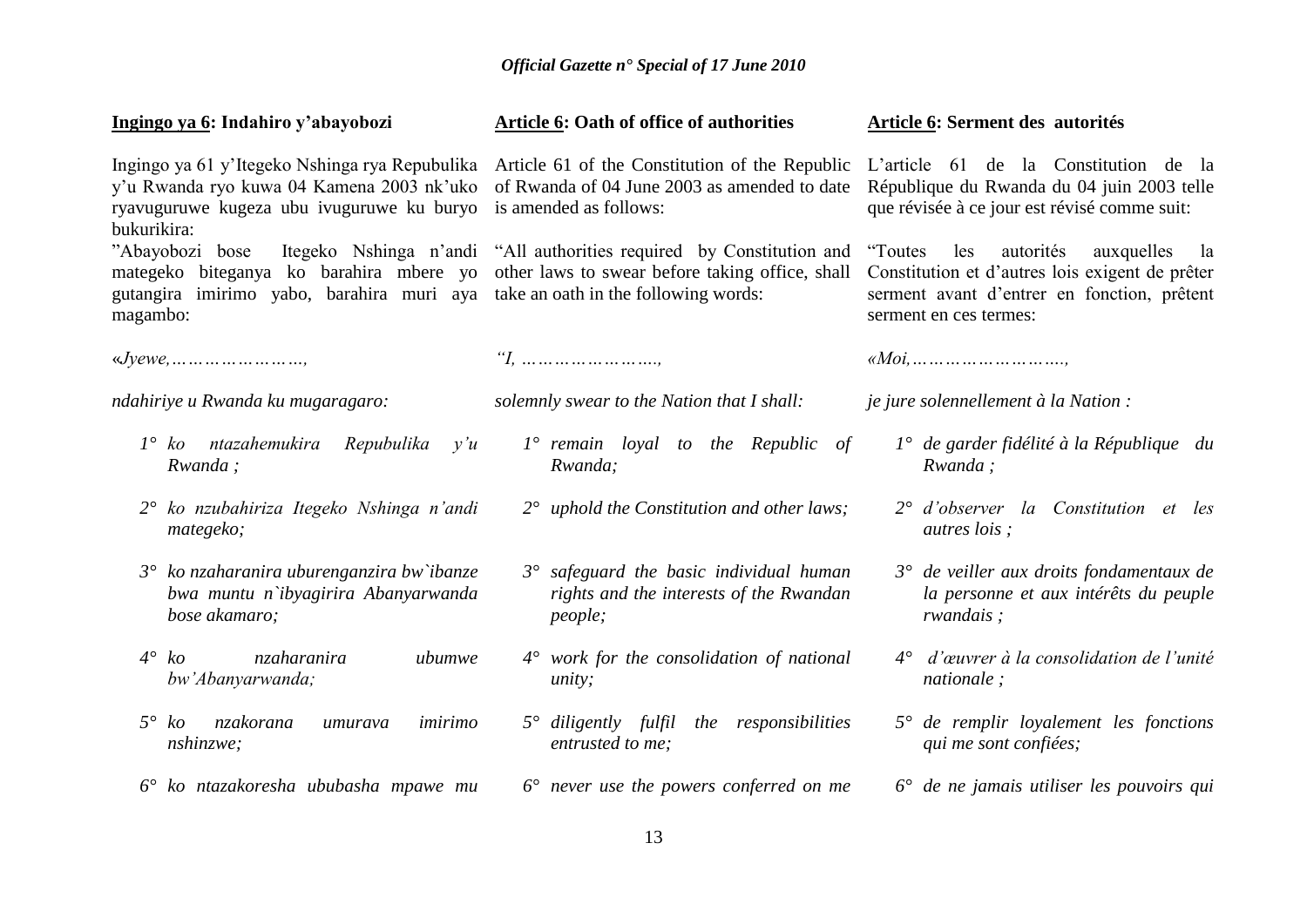**Ingingo ya 6: Indahiro y'abayobozi**

Ingingo ya 61 y'Itegeko Nshinga rya Repubulika y'u Rwanda ryo kuwa 04 Kamena 2003 nk'uko ryavuguruwe kugeza ubu ivuguruwe ku buryo bukurikira:

"Abayobozi bose Itegeko Nshinga n'andi mategeko biteganya ko barahira mbere yo gutangira imirimo yabo, barahira muri aya magambo:

«*Jyewe,……………………,*

*ndahiriye u Rwanda ku mugaragaro:*

*1° ko ntazahemukira Repubulika y'u Rwanda ;*

*2° ko nzubahiriza Itegeko Nshinga n'andi mategeko;*

*3° ko nzaharanira uburenganzira bw`ibanze bwa muntu n`ibyagirira Abanyarwanda bose akamaro;*

*4° ko nzaharanira ubumwe bw'Abanyarwanda;*

*5° ko nzakorana umurava imirimo nshinzwe;*

*6° ko ntazakoresha ububasha mpawe mu*

**Article 6: Oath of office of authorities**

Article 61 of the Constitution of the Republic of Rwanda of 04 June 2003 as amended to date is amended as follows:

"All authorities required by Constitution and other laws to swear before taking office, shall take an oath in the following words:

*"I, …………………….,*

*solemnly swear to the Nation that I shall:*

*1° remain loyal to the Republic of Rwanda;*

*2° uphold the Constitution and other laws;*

*3° safeguard the basic individual human rights and the interests of the Rwandan people;*

*4° work for the consolidation of national unity;*

*5° diligently fulfil the responsibilities entrusted to me;*

*6° never use the powers conferred on me*

**Article 6: Serment des autorités**

L'article 61 de la Constitution de la République du Rwanda du 04 juin 2003 telle que révisée à ce jour est révisé comme suit:

"Toutes les autorités auxquelles la Constitution et d'autres lois exigent de prêter serment avant d'entrer en fonction, prêtent serment en ces termes:

*«Moi,……………………….,*

*je jure solennellement à la Nation :*

*1° de garder fidélité à la République du Rwanda ;*

*2° d'observer la Constitution et les autres lois ;*

*3° de veiller aux droits fondamentaux de la personne et aux intérêts du peuple rwandais ;*

*4° d'œuvrer à la consolidation de l'unité nationale ;*

*5° de remplir loyalement les fonctions qui me sont confiées;*

*6° de ne jamais utiliser les pouvoirs qui*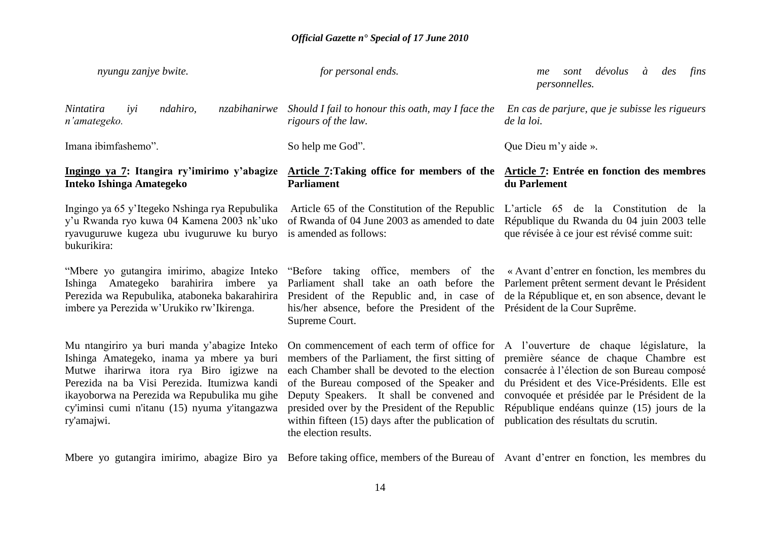*nyungu zanjye bwite.*

*Nintatira iyi ndahiro, nzabihanirwe n'amategeko.*

Imana ibimfashemo".

**Ingingo ya 7: Itangira ry'imirimo y'abagize Inteko Ishinga Amategeko**

Ingingo ya 65 y'Itegeko Nshinga rya Repubulika y'u Rwanda ryo kuwa 04 Kamena 2003 nk'uko ryavuguruwe kugeza ubu ivuguruwe ku buryo bukurikira:

"Mbere yo gutangira imirimo, abagize Inteko Ishinga Amategeko barahirira imbere ya Perezida wa Repubulika, ataboneka bakarahirira imbere ya Perezida w'Urukiko rw'Ikirenga.

Mu ntangiriro ya buri manda y'abagize Inteko Ishinga Amategeko, inama ya mbere ya buri Mutwe iharirwa itora rya Biro igizwe na Perezida na ba Visi Perezida. Itumizwa kandi ikayoborwa na Perezida wa Repubulika mu gihe cy'iminsi cumi n'itanu (15) nyuma y'itangazwa ry'amajwi.

Mbere yo gutangira imirimo, abagize Biro ya

*for personal ends.*

*Should I fail to honour this oath, may I face the rigours of the law.*

So help me God".

**Article 7:Taking office for members of the Parliament**

Article 65 of the Constitution of the Republic of Rwanda of 04 June 2003 as amended to date is amended as follows:

"Before taking office, members of the Parliament shall take an oath before the President of the Republic and, in case of his/her absence, before the President of the Supreme Court.

On commencement of each term of office for members of the Parliament, the first sitting of each Chamber shall be devoted to the election of the Bureau composed of the Speaker and Deputy Speakers. It shall be convened and presided over by the President of the Republic within fifteen (15) days after the publication of the election results.

Before taking office, members of the Bureau of

*me sont dévolus à des fins personnelles.*

*En cas de parjure, que je subisse les rigueurs de la loi.*

Que Dieu m'y aide ».

**Article 7: Entrée en fonction des membres du Parlement**

L'article 65 de la Constitution de la République du Rwanda du 04 juin 2003 telle que révisée à ce jour est révisé comme suit:

« Avant d'entrer en fonction, les membres du Parlement prêtent serment devant le Président de la République et, en son absence, devant le Président de la Cour Suprême.

A l'ouverture de chaque législature, la première séance de chaque Chambre est consacrée à l'élection de son Bureau composé du Président et des Vice-Présidents. Elle est convoquée et présidée par le Président de la République endéans quinze (15) jours de la publication des résultats du scrutin.

Avant d'entrer en fonction, les membres du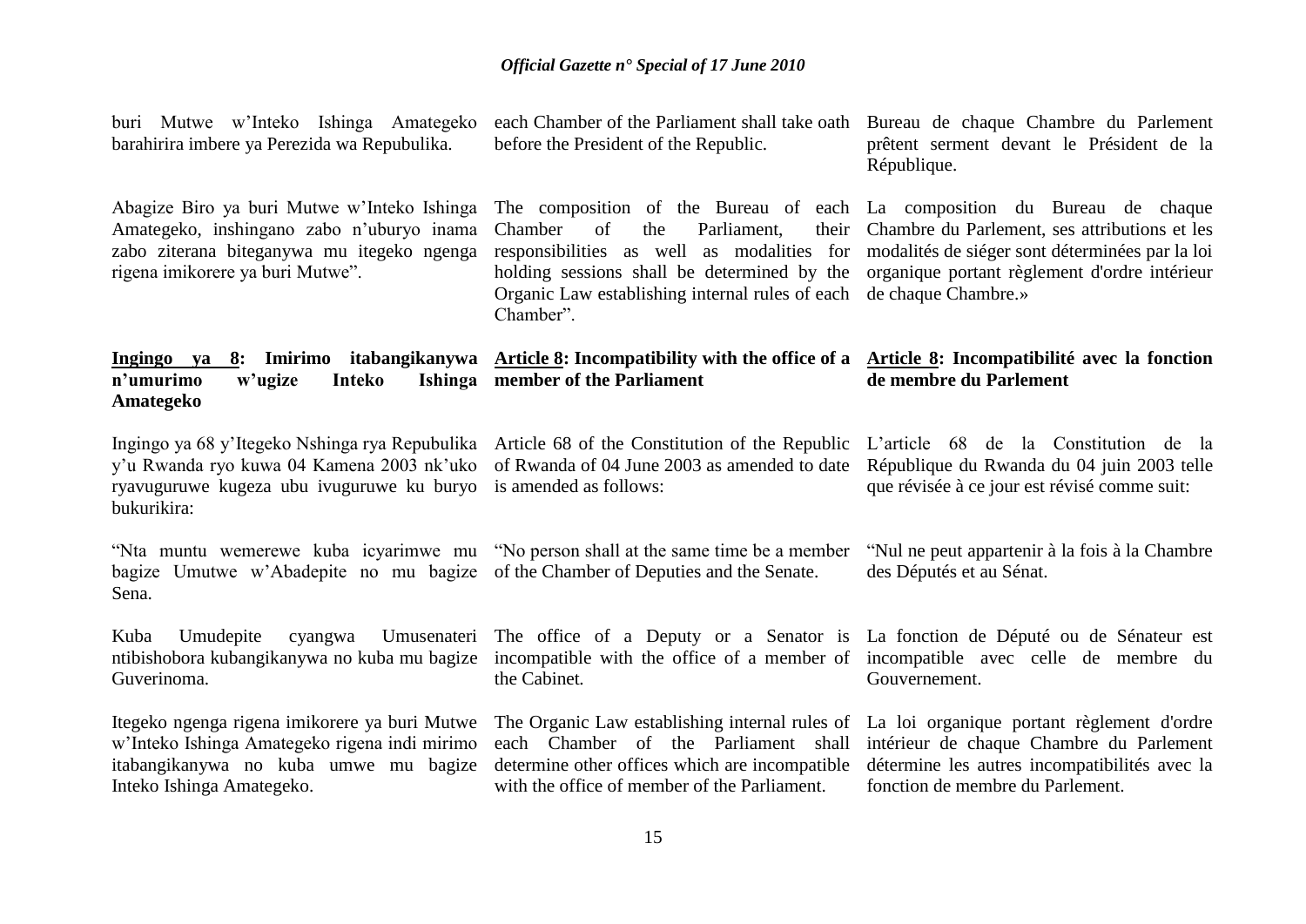buri Mutwe w'Inteko Ishinga Amategeko barahirira imbere ya Perezida wa Repubulika.

Abagize Biro ya buri Mutwe w'Inteko Ishinga Amategeko, inshingano zabo n'uburyo inama zabo ziterana biteganywa mu itegeko ngenga rigena imikorere ya buri Mutwe".

**Ingingo ya 8: Imirimo itabangikanywa n'umurimo w'ugize Inteko Ishinga Amategeko**

Ingingo ya 68 y'Itegeko Nshinga rya Repubulika y'u Rwanda ryo kuwa 04 Kamena 2003 nk'uko ryavuguruwe kugeza ubu ivuguruwe ku buryo bukurikira:

"Nta muntu wemerewe kuba icyarimwe mu bagize Umutwe w'Abadepite no mu bagize Sena.

Kuba Umudepite cyangwa Umusenateri ntibishobora kubangikanywa no kuba mu bagize Guverinoma.

Itegeko ngenga rigena imikorere ya buri Mutwe w'Inteko Ishinga Amategeko rigena indi mirimo itabangikanywa no kuba umwe mu bagize Inteko Ishinga Amategeko.

each Chamber of the Parliament shall take oath before the President of the Republic.

The composition of the Bureau of each Chamber of the Parliament, their responsibilities as well as modalities for holding sessions shall be determined by the Organic Law establishing internal rules of each Chamber".

**Article 8: Incompatibility with the office of a member of the Parliament**

Article 68 of the Constitution of the Republic of Rwanda of 04 June 2003 as amended to date is amended as follows:

"No person shall at the same time be a member of the Chamber of Deputies and the Senate.

The office of a Deputy or a Senator is incompatible with the office of a member of the Cabinet.

The Organic Law establishing internal rules of each Chamber of the Parliament shall determine other offices which are incompatible with the office of member of the Parliament.

Bureau de chaque Chambre du Parlement prêtent serment devant le Président de la République.

La composition du Bureau de chaque Chambre du Parlement, ses attributions et les modalités de siéger sont déterminées par la loi organique portant règlement d'ordre intérieur de chaque Chambre.»

**Article 8: Incompatibilité avec la fonction de membre du Parlement**

L'article 68 de la Constitution de la République du Rwanda du 04 juin 2003 telle que révisée à ce jour est révisé comme suit:

"Nul ne peut appartenir à la fois à la Chambre des Députés et au Sénat.

La fonction de Député ou de Sénateur est incompatible avec celle de membre du Gouvernement.

La loi organique portant règlement d'ordre intérieur de chaque Chambre du Parlement détermine les autres incompatibilités avec la fonction de membre du Parlement.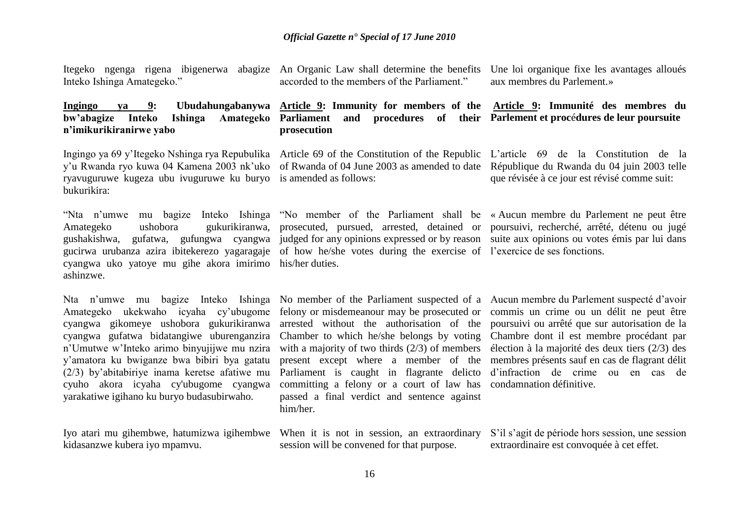Itegeko ngenga rigena ibigenerwa abagize Inteko Ishinga Amategeko."

**Ingingo ya 9: Ubudahungabanywa bw'abagize Inteko Ishinga Amategeko n'imikurikiranirwe yabo**

Ingingo ya 69 y'Itegeko Nshinga rya Repubulika y'u Rwanda ryo kuwa 04 Kamena 2003 nk'uko ryavuguruwe kugeza ubu ivuguruwe ku buryo bukurikira:

"Nta n'umwe mu bagize Inteko Ishinga Amategeko ushobora gukurikiranwa, gushakishwa, gufatwa, gufungwa cyangwa gucirwa urubanza azira ibitekerezo yagaragaje cyangwa uko yatoye mu gihe akora imirimo ashinzwe.

Nta n'umwe mu bagize Inteko Ishinga Amategeko ukekwaho icyaha cy'ubugome cyangwa gikomeye ushobora gukurikiranwa cyangwa gufatwa bidatangiwe uburenganzira n'Umutwe w'Inteko arimo binyujijwe mu nzira y'amatora ku bwiganze bwa bibiri bya gatatu (2/3) by'abitabiriye inama keretse afatiwe mu cyuho akora icyaha cy'ubugome cyangwa yarakatiwe igihano ku buryo budasubirwaho.

Iyo atari mu gihembwe, hatumizwa igihembwe kidasanzwe kubera iyo mpamvu.

An Organic Law shall determine the benefits accorded to the members of the Parliament."

**Article 9: Immunity for members of the Parliament and procedures of their prosecution**

Article 69 of the Constitution of the Republic of Rwanda of 04 June 2003 as amended to date is amended as follows:

"No member of the Parliament shall be prosecuted, pursued, arrested, detained or judged for any opinions expressed or by reason of how he/she votes during the exercise of his/her duties.

No member of the Parliament suspected of a felony or misdemeanour may be prosecuted or arrested without the authorisation of the Chamber to which he/she belongs by voting with a majority of two thirds (2/3) of members present except where a member of the Parliament is caught in flagrante delicto committing a felony or a court of law has passed a final verdict and sentence against him/her.

When it is not in session, an extraordinary session will be convened for that purpose.

Une loi organique fixe les avantages alloués aux membres du Parlement.»

**Article 9: Immunité des membres du Parlement et procédures de leur poursuite**

L'article 69 de la Constitution de la République du Rwanda du 04 juin 2003 telle que révisée à ce jour est révisé comme suit:

« Aucun membre du Parlement ne peut être poursuivi, recherché, arrêté, détenu ou jugé suite aux opinions ou votes émis par lui dans l'exercice de ses fonctions.

Aucun membre du Parlement suspecté d'avoir commis un crime ou un délit ne peut être poursuivi ou arrêté que sur autorisation de la Chambre dont il est membre procédant par élection à la majorité des deux tiers (2/3) des membres présents sauf en cas de flagrant délit d'infraction de crime ou en cas de condamnation définitive.

S'il s'agit de période hors session, une session extraordinaire est convoquée à cet effet.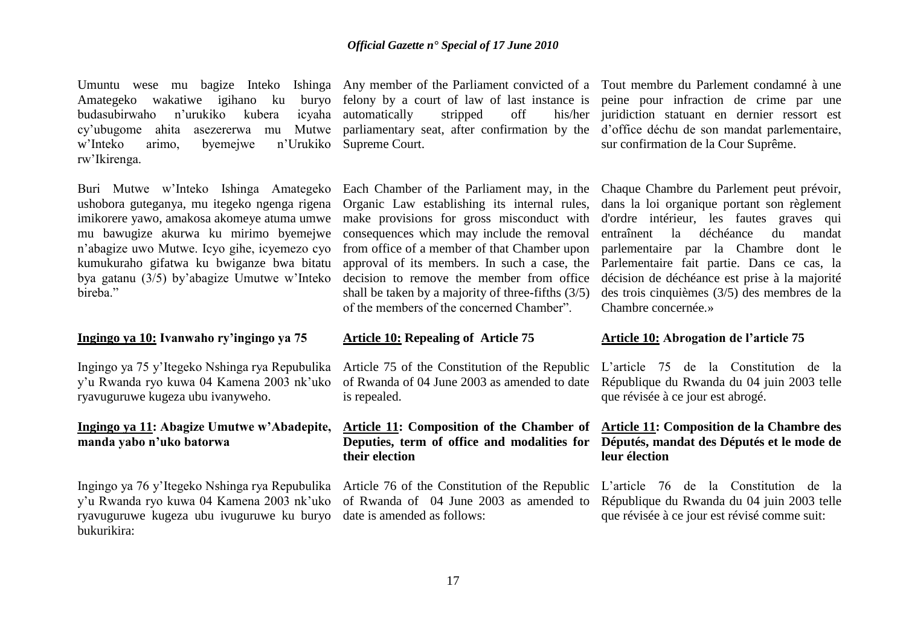Umuntu wese mu bagize Inteko Ishinga Amategeko wakatiwe igihano ku buryo budasubirwaho n'urukiko kubera icyaha cy'ubugome ahita asezererwa mu Mutwe w'Inteko arimo, byemejwe n'Urukiko rw'Ikirenga.

Buri Mutwe w'Inteko Ishinga Amategeko ushobora guteganya, mu itegeko ngenga rigena imikorere yawo, amakosa akomeye atuma umwe mu bawugize akurwa ku mirimo byemejwe n'abagize uwo Mutwe. Icyo gihe, icyemezo cyo kumukuraho gifatwa ku bwiganze bwa bitatu bya gatanu (3/5) by'abagize Umutwe w'Inteko bireba."

Any member of the Parliament convicted of a felony by a court of law of last instance is automatically stripped off his/her parliamentary seat, after confirmation by the Supreme Court.

Each Chamber of the Parliament may, in the Organic Law establishing its internal rules, make provisions for gross misconduct with consequences which may include the removal from office of a member of that Chamber upon approval of its members. In such a case, the decision to remove the member from office shall be taken by a majority of three-fifths (3/5) of the members of the concerned Chamber".

Tout membre du Parlement condamné à une peine pour infraction de crime par une juridiction statuant en dernier ressort est d'office déchu de son mandat parlementaire, sur confirmation de la Cour Suprême.

Chaque Chambre du Parlement peut prévoir, dans la loi organique portant son règlement d'ordre intérieur, les fautes graves qui entraînent la déchéance du mandat parlementaire par la Chambre dont le Parlementaire fait partie. Dans ce cas, la décision de déchéance est prise à la majorité des trois cinquièmes (3/5) des membres de la Chambre concernée.»

**Ingingo ya 10: Ivanwaho ry'ingingo ya 75**

Ingingo ya 75 y'Itegeko Nshinga rya Repubulika y'u Rwanda ryo kuwa 04 Kamena 2003 nk'uko ryavuguruwe kugeza ubu ivanyweho.

**Article 10: Repealing of Article 75**

Article 75 of the Constitution of the Republic of Rwanda of 04 June 2003 as amended to date is repealed.

**Article 10: Abrogation de l'article 75**

L'article 75 de la Constitution de la République du Rwanda du 04 juin 2003 telle que révisée à ce jour est abrogé.

**Ingingo ya 11: Abagize Umutwe w'Abadepite, manda yabo n'uko batorwa**

Ingingo ya 76 y'Itegeko Nshinga rya Repubulika y'u Rwanda ryo kuwa 04 Kamena 2003 nk'uko ryavuguruwe kugeza ubu ivuguruwe ku buryo bukurikira:

**Article 11: Composition of the Chamber of Deputies, term of office and modalities for their election**

Article 76 of the Constitution of the Republic of Rwanda of 04 June 2003 as amended to date is amended as follows:

**Article 11: Composition de la Chambre des Députés, mandat des Députés et le mode de leur élection**

L'article 76 de la Constitution de la République du Rwanda du 04 juin 2003 telle que révisée à ce jour est révisé comme suit: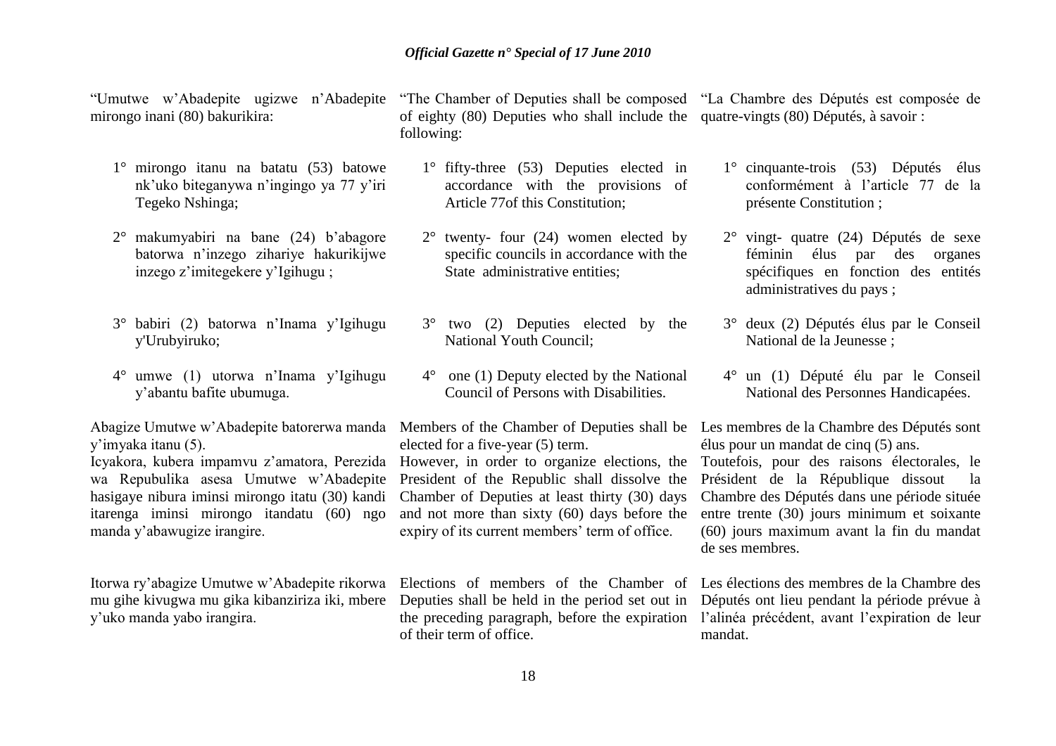"Umutwe w'Abadepite ugizwe n'Abadepite mirongo inani (80) bakurikira:

1° mirongo itanu na batatu (53) batowe nk'uko biteganywa n'ingingo ya 77 y'iri Tegeko Nshinga;

2° makumyabiri na bane (24) b'abagore batorwa n'inzego zihariye hakurikijwe inzego z'imitegekere y'Igihugu ;

3° babiri (2) batorwa n'Inama y'Igihugu y'Urubyiruko;

4° umwe (1) utorwa n'Inama y'Igihugu y'abantu bafite ubumuga.

Abagize Umutwe w'Abadepite batorerwa manda y'imyaka itanu (5).

Icyakora, kubera impamvu z'amatora, Perezida wa Repubulika asesa Umutwe w'Abadepite hasigaye nibura iminsi mirongo itatu (30) kandi itarenga iminsi mirongo itandatu (60) ngo manda y'abawugize irangire.

Itorwa ry'abagize Umutwe w'Abadepite rikorwa mu gihe kivugwa mu gika kibanziriza iki, mbere y'uko manda yabo irangira.

"The Chamber of Deputies shall be composed of eighty (80) Deputies who shall include the following:

1° fifty-three (53) Deputies elected in accordance with the provisions of Article 77of this Constitution;

2° twenty- four (24) women elected by specific councils in accordance with the State administrative entities;

3° two (2) Deputies elected by the National Youth Council;

4° one (1) Deputy elected by the National Council of Persons with Disabilities.

Members of the Chamber of Deputies shall be elected for a five-year (5) term.

However, in order to organize elections, the President of the Republic shall dissolve the Chamber of Deputies at least thirty (30) days and not more than sixty (60) days before the expiry of its current members' term of office.

Elections of members of the Chamber of Deputies shall be held in the period set out in the preceding paragraph, before the expiration of their term of office.

"La Chambre des Députés est composée de quatre-vingts (80) Députés, à savoir :

1° cinquante-trois (53) Députés élus conformément à l'article 77 de la présente Constitution ;

2° vingt- quatre (24) Députés de sexe féminin élus par des organes spécifiques en fonction des entités administratives du pays ;

3° deux (2) Députés élus par le Conseil National de la Jeunesse ;

4° un (1) Député élu par le Conseil National des Personnes Handicapées.

Les membres de la Chambre des Députés sont élus pour un mandat de cinq (5) ans.

Toutefois, pour des raisons électorales, le Président de la République dissout la Chambre des Députés dans une période située entre trente (30) jours minimum et soixante (60) jours maximum avant la fin du mandat de ses membres.

Les élections des membres de la Chambre des Députés ont lieu pendant la période prévue à l'alinéa précédent, avant l'expiration de leur mandat.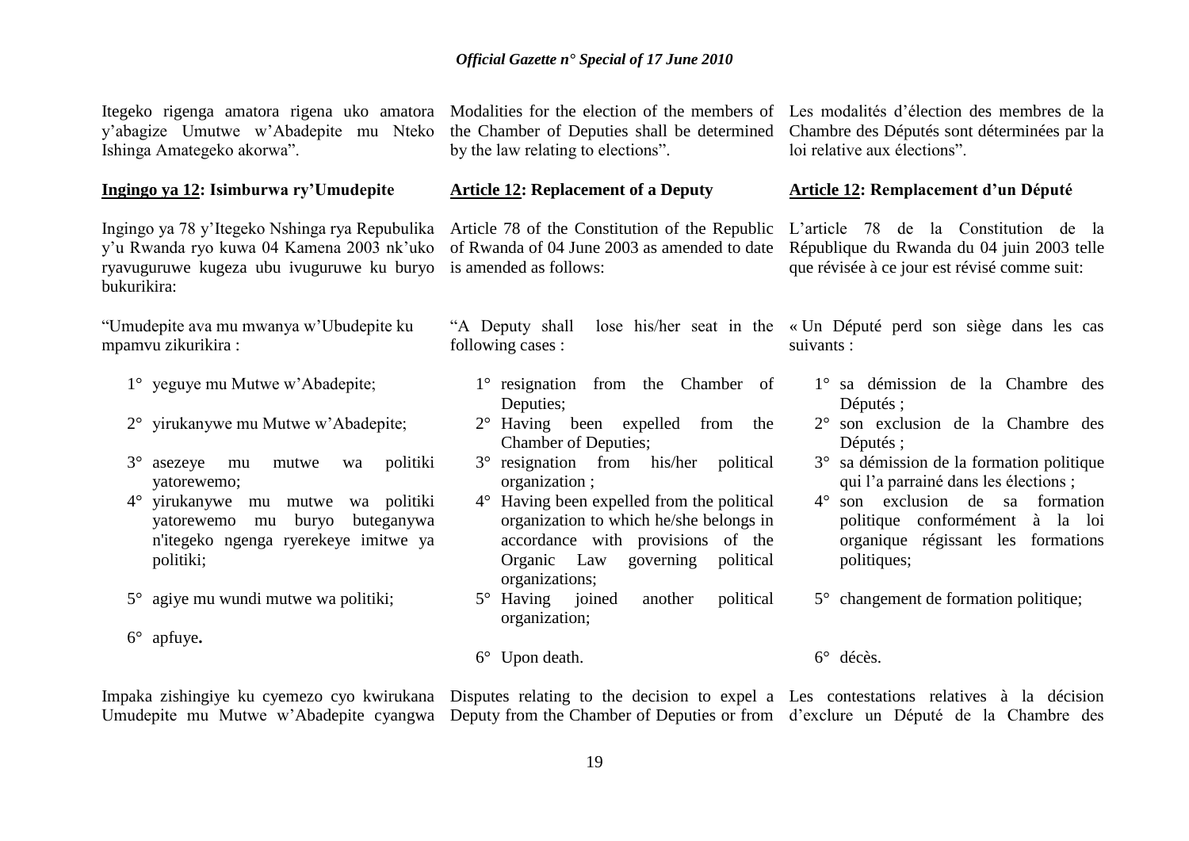Itegeko rigenga amatora rigena uko amatora y'abagize Umutwe w'Abadepite mu Nteko Ishinga Amategeko akorwa".

**Ingingo ya 12: Isimburwa ry'Umudepite**

Ingingo ya 78 y'Itegeko Nshinga rya Repubulika y'u Rwanda ryo kuwa 04 Kamena 2003 nk'uko ryavuguruwe kugeza ubu ivuguruwe ku buryo bukurikira:

"Umudepite ava mu mwanya w'Ubudepite ku mpamvu zikurikira :

1° yeguye mu Mutwe w'Abadepite;

2° yirukanywe mu Mutwe w'Abadepite;

3° asezeye mu mutwe wa politiki yatorewemo;

4° yirukanywe mu mutwe wa politiki yatorewemo mu buryo buteganywa n'itegeko ngenga ryerekeye imitwe ya politiki;

5° agiye mu wundi mutwe wa politiki;

6° apfuye**.**

Impaka zishingiye ku cyemezo cyo kwirukana Umudepite mu Mutwe w'Abadepite cyangwa

Modalities for the election of the members of the Chamber of Deputies shall be determined by the law relating to elections".

**Article 12: Replacement of a Deputy**

Article 78 of the Constitution of the Republic of Rwanda of 04 June 2003 as amended to date is amended as follows:

"A Deputy shall lose his/her seat in the following cases :

1° resignation from the Chamber of Deputies;
2° Having been expelled from the Chamber of Deputies;
3° resignation from his/her political organization ;
4° Having been expelled from the political organization to which he/she belongs in accordance with provisions of the Organic Law governing political organizations;
5° Having joined another political organization;

6° Upon death.

Disputes relating to the decision to expel a Deputy from the Chamber of Deputies or from

Les modalités d'élection des membres de la Chambre des Députés sont déterminées par la loi relative aux élections".

**Article 12: Remplacement d'un Député**

L'article 78 de la Constitution de la République du Rwanda du 04 juin 2003 telle que révisée à ce jour est révisé comme suit:

« Un Député perd son siège dans les cas suivants :

1° sa démission de la Chambre des Députés ;
2° son exclusion de la Chambre des Députés ;
3° sa démission de la formation politique qui l'a parrainé dans les élections ;
4° son exclusion de sa formation politique conformément à la loi organique régissant les formations politiques;

5° changement de formation politique;

6° décès.

Les contestations relatives à la décision d'exclure un Député de la Chambre des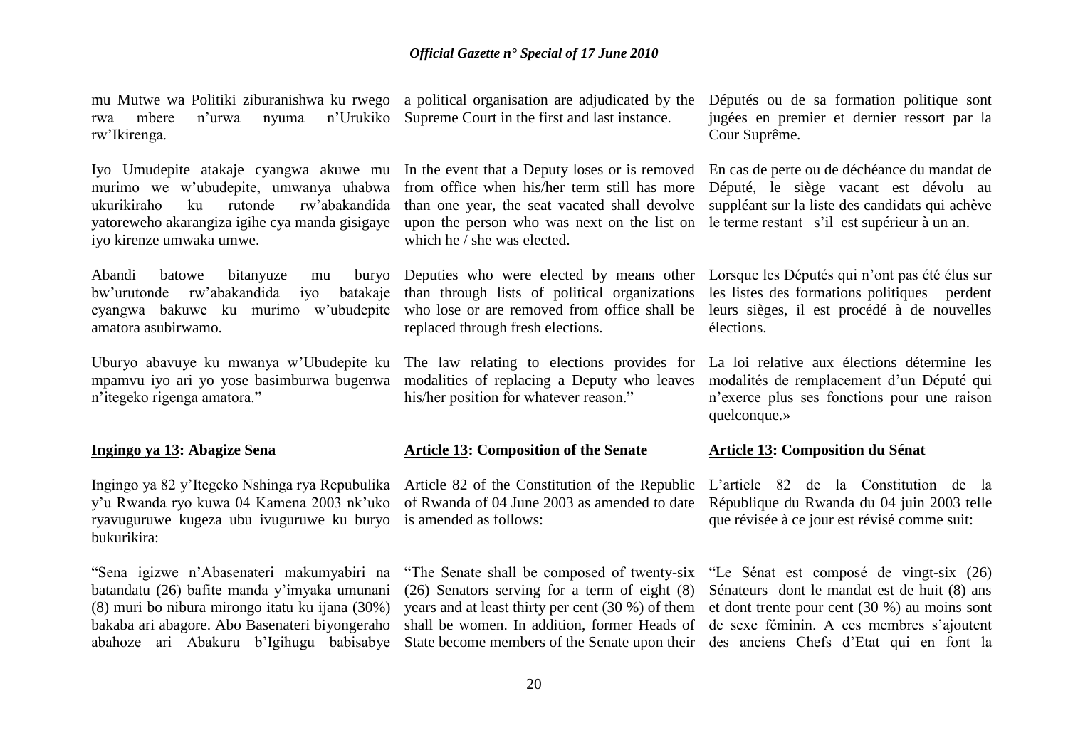mu Mutwe wa Politiki ziburanishwa ku rwego rwa mbere n'urwa nyuma n'Urukiko rw'Ikirenga.

Iyo Umudepite atakaje cyangwa akuwe mu murimo we w'ubudepite, umwanya uhabwa ukurikiraho ku rutonde rw'abakandida yatoreweho akarangiza igihe cya manda gisigaye iyo kirenze umwaka umwe.

Abandi batowe bitanyuze mu buryo bw'urutonde rw'abakandida iyo batakaje cyangwa bakuwe ku murimo w'ubudepite amatora asubirwamo.

Uburyo abavuye ku mwanya w'Ubudepite ku mpamvu iyo ari yo yose basimburwa bugenwa n'itegeko rigenga amatora."

**<u>Ingingo ya 13</u>: Abagize Sena**

Ingingo ya 82 y'Itegeko Nshinga rya Repubulika y'u Rwanda ryo kuwa 04 Kamena 2003 nk'uko ryavuguruwe kugeza ubu ivuguruwe ku buryo bukurikira:

"Sena igizwe n'Abasenateri makumyabiri na batandatu (26) bafite manda y'imyaka umunani (8) muri bo nibura mirongo itatu ku ijana (30%) bakaba ari abagore. Abo Basenateri biyongeraho abahoze ari Abakuru b'Igihugu babisabye

a political organisation are adjudicated by the Supreme Court in the first and last instance.

In the event that a Deputy loses or is removed from office when his/her term still has more than one year, the seat vacated shall devolve upon the person who was next on the list on which he / she was elected.

Deputies who were elected by means other than through lists of political organizations who lose or are removed from office shall be replaced through fresh elections.

The law relating to elections provides for modalities of replacing a Deputy who leaves his/her position for whatever reason."

**<u>Article 13</u>: Composition of the Senate**

Article 82 of the Constitution of the Republic of Rwanda of 04 June 2003 as amended to date is amended as follows:

"The Senate shall be composed of twenty-six (26) Senators serving for a term of eight (8) years and at least thirty per cent (30 %) of them shall be women. In addition, former Heads of State become members of the Senate upon their

Députés ou de sa formation politique sont jugées en premier et dernier ressort par la Cour Suprême.

En cas de perte ou de déchéance du mandat de Député, le siège vacant est dévolu au suppléant sur la liste des candidats qui achève le terme restant s'il est supérieur à un an.

Lorsque les Députés qui n'ont pas été élus sur les listes des formations politiques perdent leurs sièges, il est procédé à de nouvelles élections.

La loi relative aux élections détermine les modalités de remplacement d'un Député qui n'exerce plus ses fonctions pour une raison quelconque.»

**<u>Article 13</u>: Composition du Sénat**

L'article 82 de la Constitution de la République du Rwanda du 04 juin 2003 telle que révisée à ce jour est révisé comme suit:

"Le Sénat est composé de vingt-six (26) Sénateurs dont le mandat est de huit (8) ans et dont trente pour cent (30 %) au moins sont de sexe féminin. A ces membres s'ajoutent des anciens Chefs d'Etat qui en font la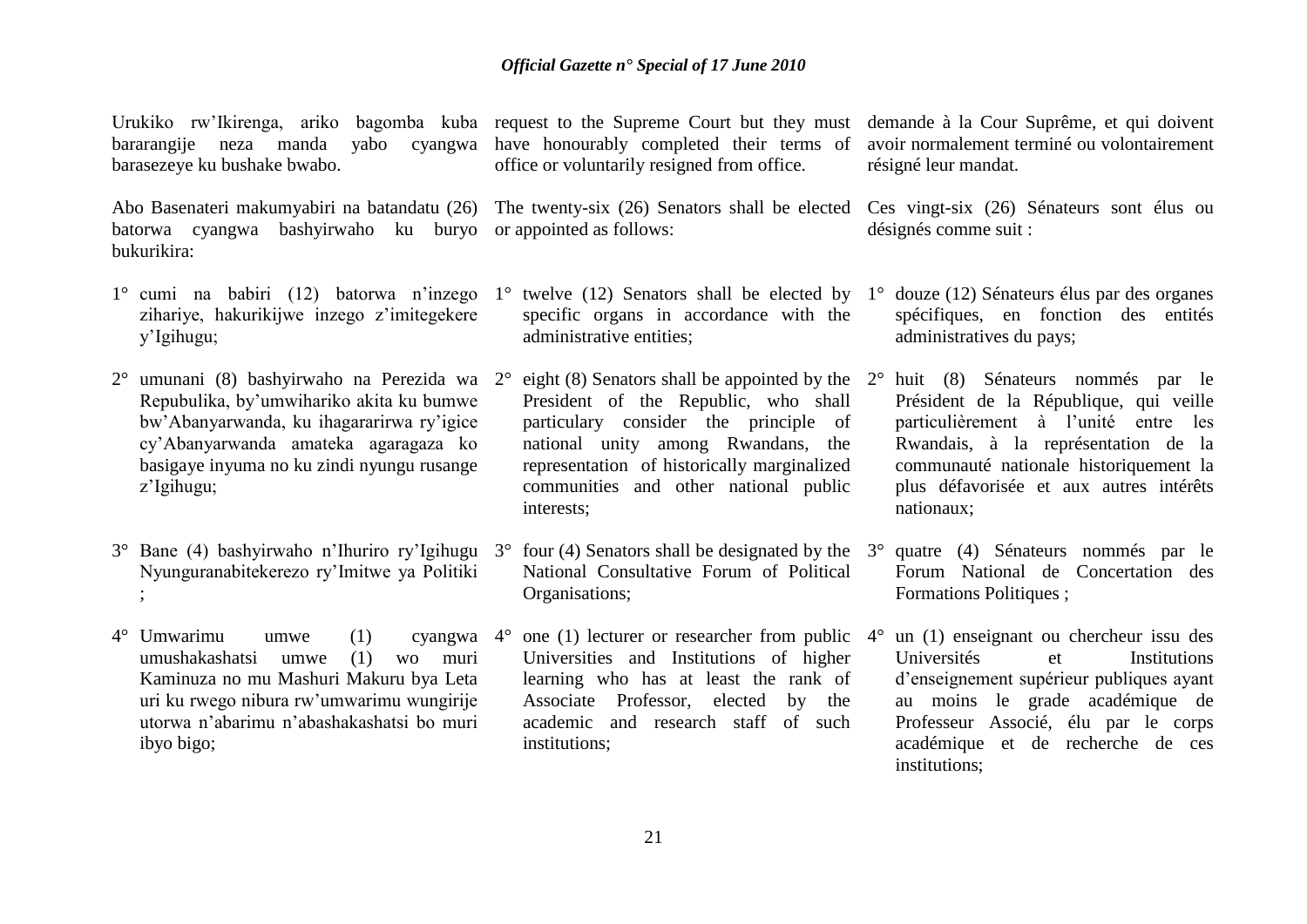Urukiko rw'Ikirenga, ariko bagomba kuba bararangije neza manda yabo cyangwa barasezeye ku bushake bwabo.

Abo Basenateri makumyabiri na batandatu (26) batorwa cyangwa bashyirwaho ku buryo bukurikira:

1° cumi na babiri (12) batorwa n'inzego zihariye, hakurikijwe inzego z'imitegekere y'Igihugu;

2° umunani (8) bashyirwaho na Perezida wa Repubulika, by'umwihariko akita ku bumwe bw'Abanyarwanda, ku ihagararirwa ry'igice cy'Abanyarwanda amateka agaragaza ko basigaye inyuma no ku zindi nyungu rusange z'Igihugu;

3° Bane (4) bashyirwaho n'Ihuriro ry'Igihugu Nyunguranabitekerezo ry'Imitwe ya Politiki ;

4° Umwarimu umwe (1) cyangwa umushakashatsi umwe (1) wo muri Kaminuza no mu Mashuri Makuru bya Leta uri ku rwego nibura rw'umwarimu wungirije utorwa n'abarimu n'abashakashatsi bo muri ibyo bigo;

request to the Supreme Court but they must have honourably completed their terms of office or voluntarily resigned from office.

The twenty-six (26) Senators shall be elected or appointed as follows:

1° twelve (12) Senators shall be elected by specific organs in accordance with the administrative entities;

2° eight (8) Senators shall be appointed by the President of the Republic, who shall particulary consider the principle of national unity among Rwandans, the representation of historically marginalized communities and other national public interests;

3° four (4) Senators shall be designated by the National Consultative Forum of Political Organisations;

4° one (1) lecturer or researcher from public Universities and Institutions of higher learning who has at least the rank of Associate Professor, elected by the academic and research staff of such institutions;

demande à la Cour Suprême, et qui doivent avoir normalement terminé ou volontairement résigné leur mandat.

Ces vingt-six (26) Sénateurs sont élus ou désignés comme suit :

1° douze (12) Sénateurs élus par des organes spécifiques, en fonction des entités administratives du pays;

2° huit (8) Sénateurs nommés par le Président de la République, qui veille particulièrement à l'unité entre les Rwandais, à la représentation de la communauté nationale historiquement la plus défavorisée et aux autres intérêts nationaux;

3° quatre (4) Sénateurs nommés par le Forum National de Concertation des Formations Politiques ;

4° un (1) enseignant ou chercheur issu des Universités et Institutions d'enseignement supérieur publiques ayant au moins le grade académique de Professeur Associé, élu par le corps académique et de recherche de ces institutions;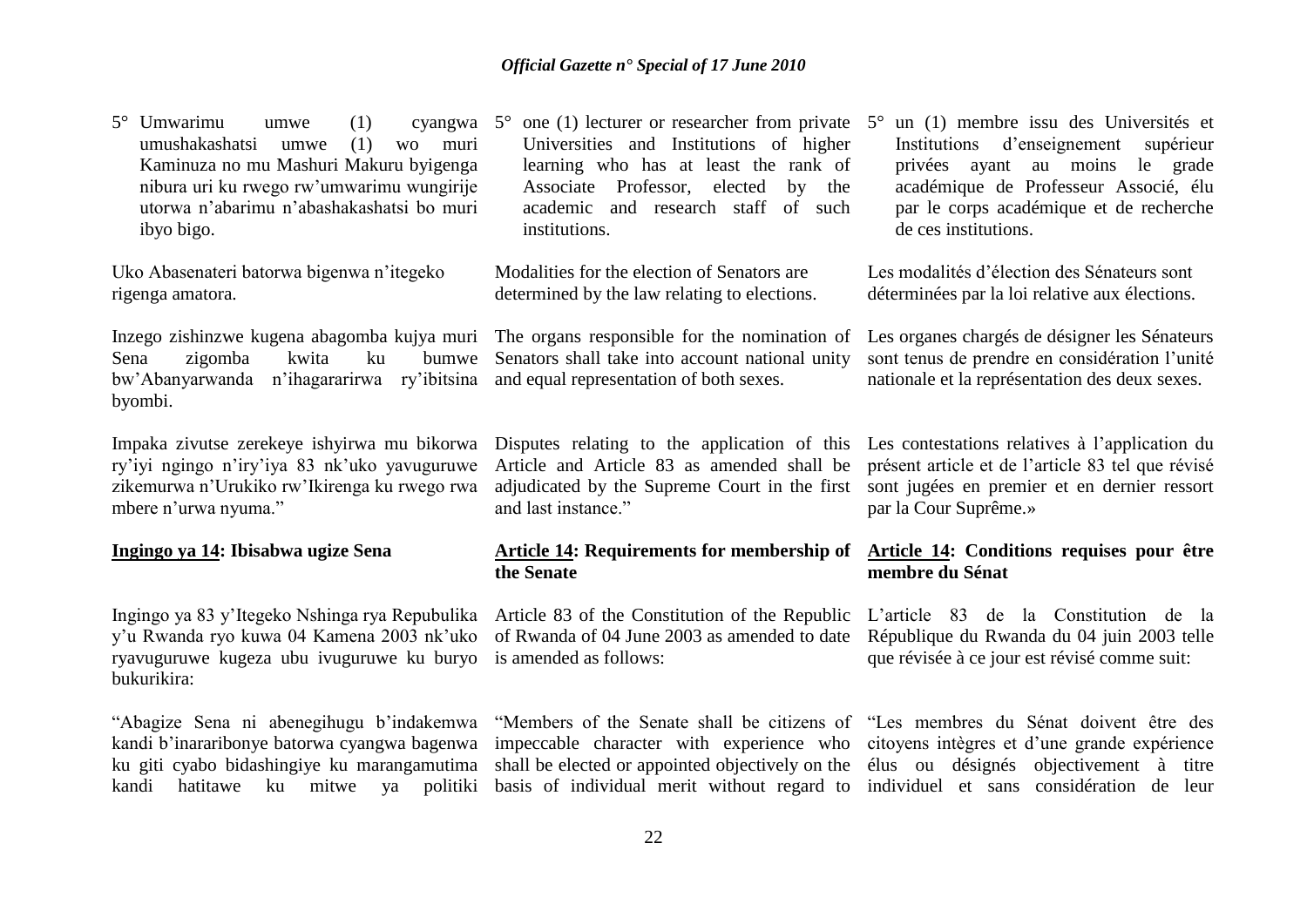5° Umwarimu umwe (1) cyangwa umushakashatsi umwe (1) wo muri Kaminuza no mu Mashuri Makuru byigenga nibura uri ku rwego rw'umwarimu wungirije utorwa n'abarimu n'abashakashatsi bo muri ibyo bigo.

Uko Abasenateri batorwa bigenwa n'itegeko rigenga amatora.

Inzego zishinzwe kugena abagomba kujya muri Sena zigomba kwita ku bumwe bw'Abanyarwanda n'ihagararirwa ry'ibitsina byombi.

Impaka zivutse zerekeye ishyirwa mu bikorwa ry'iyi ngingo n'iry'iya 83 nk'uko yavuguruwe zikemurwa n'Urukiko rw'Ikirenga ku rwego rwa mbere n'urwa nyuma."

**Ingingo ya 14: Ibisabwa ugize Sena**

Ingingo ya 83 y'Itegeko Nshinga rya Repubulika y'u Rwanda ryo kuwa 04 Kamena 2003 nk'uko ryavuguruwe kugeza ubu ivuguruwe ku buryo bukurikira:

"Abagize Sena ni abenegihugu b'indakemwa kandi b'inararibonye batorwa cyangwa bagenwa ku giti cyabo bidashingiye ku marangamutima kandi hatitawe ku mitwe ya politiki

5° one (1) lecturer or researcher from private Universities and Institutions of higher learning who has at least the rank of Associate Professor, elected by the academic and research staff of such institutions.

Modalities for the election of Senators are determined by the law relating to elections.

The organs responsible for the nomination of Senators shall take into account national unity and equal representation of both sexes.

Disputes relating to the application of this Article and Article 83 as amended shall be adjudicated by the Supreme Court in the first and last instance."

**Article 14: Requirements for membership of the Senate**

Article 83 of the Constitution of the Republic of Rwanda of 04 June 2003 as amended to date is amended as follows:

"Members of the Senate shall be citizens of impeccable character with experience who shall be elected or appointed objectively on the basis of individual merit without regard to

5° un (1) membre issu des Universités et Institutions d'enseignement supérieur privées ayant au moins le grade académique de Professeur Associé, élu par le corps académique et de recherche de ces institutions.

Les modalités d'élection des Sénateurs sont déterminées par la loi relative aux élections.

Les organes chargés de désigner les Sénateurs sont tenus de prendre en considération l'unité nationale et la représentation des deux sexes.

Les contestations relatives à l'application du présent article et de l'article 83 tel que révisé sont jugées en premier et en dernier ressort par la Cour Suprême.»

**Article 14: Conditions requises pour être membre du Sénat**

L'article 83 de la Constitution de la République du Rwanda du 04 juin 2003 telle que révisée à ce jour est révisé comme suit:

"Les membres du Sénat doivent être des citoyens intègres et d'une grande expérience élus ou désignés objectivement à titre individuel et sans considération de leur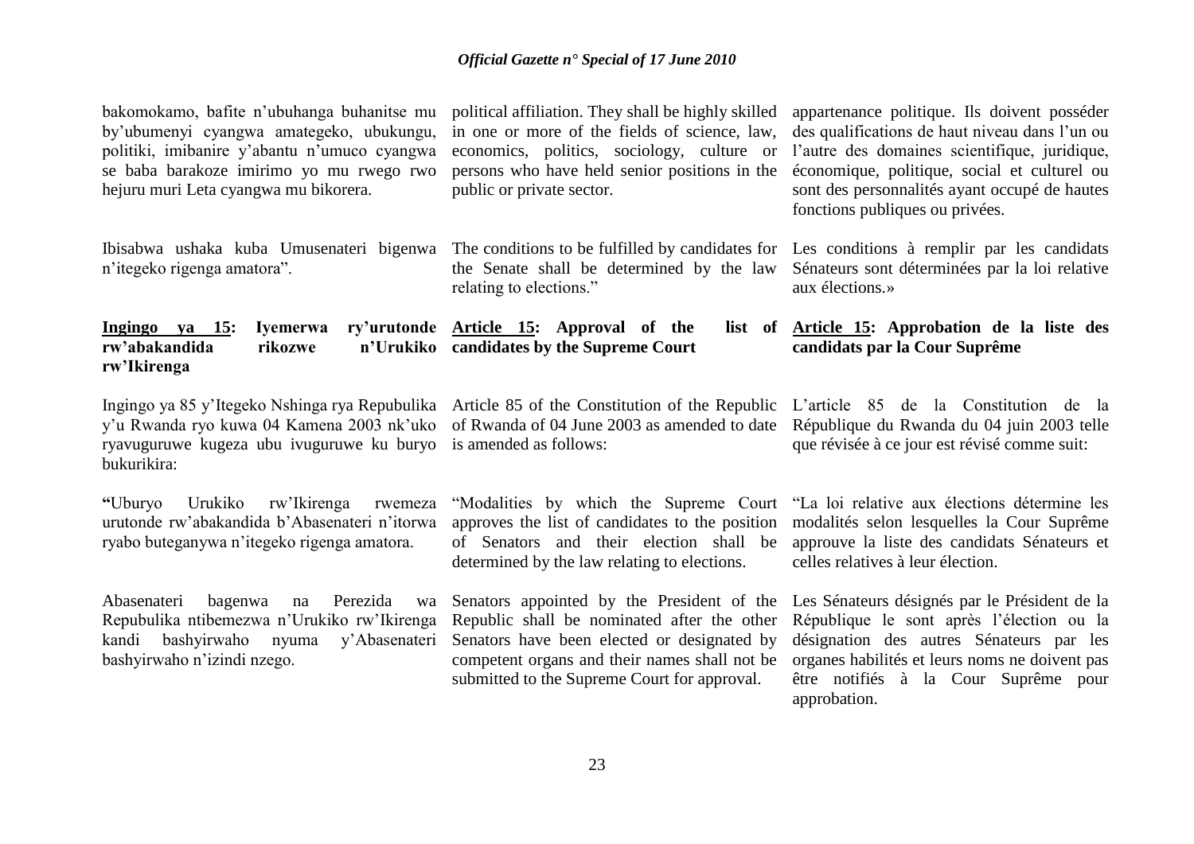bakomokamo, bafite n'ubuhanga buhanitse mu by'ubumenyi cyangwa amategeko, ubukungu, politiki, imibanire y'abantu n'umuco cyangwa se baba barakoze imirimo yo mu rwego rwo hejuru muri Leta cyangwa mu bikorera.

Ibisabwa ushaka kuba Umusenateri bigenwa n'itegeko rigenga amatora".

**Ingingo ya 15: Iyemerwa ry'urutonde rw'abakandida rikozwe n'Urukiko rw'Ikirenga**

Ingingo ya 85 y'Itegeko Nshinga rya Repubulika y'u Rwanda ryo kuwa 04 Kamena 2003 nk'uko ryavuguruwe kugeza ubu ivuguruwe ku buryo bukurikira:

**"**Uburyo Urukiko rw'Ikirenga rwemeza urutonde rw'abakandida b'Abasenateri n'itorwa ryabo buteganywa n'itegeko rigenga amatora.

Abasenateri bagenwa na Perezida wa Repubulika ntibemezwa n'Urukiko rw'Ikirenga kandi bashyirwaho nyuma y'Abasenateri bashyirwaho n'izindi nzego.

political affiliation. They shall be highly skilled in one or more of the fields of science, law, economics, politics, sociology, culture or persons who have held senior positions in the public or private sector.

The conditions to be fulfilled by candidates for the Senate shall be determined by the law relating to elections."

**Article 15: Approval of the list of candidates by the Supreme Court**

Article 85 of the Constitution of the Republic of Rwanda of 04 June 2003 as amended to date is amended as follows:

"Modalities by which the Supreme Court approves the list of candidates to the position of Senators and their election shall be determined by the law relating to elections.

Senators appointed by the President of the Republic shall be nominated after the other Senators have been elected or designated by competent organs and their names shall not be submitted to the Supreme Court for approval.

appartenance politique. Ils doivent posséder des qualifications de haut niveau dans l'un ou l'autre des domaines scientifique, juridique, économique, politique, social et culturel ou sont des personnalités ayant occupé de hautes fonctions publiques ou privées.

Les conditions à remplir par les candidats Sénateurs sont déterminées par la loi relative aux élections.»

**Article 15: Approbation de la liste des candidats par la Cour Suprême**

L'article 85 de la Constitution de la République du Rwanda du 04 juin 2003 telle que révisée à ce jour est révisé comme suit:

"La loi relative aux élections détermine les modalités selon lesquelles la Cour Suprême approuve la liste des candidats Sénateurs et celles relatives à leur élection.

Les Sénateurs désignés par le Président de la République le sont après l'élection ou la désignation des autres Sénateurs par les organes habilités et leurs noms ne doivent pas être notifiés à la Cour Suprême pour approbation.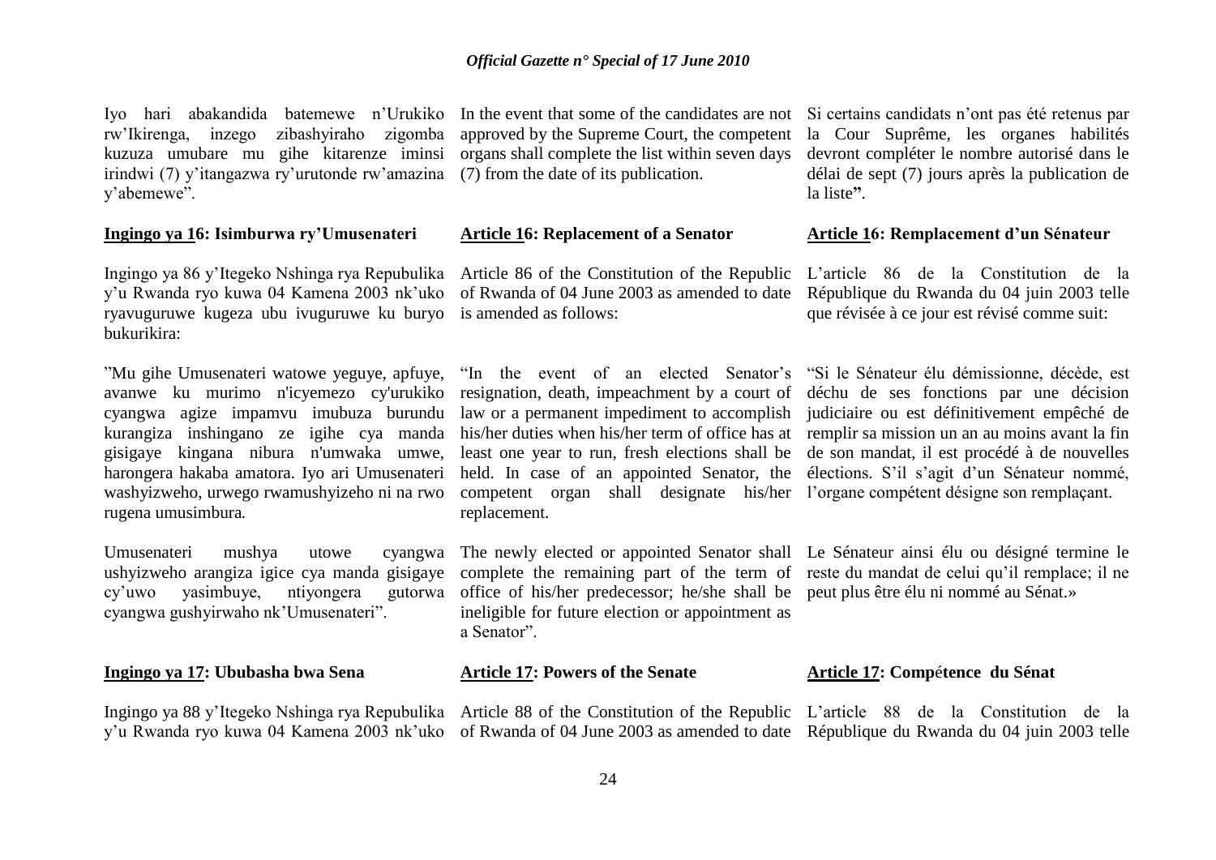Iyo hari abakandida batemewe n'Urukiko rw'Ikirenga, inzego zibashyiraho zigomba kuzuza umubare mu gihe kitarenze iminsi irindwi (7) y'itangazwa ry'urutonde rw'amazina y'abemewe".

In the event that some of the candidates are not approved by the Supreme Court, the competent organs shall complete the list within seven days (7) from the date of its publication.

Si certains candidats n'ont pas été retenus par la Cour Suprême, les organes habilités devront compléter le nombre autorisé dans le délai de sept (7) jours après la publication de la liste**"**.

**Ingingo ya 16: Isimburwa ry'Umusenateri**

Ingingo ya 86 y'Itegeko Nshinga rya Repubulika y'u Rwanda ryo kuwa 04 Kamena 2003 nk'uko ryavuguruwe kugeza ubu ivuguruwe ku buryo bukurikira:

"Mu gihe Umusenateri watowe yeguye, apfuye, avanwe ku murimo n'icyemezo cy'urukiko cyangwa agize impamvu imubuza burundu kurangiza inshingano ze igihe cya manda gisigaye kingana nibura n'umwaka umwe, harongera hakaba amatora. Iyo ari Umusenateri washyizweho, urwego rwamushyizeho ni na rwo rugena umusimbura.

Umusenateri mushya utowe cyangwa ushyizweho arangiza igice cya manda gisigaye cy'uwo yasimbuye, ntiyongera gutorwa cyangwa gushyirwaho nk'Umusenateri".

**Article 16: Replacement of a Senator**

Article 86 of the Constitution of the Republic of Rwanda of 04 June 2003 as amended to date is amended as follows:

"In the event of an elected Senator's resignation, death, impeachment by a court of law or a permanent impediment to accomplish his/her duties when his/her term of office has at least one year to run, fresh elections shall be held. In case of an appointed Senator, the competent organ shall designate his/her replacement.

The newly elected or appointed Senator shall complete the remaining part of the term of office of his/her predecessor; he/she shall be ineligible for future election or appointment as a Senator".

**Article 16: Remplacement d'un Sénateur**

L'article 86 de la Constitution de la République du Rwanda du 04 juin 2003 telle que révisée à ce jour est révisé comme suit:

"Si le Sénateur élu démissionne, décède, est déchu de ses fonctions par une décision judiciaire ou est définitivement empêché de remplir sa mission un an au moins avant la fin de son mandat, il est procédé à de nouvelles élections. S'il s'agit d'un Sénateur nommé, l'organe compétent désigne son remplaçant.

Le Sénateur ainsi élu ou désigné termine le reste du mandat de celui qu'il remplace; il ne peut plus être élu ni nommé au Sénat.»

**Ingingo ya 17: Ububasha bwa Sena**

Ingingo ya 88 y'Itegeko Nshinga rya Repubulika y'u Rwanda ryo kuwa 04 Kamena 2003 nk'uko

**Article 17: Powers of the Senate**

Article 88 of the Constitution of the Republic of Rwanda of 04 June 2003 as amended to date

**Article 17: Compétence du Sénat**

L'article 88 de la Constitution de la République du Rwanda du 04 juin 2003 telle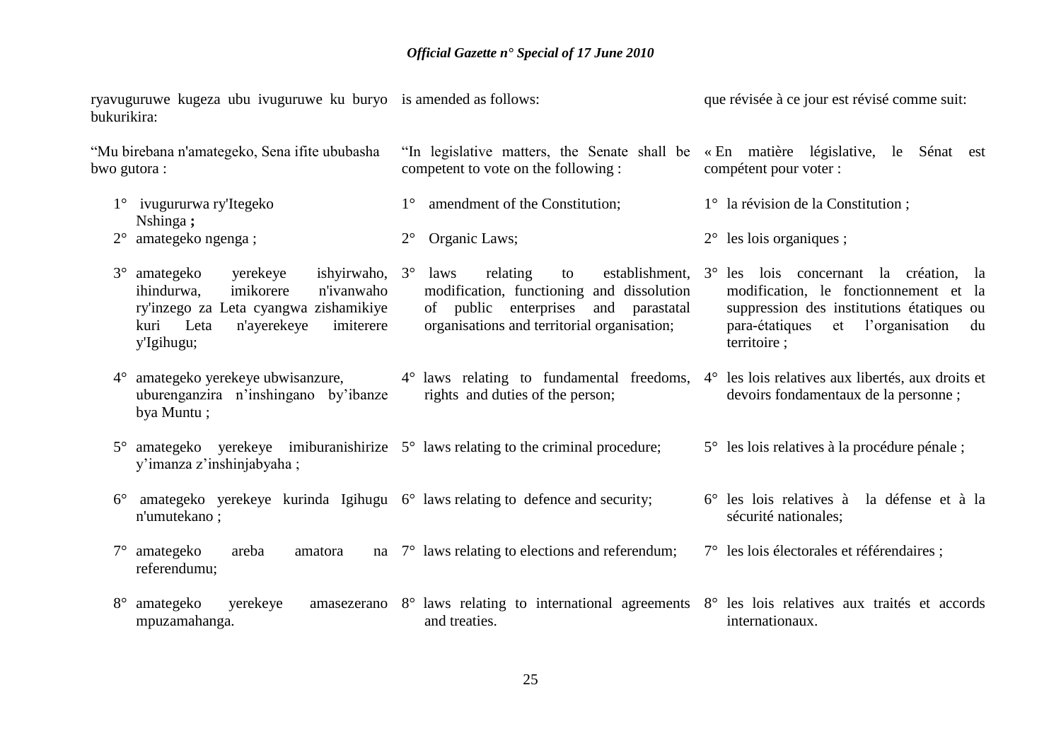ryavuguruwe kugeza ubu ivuguruwe ku buryo bukurikira:

"Mu birebana n'amategeko, Sena ifite ububasha bwo gutora :

1° ivugururwa ry'Itegeko Nshinga **;**
2° amategeko ngenga ;
3° amategeko yerekeye ishyirwaho, ihindurwa, imikorere n'ivanwaho ry'inzego za Leta cyangwa zishamikiye kuri Leta n'ayerekeye imiterere y'Igihugu;
4° amategeko yerekeye ubwisanzure, uburenganzira n'inshingano by'ibanze bya Muntu ;
5° amategeko yerekeye imiburanishirize y'imanza z'inshinjabyaha ;
6° amategeko yerekeye kurinda Igihugu n'umutekano ;
7° amategeko areba amatora na referendumu;
8° amategeko yerekeye amasezerano mpuzamahanga.

is amended as follows:

"In legislative matters, the Senate shall be competent to vote on the following :

1° amendment of the Constitution;
2° Organic Laws;
3° laws relating to establishment, modification, functioning and dissolution of public enterprises and parastatal organisations and territorial organisation;
4° laws relating to fundamental freedoms, rights and duties of the person;
5° laws relating to the criminal procedure;
6° laws relating to defence and security;
7° laws relating to elections and referendum;
8° laws relating to international agreements and treaties.

que révisée à ce jour est révisé comme suit:

« En matière législative, le Sénat est compétent pour voter :

1° la révision de la Constitution ;
2° les lois organiques ;
3° les lois concernant la création, la modification, le fonctionnement et la suppression des institutions étatiques ou para-étatiques et l'organisation du territoire ;
4° les lois relatives aux libertés, aux droits et devoirs fondamentaux de la personne ;
5° les lois relatives à la procédure pénale ;
6° les lois relatives à la défense et à la sécurité nationales;
7° les lois électorales et référendaires ;
8° les lois relatives aux traités et accords internationaux.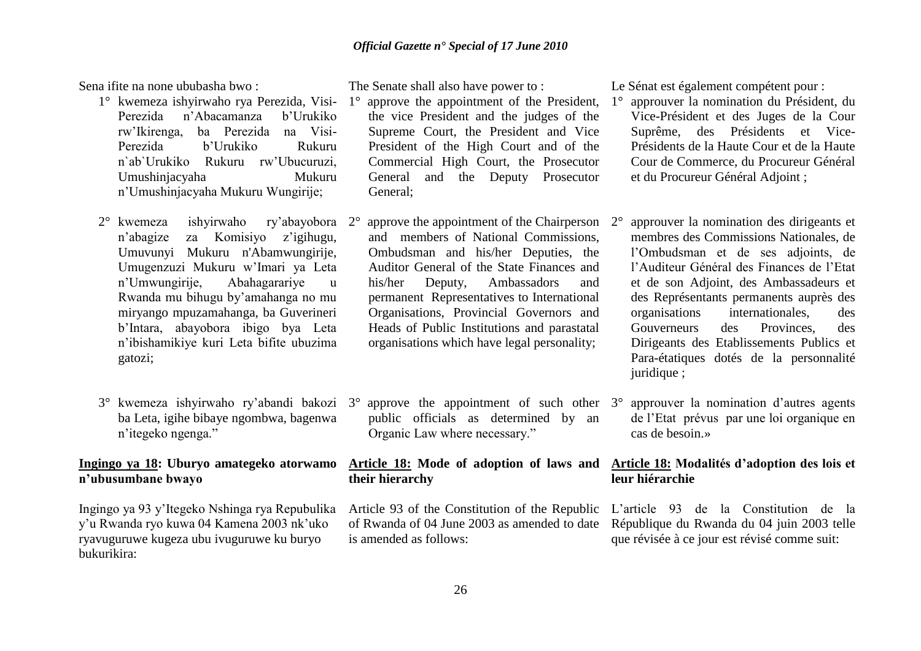Sena ifite na none ububasha bwo :

1° kwemeza ishyirwaho rya Perezida, Visi-Perezida n'Abacamanza b'Urukiko rw'Ikirenga, ba Perezida na Visi-Perezida b'Urukiko Rukuru n`ab`Urukiko Rukuru rw'Ubucuruzi, Umushinjacyaha Mukuru n'Umushinjacyaha Mukuru Wungirije;

2° kwemeza ishyirwaho ry'abayobora n'abagize za Komisiyo z'igihugu, Umuvunyi Mukuru n'Abamwungirije, Umugenzuzi Mukuru w'Imari ya Leta n'Umwungirije, Abahagarariye u Rwanda mu bihugu by'amahanga no mu miryango mpuzamahanga, ba Guverineri b'Intara, abayobora ibigo bya Leta n'ibishamikiye kuri Leta bifite ubuzima gatozi;

3° kwemeza ishyirwaho ry'abandi bakozi ba Leta, igihe bibaye ngombwa, bagenwa n'itegeko ngenga."

**Ingingo ya 18: Uburyo amategeko atorwamo n'ubusumbane bwayo**

Ingingo ya 93 y'Itegeko Nshinga rya Repubulika y'u Rwanda ryo kuwa 04 Kamena 2003 nk'uko ryavuguruwe kugeza ubu ivuguruwe ku buryo bukurikira:

The Senate shall also have power to :

1° approve the appointment of the President, the vice President and the judges of the Supreme Court, the President and Vice President of the High Court and of the Commercial High Court, the Prosecutor General and the Deputy Prosecutor General;

2° approve the appointment of the Chairperson and members of National Commissions, Ombudsman and his/her Deputies, the Auditor General of the State Finances and his/her Deputy, Ambassadors and permanent Representatives to International Organisations, Provincial Governors and Heads of Public Institutions and parastatal organisations which have legal personality;

3° approve the appointment of such other public officials as determined by an Organic Law where necessary."

**Article 18: Mode of adoption of laws and their hierarchy**

Article 93 of the Constitution of the Republic of Rwanda of 04 June 2003 as amended to date is amended as follows:

Le Sénat est également compétent pour :

1° approuver la nomination du Président, du Vice-Président et des Juges de la Cour Suprême, des Présidents et Vice-Présidents de la Haute Cour et de la Haute Cour de Commerce, du Procureur Général et du Procureur Général Adjoint ;

2° approuver la nomination des dirigeants et membres des Commissions Nationales, de l'Ombudsman et de ses adjoints, de l'Auditeur Général des Finances de l'Etat et de son Adjoint, des Ambassadeurs et des Représentants permanents auprès des organisations internationales, des Gouverneurs des Provinces, des Dirigeants des Etablissements Publics et Para-étatiques dotés de la personnalité juridique ;

3° approuver la nomination d'autres agents de l'Etat prévus par une loi organique en cas de besoin.»

**Article 18: Modalités d'adoption des lois et leur hiérarchie**

L'article 93 de la Constitution de la République du Rwanda du 04 juin 2003 telle que révisée à ce jour est révisé comme suit: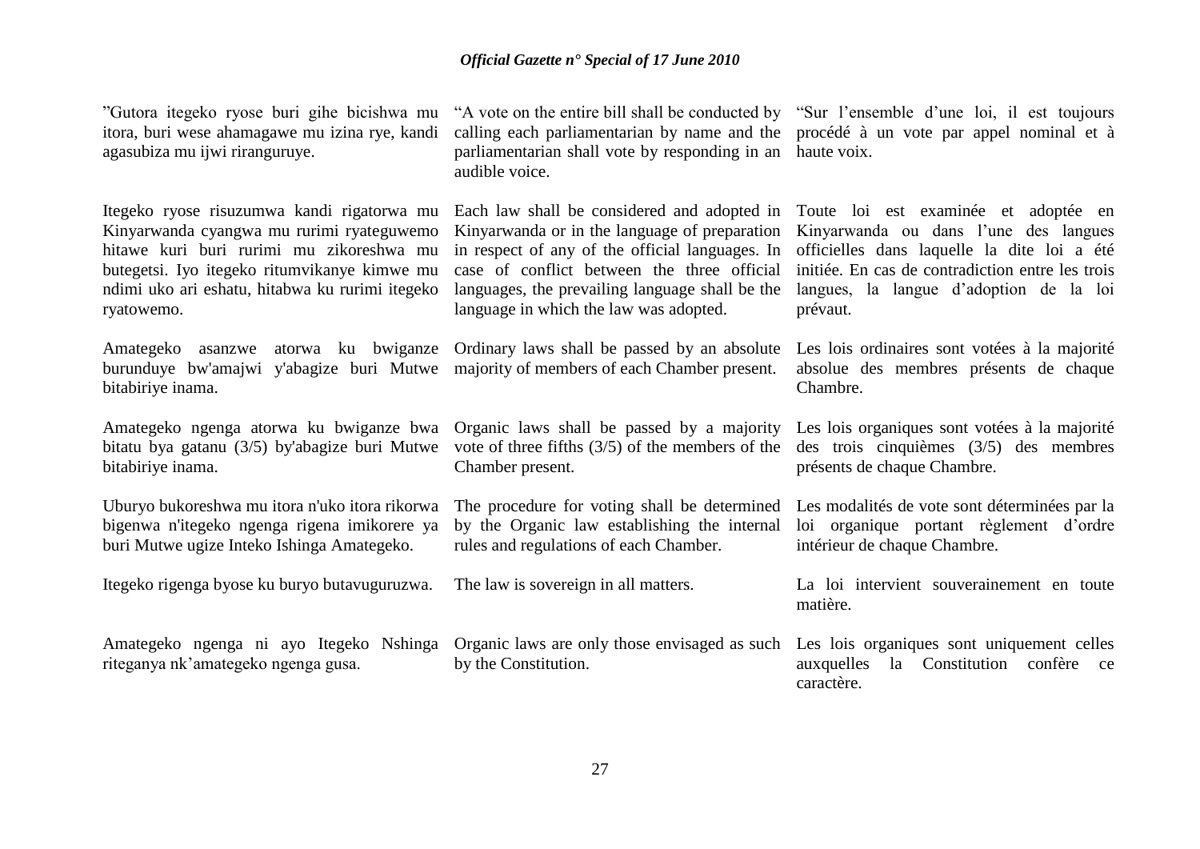"Gutora itegeko ryose buri gihe bicishwa mu itora, buri wese ahamagawe mu izina rye, kandi agasubiza mu ijwi riranguruye.

Itegeko ryose risuzumwa kandi rigatorwa mu Kinyarwanda cyangwa mu rurimi ryateguwemo hitawe kuri buri rurimi mu zikoreshwa mu butegetsi. Iyo itegeko ritumvikanye kimwe mu ndimi uko ari eshatu, hitabwa ku rurimi itegeko ryatowemo.

Amategeko asanzwe atorwa ku bwiganze burunduye bw'amajwi y'abagize buri Mutwe bitabiriye inama.

Amategeko ngenga atorwa ku bwiganze bwa bitatu bya gatanu (3/5) by'abagize buri Mutwe bitabiriye inama.

Uburyo bukoreshwa mu itora n'uko itora rikorwa bigenwa n'itegeko ngenga rigena imikorere ya buri Mutwe ugize Inteko Ishinga Amategeko.

Itegeko rigenga byose ku buryo butavuguruzwa.

Amategeko ngenga ni ayo Itegeko Nshinga riteganya nk'amategeko ngenga gusa.

"A vote on the entire bill shall be conducted by calling each parliamentarian by name and the parliamentarian shall vote by responding in an audible voice.

Each law shall be considered and adopted in Kinyarwanda or in the language of preparation in respect of any of the official languages. In case of conflict between the three official languages, the prevailing language shall be the language in which the law was adopted.

Ordinary laws shall be passed by an absolute majority of members of each Chamber present.

Organic laws shall be passed by a majority vote of three fifths (3/5) of the members of the Chamber present.

The procedure for voting shall be determined by the Organic law establishing the internal rules and regulations of each Chamber.

The law is sovereign in all matters.

Organic laws are only those envisaged as such by the Constitution.

"Sur l'ensemble d'une loi, il est toujours procédé à un vote par appel nominal et à haute voix.

Toute loi est examinée et adoptée en Kinyarwanda ou dans l'une des langues officielles dans laquelle la dite loi a été initiée. En cas de contradiction entre les trois langues, la langue d'adoption de la loi prévaut.

Les lois ordinaires sont votées à la majorité absolue des membres présents de chaque Chambre.

Les lois organiques sont votées à la majorité des trois cinquièmes (3/5) des membres présents de chaque Chambre.

Les modalités de vote sont déterminées par la loi organique portant règlement d'ordre intérieur de chaque Chambre.

La loi intervient souverainement en toute matière.

Les lois organiques sont uniquement celles auxquelles la Constitution confère ce caractère.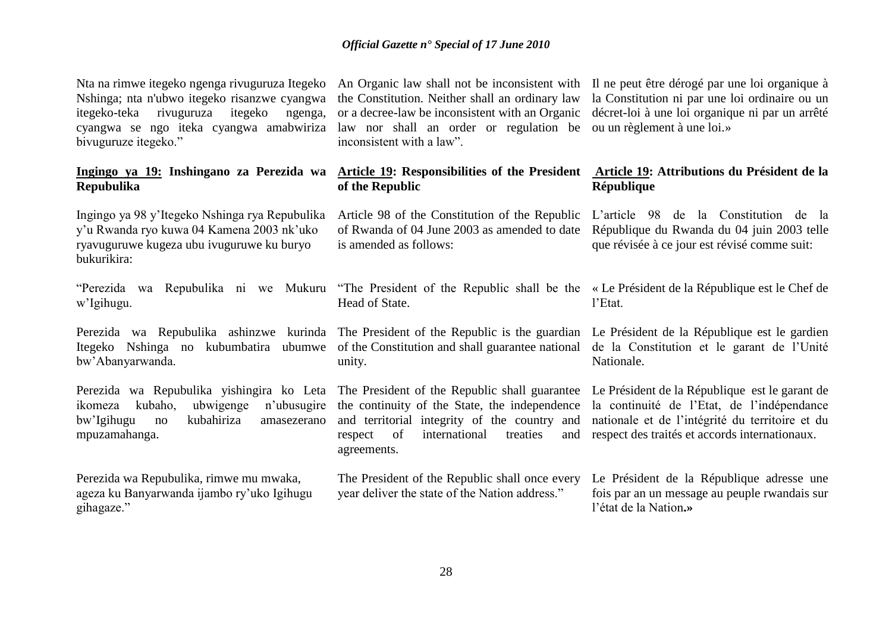Nta na rimwe itegeko ngenga rivuguruza Itegeko Nshinga; nta n'ubwo itegeko risanzwe cyangwa itegeko-teka rivuguruza itegeko ngenga, cyangwa se ngo iteka cyangwa amabwiriza bivuguruze itegeko."

An Organic law shall not be inconsistent with the Constitution. Neither shall an ordinary law or a decree-law be inconsistent with an Organic law nor shall an order or regulation be inconsistent with a law".

Il ne peut être dérogé par une loi organique à la Constitution ni par une loi ordinaire ou un décret-loi à une loi organique ni par un arrêté ou un règlement à une loi.»

**Ingingo ya 19: Inshingano za Perezida wa Repubulika**

Ingingo ya 98 y'Itegeko Nshinga rya Repubulika y'u Rwanda ryo kuwa 04 Kamena 2003 nk'uko ryavuguruwe kugeza ubu ivuguruwe ku buryo bukurikira:

"Perezida wa Repubulika ni we Mukuru w'Igihugu.

Perezida wa Repubulika ashinzwe kurinda Itegeko Nshinga no kubumbatira ubumwe bw'Abanyarwanda.

Perezida wa Repubulika yishingira ko Leta ikomeza kubaho, ubwigenge n'ubusugire bw'Igihugu no kubahiriza amasezerano mpuzamahanga.

Perezida wa Repubulika, rimwe mu mwaka, ageza ku Banyarwanda ijambo ry'uko Igihugu gihagaze."

**Article 19: Responsibilities of the President of the Republic**

Article 98 of the Constitution of the Republic of Rwanda of 04 June 2003 as amended to date is amended as follows:

"The President of the Republic shall be the Head of State.

The President of the Republic is the guardian of the Constitution and shall guarantee national unity.

The President of the Republic shall guarantee the continuity of the State, the independence and territorial integrity of the country and respect of international treaties and agreements.

The President of the Republic shall once every year deliver the state of the Nation address."

**Article 19: Attributions du Président de la République**

L'article 98 de la Constitution de la République du Rwanda du 04 juin 2003 telle que révisée à ce jour est révisé comme suit:

« Le Président de la République est le Chef de l'Etat.

Le Président de la République est le gardien de la Constitution et le garant de l'Unité Nationale.

Le Président de la République est le garant de la continuité de l'Etat, de l'indépendance nationale et de l'intégrité du territoire et du respect des traités et accords internationaux.

Le Président de la République adresse une fois par an un message au peuple rwandais sur l'état de la Nation**.»**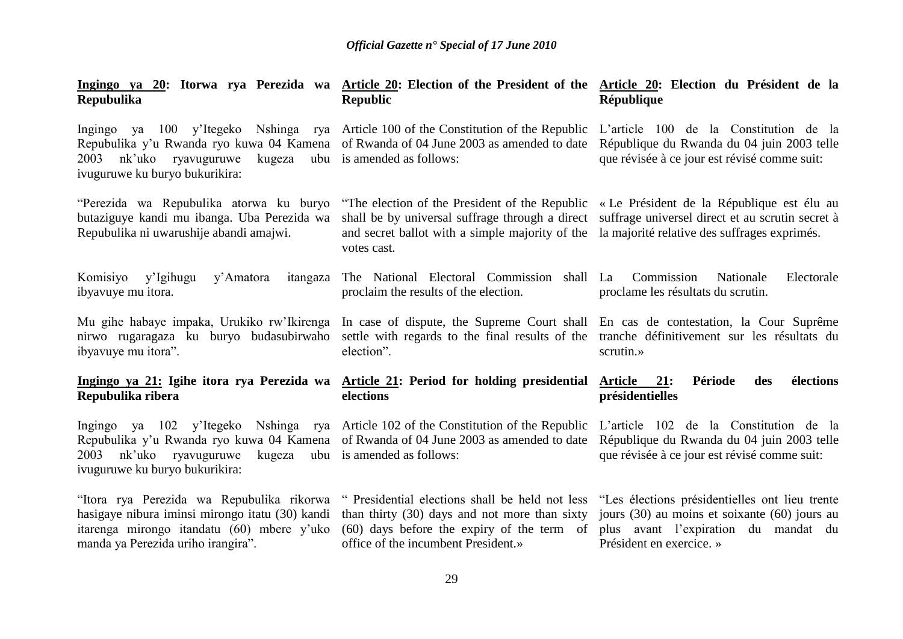**Ingingo ya 20: Itorwa rya Perezida wa Repubulika**

Ingingo ya 100 y'Itegeko Nshinga rya Repubulika y'u Rwanda ryo kuwa 04 Kamena 2003 nk'uko ryavuguruwe kugeza ubu ivuguruwe ku buryo bukurikira:

"Perezida wa Repubulika atorwa ku buryo butaziguye kandi mu ibanga. Uba Perezida wa Repubulika ni uwarushije abandi amajwi.

Komisiyo y'Igihugu y'Amatora itangaza ibyavuye mu itora.

Mu gihe habaye impaka, Urukiko rw'Ikirenga nirwo rugaragaza ku buryo budasubirwaho ibyavuye mu itora".

**Ingingo ya 21: Igihe itora rya Perezida wa Repubulika ribera**

Ingingo ya 102 y'Itegeko Nshinga rya Repubulika y'u Rwanda ryo kuwa 04 Kamena 2003 nk'uko ryavuguruwe kugeza ubu ivuguruwe ku buryo bukurikira:

"Itora rya Perezida wa Repubulika rikorwa hasigaye nibura iminsi mirongo itatu (30) kandi itarenga mirongo itandatu (60) mbere y'uko manda ya Perezida uriho irangira".

**Article 20: Election of the President of the Republic**

Article 100 of the Constitution of the Republic of Rwanda of 04 June 2003 as amended to date is amended as follows:

"The election of the President of the Republic shall be by universal suffrage through a direct and secret ballot with a simple majority of the votes cast.

The National Electoral Commission shall proclaim the results of the election.

In case of dispute, the Supreme Court shall settle with regards to the final results of the election".

**Article 21: Period for holding presidential elections**

Article 102 of the Constitution of the Republic of Rwanda of 04 June 2003 as amended to date is amended as follows:

" Presidential elections shall be held not less than thirty (30) days and not more than sixty (60) days before the expiry of the term of office of the incumbent President.»

**Article 20: Election du Président de la République**

L'article 100 de la Constitution de la République du Rwanda du 04 juin 2003 telle que révisée à ce jour est révisé comme suit:

« Le Président de la République est élu au suffrage universel direct et au scrutin secret à la majorité relative des suffrages exprimés.

La Commission Nationale Electorale proclame les résultats du scrutin.

En cas de contestation, la Cour Suprême tranche définitivement sur les résultats du scrutin.»

**Article 21: Période des élections présidentielles**

L'article 102 de la Constitution de la République du Rwanda du 04 juin 2003 telle que révisée à ce jour est révisé comme suit:

"Les élections présidentielles ont lieu trente jours (30) au moins et soixante (60) jours au plus avant l'expiration du mandat du Président en exercice. »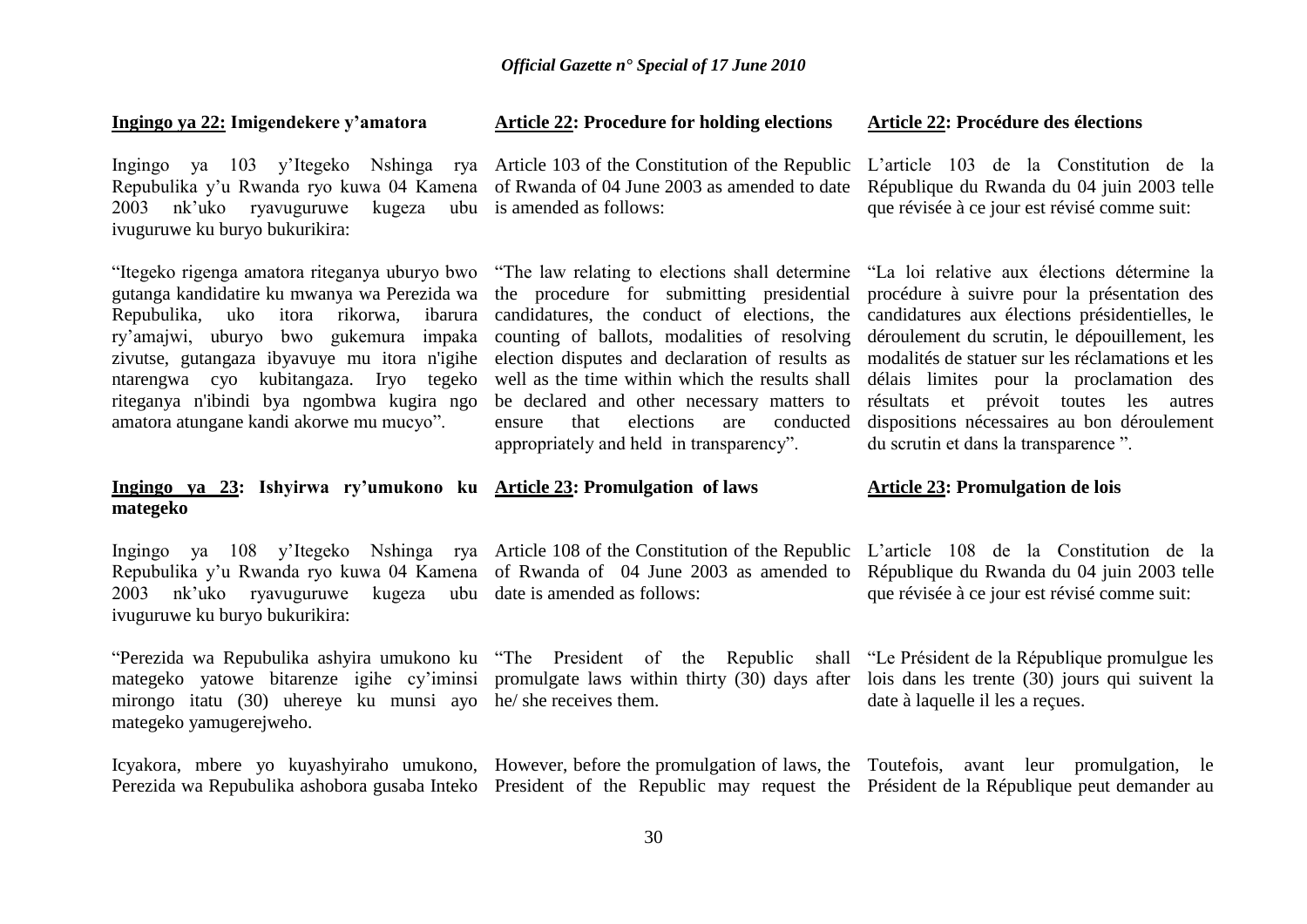**Ingingo ya 22: Imigendekere y'amatora**

Ingingo ya 103 y'Itegeko Nshinga rya Repubulika y'u Rwanda ryo kuwa 04 Kamena 2003 nk'uko ryavuguruwe kugeza ubu ivuguruwe ku buryo bukurikira:

"Itegeko rigenga amatora riteganya uburyo bwo gutanga kandidatire ku mwanya wa Perezida wa Repubulika, uko itora rikorwa, ibarura ry'amajwi, uburyo bwo gukemura impaka zivutse, gutangaza ibyavuye mu itora n'igihe ntarengwa cyo kubitangaza. Iryo tegeko riteganya n'ibindi bya ngombwa kugira ngo amatora atungane kandi akorwe mu mucyo".

**Ingingo ya 23: Ishyirwa ry'umukono ku mategeko**

Ingingo ya 108 y'Itegeko Nshinga rya Repubulika y'u Rwanda ryo kuwa 04 Kamena 2003 nk'uko ryavuguruwe kugeza ubu ivuguruwe ku buryo bukurikira:

"Perezida wa Repubulika ashyira umukono ku mategeko yatowe bitarenze igihe cy'iminsi mirongo itatu (30) uhereye ku munsi ayo mategeko yamugerejweho.

Icyakora, mbere yo kuyashyiraho umukono, Perezida wa Repubulika ashobora gusaba Inteko

**Article 22: Procedure for holding elections**

Article 103 of the Constitution of the Republic of Rwanda of 04 June 2003 as amended to date is amended as follows:

"The law relating to elections shall determine the procedure for submitting presidential candidatures, the conduct of elections, the counting of ballots, modalities of resolving election disputes and declaration of results as well as the time within which the results shall be declared and other necessary matters to ensure that elections are conducted appropriately and held in transparency".

**Article 23: Promulgation of laws**

Article 108 of the Constitution of the Republic of Rwanda of 04 June 2003 as amended to date is amended as follows:

"The President of the Republic shall promulgate laws within thirty (30) days after he/ she receives them.

However, before the promulgation of laws, the President of the Republic may request the

**Article 22: Procédure des élections**

L'article 103 de la Constitution de la République du Rwanda du 04 juin 2003 telle que révisée à ce jour est révisé comme suit:

"La loi relative aux élections détermine la procédure à suivre pour la présentation des candidatures aux élections présidentielles, le déroulement du scrutin, le dépouillement, les modalités de statuer sur les réclamations et les délais limites pour la proclamation des résultats et prévoit toutes les autres dispositions nécessaires au bon déroulement du scrutin et dans la transparence ".

**Article 23: Promulgation de lois**

L'article 108 de la Constitution de la République du Rwanda du 04 juin 2003 telle que révisée à ce jour est révisé comme suit:

"Le Président de la République promulgue les lois dans les trente (30) jours qui suivent la date à laquelle il les a reçues.

Toutefois, avant leur promulgation, le Président de la République peut demander au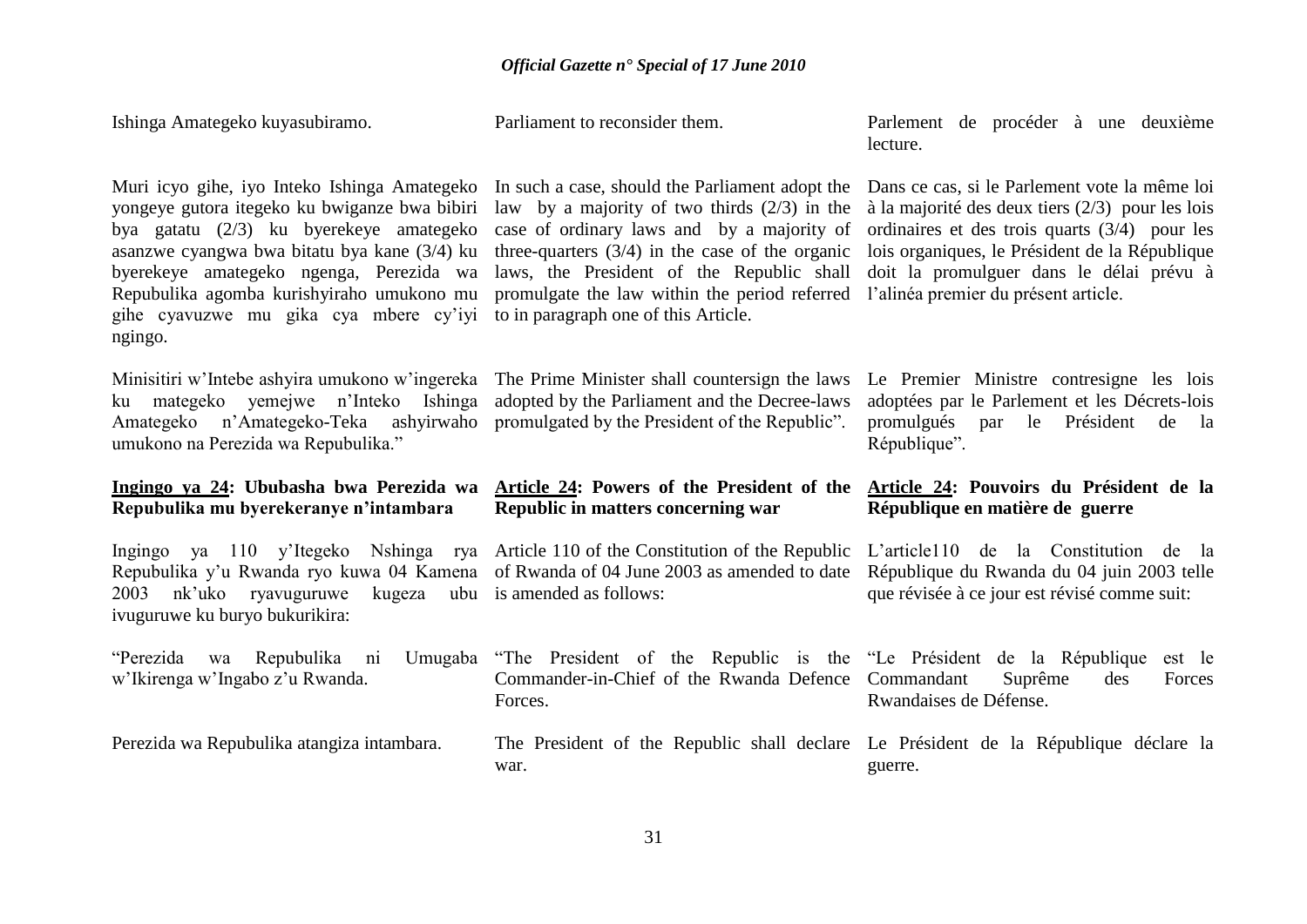Ishinga Amategeko kuyasubiramo.

Muri icyo gihe, iyo Inteko Ishinga Amategeko yongeye gutora itegeko ku bwiganze bwa bibiri bya gatatu (2/3) ku byerekeye amategeko asanzwe cyangwa bwa bitatu bya kane (3/4) ku byerekeye amategeko ngenga, Perezida wa Repubulika agomba kurishyiraho umukono mu gihe cyavuzwe mu gika cya mbere cy'iyi ngingo.

Minisitiri w'Intebe ashyira umukono w'ingereka ku mategeko yemejwe n'Inteko Ishinga Amategeko n'Amategeko-Teka ashyirwaho umukono na Perezida wa Repubulika."

**Ingingo ya 24: Ububasha bwa Perezida wa Repubulika mu byerekeranye n'intambara**

Ingingo ya 110 y'Itegeko Nshinga rya Repubulika y'u Rwanda ryo kuwa 04 Kamena 2003 nk'uko ryavuguruwe kugeza ubu ivuguruwe ku buryo bukurikira:

"Perezida wa Repubulika ni Umugaba w'Ikirenga w'Ingabo z'u Rwanda.

Perezida wa Repubulika atangiza intambara.

Parliament to reconsider them.

In such a case, should the Parliament adopt the law by a majority of two thirds (2/3) in the case of ordinary laws and by a majority of three-quarters (3/4) in the case of the organic laws, the President of the Republic shall promulgate the law within the period referred to in paragraph one of this Article.

The Prime Minister shall countersign the laws adopted by the Parliament and the Decree-laws promulgated by the President of the Republic".

**Article 24: Powers of the President of the Republic in matters concerning war**

Article 110 of the Constitution of the Republic of Rwanda of 04 June 2003 as amended to date is amended as follows:

"The President of the Republic is the Commander-in-Chief of the Rwanda Defence Forces.

The President of the Republic shall declare war.

Parlement de procéder à une deuxième lecture.

Dans ce cas, si le Parlement vote la même loi à la majorité des deux tiers (2/3) pour les lois ordinaires et des trois quarts (3/4) pour les lois organiques, le Président de la République doit la promulguer dans le délai prévu à l'alinéa premier du présent article.

Le Premier Ministre contresigne les lois adoptées par le Parlement et les Décrets-lois promulgués par le Président de la République".

**Article 24: Pouvoirs du Président de la République en matière de guerre**

L'article110 de la Constitution de la République du Rwanda du 04 juin 2003 telle que révisée à ce jour est révisé comme suit:

"Le Président de la République est le Commandant Suprême des Forces Rwandaises de Défense.

Le Président de la République déclare la guerre.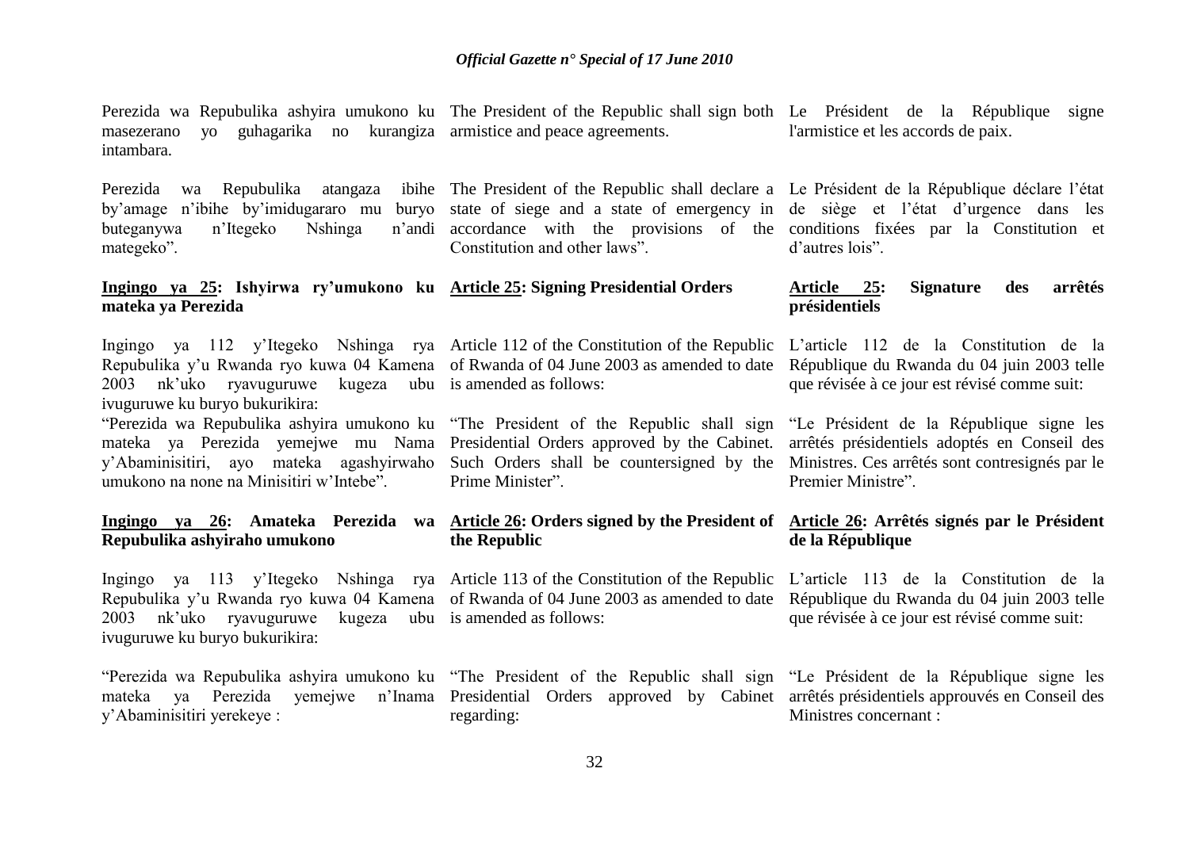Perezida wa Repubulika ashyira umukono ku masezerano yo guhagarika no kurangiza intambara.

Perezida wa Repubulika atangaza ibihe by'amage n'ibihe by'imidugararo mu buryo buteganywa n'Itegeko Nshinga n'andi mategeko".

**<u>Ingingo ya 25</u>: Ishyirwa ry'umukono ku mateka ya Perezida**

Ingingo ya 112 y'Itegeko Nshinga rya Repubulika y'u Rwanda ryo kuwa 04 Kamena 2003 nk'uko ryavuguruwe kugeza ubu ivuguruwe ku buryo bukurikira:

"Perezida wa Repubulika ashyira umukono ku mateka ya Perezida yemejwe mu Nama y'Abaminisitiri, ayo mateka agashyirwaho umukono na none na Minisitiri w'Intebe".

**<u>Ingingo ya 26</u>: Amateka Perezida wa Repubulika ashyiraho umukono**

Ingingo ya 113 y'Itegeko Nshinga rya Repubulika y'u Rwanda ryo kuwa 04 Kamena 2003 nk'uko ryavuguruwe kugeza ubu ivuguruwe ku buryo bukurikira:

"Perezida wa Repubulika ashyira umukono ku mateka ya Perezida yemejwe n'Inama y'Abaminisitiri yerekeye :

The President of the Republic shall sign both armistice and peace agreements.

The President of the Republic shall declare a state of siege and a state of emergency in accordance with the provisions of the Constitution and other laws".

**<u>Article 25</u>: Signing Presidential Orders**

Article 112 of the Constitution of the Republic of Rwanda of 04 June 2003 as amended to date is amended as follows:

"The President of the Republic shall sign Presidential Orders approved by the Cabinet. Such Orders shall be countersigned by the Prime Minister".

**<u>Article 26</u>: Orders signed by the President of the Republic**

Article 113 of the Constitution of the Republic of Rwanda of 04 June 2003 as amended to date is amended as follows:

"The President of the Republic shall sign Presidential Orders approved by Cabinet regarding:

Le Président de la République signe l'armistice et les accords de paix.

Le Président de la République déclare l'état de siège et l'état d'urgence dans les conditions fixées par la Constitution et d'autres lois".

**<u>Article 25</u>: Signature des arrêtés présidentiels**

L'article 112 de la Constitution de la République du Rwanda du 04 juin 2003 telle que révisée à ce jour est révisé comme suit:

"Le Président de la République signe les arrêtés présidentiels adoptés en Conseil des Ministres. Ces arrêtés sont contresignés par le Premier Ministre".

**<u>Article 26</u>: Arrêtés signés par le Président de la République**

L'article 113 de la Constitution de la République du Rwanda du 04 juin 2003 telle que révisée à ce jour est révisé comme suit:

"Le Président de la République signe les arrêtés présidentiels approuvés en Conseil des Ministres concernant :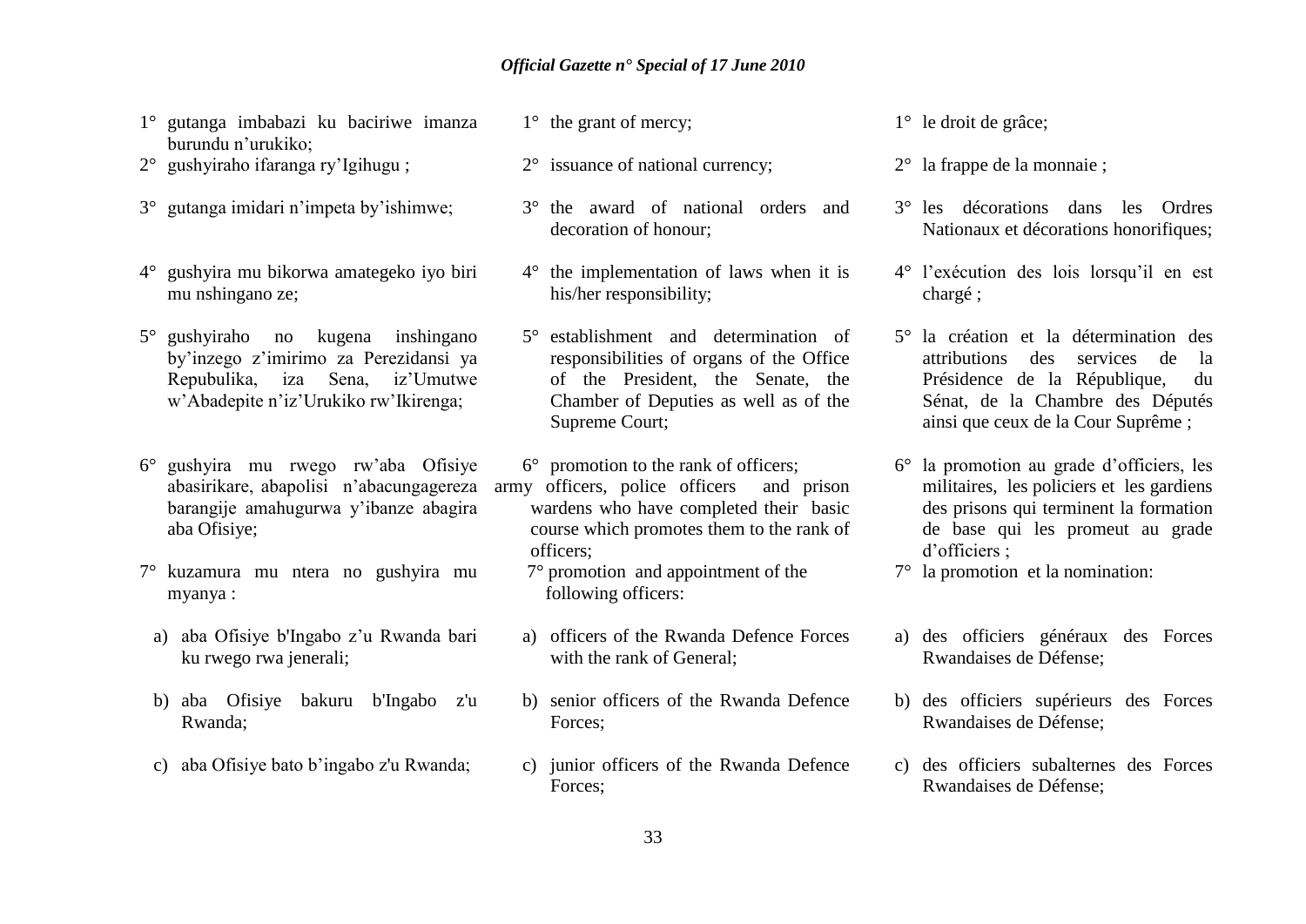1° gutanga imbabazi ku baciriwe imanza burundu n'urukiko;

2° gushyiraho ifaranga ry'Igihugu ;

3° gutanga imidari n'impeta by'ishimwe;

4° gushyira mu bikorwa amategeko iyo biri mu nshingano ze;

5° gushyiraho no kugena inshingano by'inzego z'imirimo za Perezidansi ya Repubulika, iza Sena, iz'Umutwe w'Abadepite n'iz'Urukiko rw'Ikirenga;

6° gushyira mu rwego rw'aba Ofisiye abasirikare, abapolisi n'abacungagereza barangije amahugurwa y'ibanze abagira aba Ofisiye;

7° kuzamura mu ntera no gushyira mu myanya :

a) aba Ofisiye b'Ingabo z'u Rwanda bari ku rwego rwa jenerali;

b) aba Ofisiye bakuru b'Ingabo z'u Rwanda;

c) aba Ofisiye bato b'ingabo z'u Rwanda;

1° the grant of mercy;

2° issuance of national currency;

3° the award of national orders and decoration of honour;

4° the implementation of laws when it is his/her responsibility;

5° establishment and determination of responsibilities of organs of the Office of the President, the Senate, the Chamber of Deputies as well as of the Supreme Court;

6° promotion to the rank of officers; army officers, police officers and prison wardens who have completed their basic course which promotes them to the rank of officers;

7° promotion and appointment of the following officers:

a) officers of the Rwanda Defence Forces with the rank of General;

b) senior officers of the Rwanda Defence Forces;

c) junior officers of the Rwanda Defence Forces;

1° le droit de grâce;

2° la frappe de la monnaie ;

3° les décorations dans les Ordres Nationaux et décorations honorifiques;

4° l'exécution des lois lorsqu'il en est chargé ;

5° la création et la détermination des attributions des services de la Présidence de la République, du Sénat, de la Chambre des Députés ainsi que ceux de la Cour Suprême ;

6° la promotion au grade d'officiers, les militaires, les policiers et les gardiens des prisons qui terminent la formation de base qui les promeut au grade d'officiers ;

7° la promotion et la nomination:

a) des officiers généraux des Forces Rwandaises de Défense;

b) des officiers supérieurs des Forces Rwandaises de Défense;

c) des officiers subalternes des Forces Rwandaises de Défense;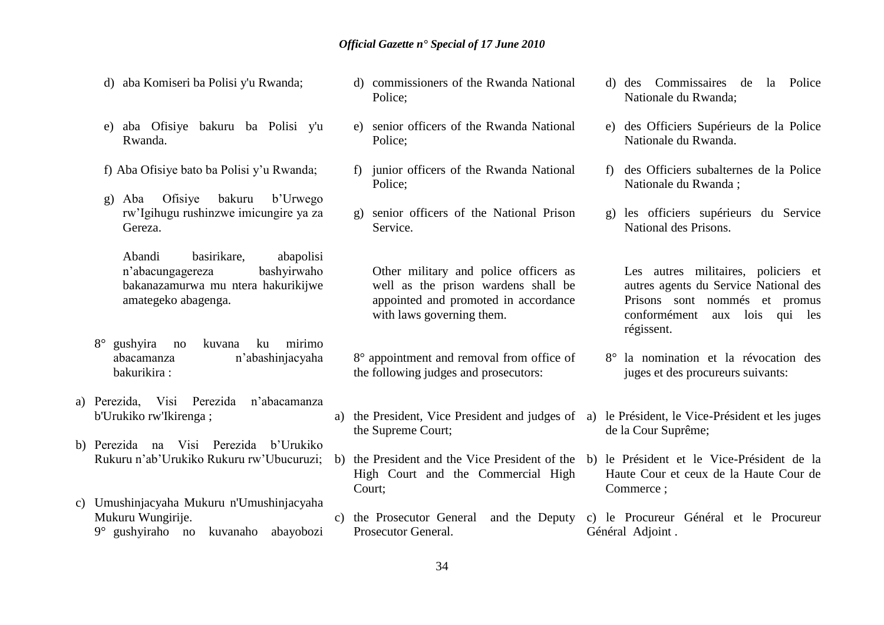d) aba Komiseri ba Polisi y'u Rwanda;

e) aba Ofisiye bakuru ba Polisi y'u Rwanda.

f) Aba Ofisiye bato ba Polisi y'u Rwanda;

g) Aba Ofisiye bakuru b'Urwego rw'Igihugu rushinzwe imicungire ya za Gereza.

Abandi basirikare, abapolisi n'abacungagereza bashyirwaho bakanazamurwa mu ntera hakurikijwe amategeko abagenga.

8° gushyira no kuvana ku mirimo abacamanza n'abashinjacyaha bakurikira :

a) Perezida, Visi Perezida n'abacamanza b'Urukiko rw'Ikirenga ;

b) Perezida na Visi Perezida b'Urukiko Rukuru n'ab'Urukiko Rukuru rw'Ubucuruzi;

c) Umushinjacyaha Mukuru n'Umushinjacyaha Mukuru Wungirije.

9° gushyiraho no kuvanaho abayobozi

d) commissioners of the Rwanda National Police;

e) senior officers of the Rwanda National Police;

f) junior officers of the Rwanda National Police;

g) senior officers of the National Prison Service.

Other military and police officers as well as the prison wardens shall be appointed and promoted in accordance with laws governing them.

8° appointment and removal from office of the following judges and prosecutors:

a) the President, Vice President and judges of the Supreme Court;

b) the President and the Vice President of the High Court and the Commercial High Court;

c) the Prosecutor General and the Deputy Prosecutor General.

d) des Commissaires de la Police Nationale du Rwanda;

e) des Officiers Supérieurs de la Police Nationale du Rwanda.

f) des Officiers subalternes de la Police Nationale du Rwanda ;

g) les officiers supérieurs du Service National des Prisons.

Les autres militaires, policiers et autres agents du Service National des Prisons sont nommés et promus conformément aux lois qui les régissent.

8° la nomination et la révocation des juges et des procureurs suivants:

a) le Président, le Vice-Président et les juges de la Cour Suprême;

b) le Président et le Vice-Président de la Haute Cour et ceux de la Haute Cour de Commerce ;

c) le Procureur Général et le Procureur Général Adjoint .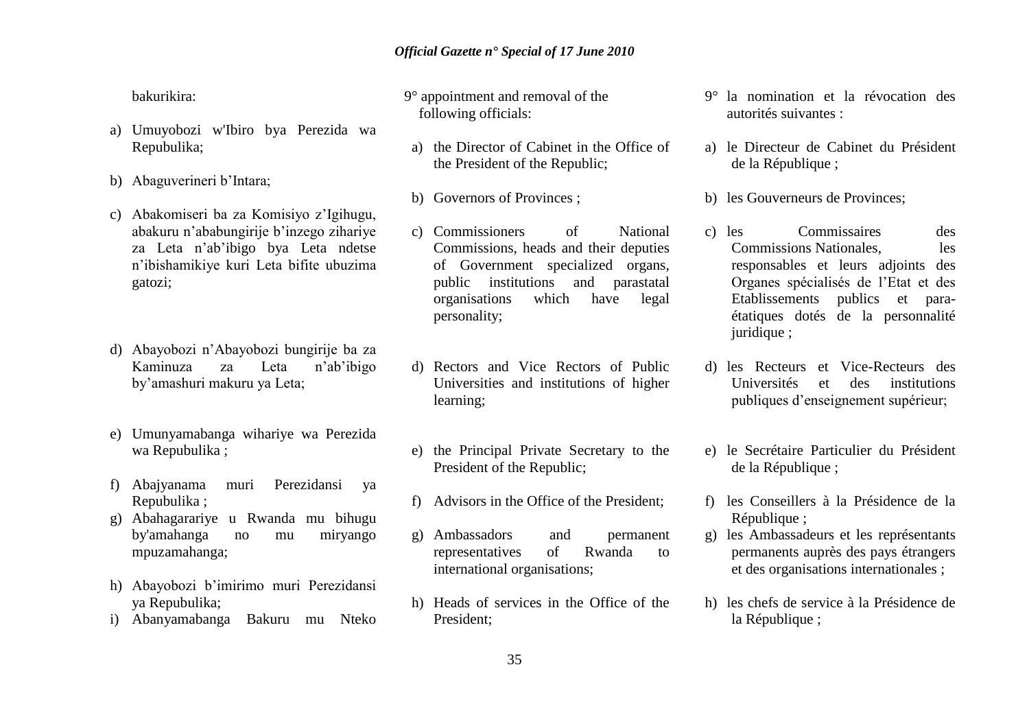bakurikira:

a) Umuyobozi w'Ibiro bya Perezida wa Repubulika;

b) Abaguverineri b'Intara;

c) Abakomiseri ba za Komisiyo z'Igihugu, abakuru n'ababungirije b'inzego zihariye za Leta n'ab'ibigo bya Leta ndetse n'ibishamikiye kuri Leta bifite ubuzima gatozi;

d) Abayobozi n'Abayobozi bungirije ba za Kaminuza za Leta n'ab'ibigo by'amashuri makuru ya Leta;

e) Umunyamabanga wihariye wa Perezida wa Repubulika ;

f) Abajyanama muri Perezidansi ya Repubulika ;

g) Abahagarariye u Rwanda mu bihugu by'amahanga no mu miryango mpuzamahanga;

h) Abayobozi b'imirimo muri Perezidansi ya Repubulika;

i) Abanyamabanga Bakuru mu Nteko

9° appointment and removal of the following officials:

a) the Director of Cabinet in the Office of the President of the Republic;

b) Governors of Provinces ;

c) Commissioners of National Commissions, heads and their deputies of Government specialized organs, public institutions and parastatal organisations which have legal personality;

d) Rectors and Vice Rectors of Public Universities and institutions of higher learning;

e) the Principal Private Secretary to the President of the Republic;

f) Advisors in the Office of the President;

g) Ambassadors and permanent representatives of Rwanda to international organisations;

h) Heads of services in the Office of the President;

9° la nomination et la révocation des autorités suivantes :

a) le Directeur de Cabinet du Président de la République ;

b) les Gouverneurs de Provinces;

c) les Commissaires des Commissions Nationales, les responsables et leurs adjoints des Organes spécialisés de l'Etat et des Etablissements publics et para-étatiques dotés de la personnalité juridique ;

d) les Recteurs et Vice-Recteurs des Universités et des institutions publiques d'enseignement supérieur;

e) le Secrétaire Particulier du Président de la République ;

f) les Conseillers à la Présidence de la République ;

g) les Ambassadeurs et les représentants permanents auprès des pays étrangers et des organisations internationales ;

h) les chefs de service à la Présidence de la République ;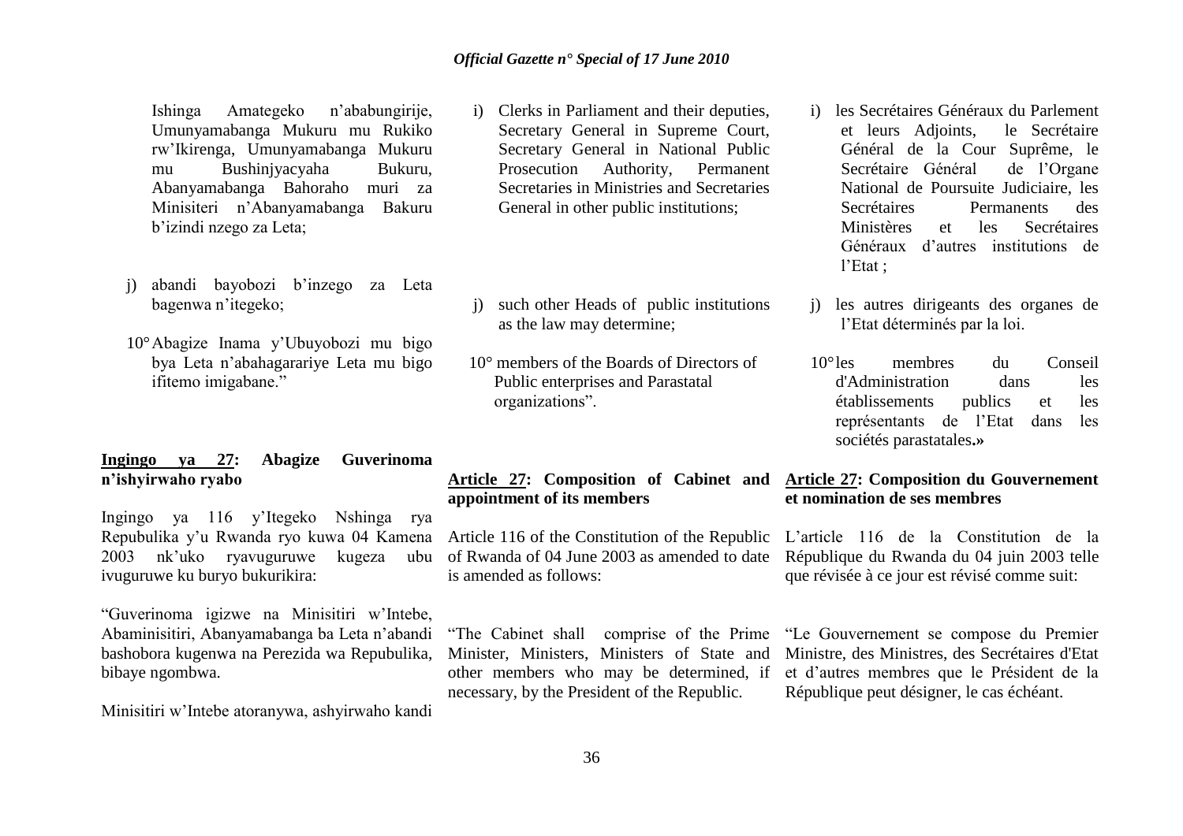Ishinga Amategeko n'ababungirije, Umunyamabanga Mukuru mu Rukiko rw'Ikirenga, Umunyamabanga Mukuru mu Bushinjyacyaha Bukuru, Abanyamabanga Bahoraho muri za Minisiteri n'Abanyamabanga Bakuru b'izindi nzego za Leta;

j) abandi bayobozi b'inzego za Leta bagenwa n'itegeko;

10° Abagize Inama y'Ubuyobozi mu bigo bya Leta n'abahagarariye Leta mu bigo ifitemo imigabane."

**Ingingo ya 27: Abagize Guverinoma n'ishyirwaho ryabo**

Ingingo ya 116 y'Itegeko Nshinga rya Repubulika y'u Rwanda ryo kuwa 04 Kamena 2003 nk'uko ryavuguruwe kugeza ubu ivuguruwe ku buryo bukurikira:

"Guverinoma igizwe na Minisitiri w'Intebe, Abaminisitiri, Abanyamabanga ba Leta n'abandi bashobora kugenwa na Perezida wa Repubulika, bibaye ngombwa.

Minisitiri w'Intebe atoranywa, ashyirwaho kandi

i) Clerks in Parliament and their deputies, Secretary General in Supreme Court, Secretary General in National Public Prosecution Authority, Permanent Secretaries in Ministries and Secretaries General in other public institutions;

j) such other Heads of public institutions as the law may determine;

10° members of the Boards of Directors of Public enterprises and Parastatal organizations".

**Article 27: Composition of Cabinet and appointment of its members**

Article 116 of the Constitution of the Republic of Rwanda of 04 June 2003 as amended to date is amended as follows:

"The Cabinet shall comprise of the Prime Minister, Ministers, Ministers of State and other members who may be determined, if necessary, by the President of the Republic.

i) les Secrétaires Généraux du Parlement et leurs Adjoints, le Secrétaire Général de la Cour Suprême, le Secrétaire Général de l'Organe National de Poursuite Judiciaire, les Secrétaires Permanents des Ministères et les Secrétaires Généraux d'autres institutions de l'Etat ;

j) les autres dirigeants des organes de l'Etat déterminés par la loi.

10° les membres du Conseil d'Administration dans les établissements publics et les représentants de l'Etat dans les sociétés parastatales.»

**Article 27: Composition du Gouvernement et nomination de ses membres**

L'article 116 de la Constitution de la République du Rwanda du 04 juin 2003 telle que révisée à ce jour est révisé comme suit:

"Le Gouvernement se compose du Premier Ministre, des Ministres, des Secrétaires d'Etat et d'autres membres que le Président de la République peut désigner, le cas échéant.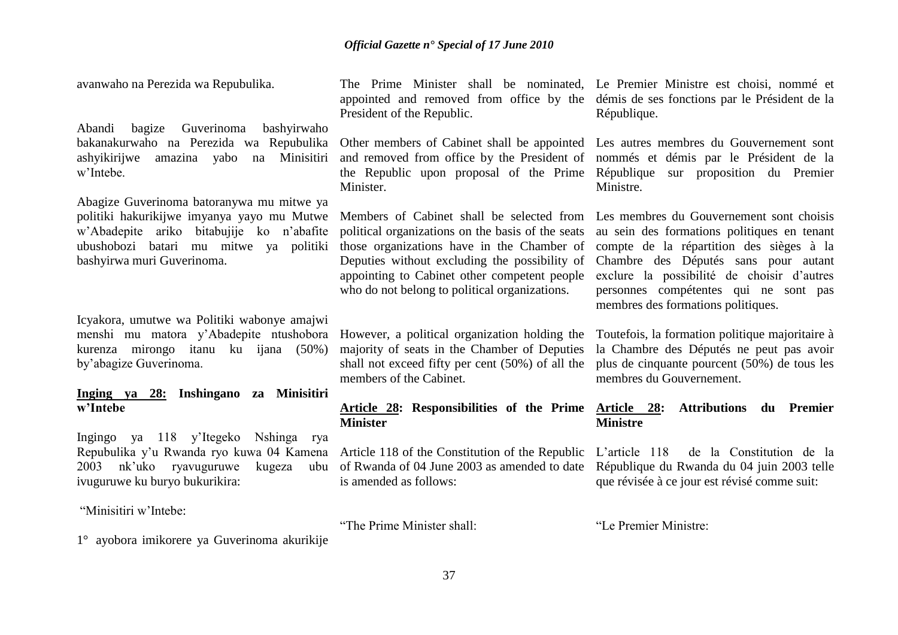avanwaho na Perezida wa Repubulika.

Abandi bagize Guverinoma bashyirwaho bakanakurwaho na Perezida wa Repubulika ashyikirijwe amazina yabo na Minisitiri w'Intebe.

Abagize Guverinoma batoranywa mu mitwe ya politiki hakurikijwe imyanya yayo mu Mutwe w'Abadepite ariko bitabujije ko n'abafite ubushobozi batari mu mitwe ya politiki bashyirwa muri Guverinoma.

Icyakora, umutwe wa Politiki wabonye amajwi menshi mu matora y'Abadepite ntushobora kurenza mirongo itanu ku ijana (50%) by'abagize Guverinoma.

**Inging ya 28: Inshingano za Minisitiri w'Intebe**

Ingingo ya 118 y'Itegeko Nshinga rya Repubulika y'u Rwanda ryo kuwa 04 Kamena 2003 nk'uko ryavuguruwe kugeza ubu ivuguruwe ku buryo bukurikira:

"Minisitiri w'Intebe:

1° ayobora imikorere ya Guverinoma akurikije

The Prime Minister shall be nominated, appointed and removed from office by the President of the Republic.

Other members of Cabinet shall be appointed and removed from office by the President of the Republic upon proposal of the Prime Minister.

Members of Cabinet shall be selected from political organizations on the basis of the seats those organizations have in the Chamber of Deputies without excluding the possibility of appointing to Cabinet other competent people who do not belong to political organizations.

However, a political organization holding the majority of seats in the Chamber of Deputies shall not exceed fifty per cent (50%) of all the members of the Cabinet.

**Article 28: Responsibilities of the Prime Minister**

Article 118 of the Constitution of the Republic of Rwanda of 04 June 2003 as amended to date is amended as follows:

"The Prime Minister shall:

Le Premier Ministre est choisi, nommé et démis de ses fonctions par le Président de la République.

Les autres membres du Gouvernement sont nommés et démis par le Président de la République sur proposition du Premier Ministre.

Les membres du Gouvernement sont choisis au sein des formations politiques en tenant compte de la répartition des sièges à la Chambre des Députés sans pour autant exclure la possibilité de choisir d'autres personnes compétentes qui ne sont pas membres des formations politiques.

Toutefois, la formation politique majoritaire à la Chambre des Députés ne peut pas avoir plus de cinquante pourcent (50%) de tous les membres du Gouvernement.

**Article 28: Attributions du Premier Ministre**

L'article 118 de la Constitution de la République du Rwanda du 04 juin 2003 telle que révisée à ce jour est révisé comme suit:

"Le Premier Ministre: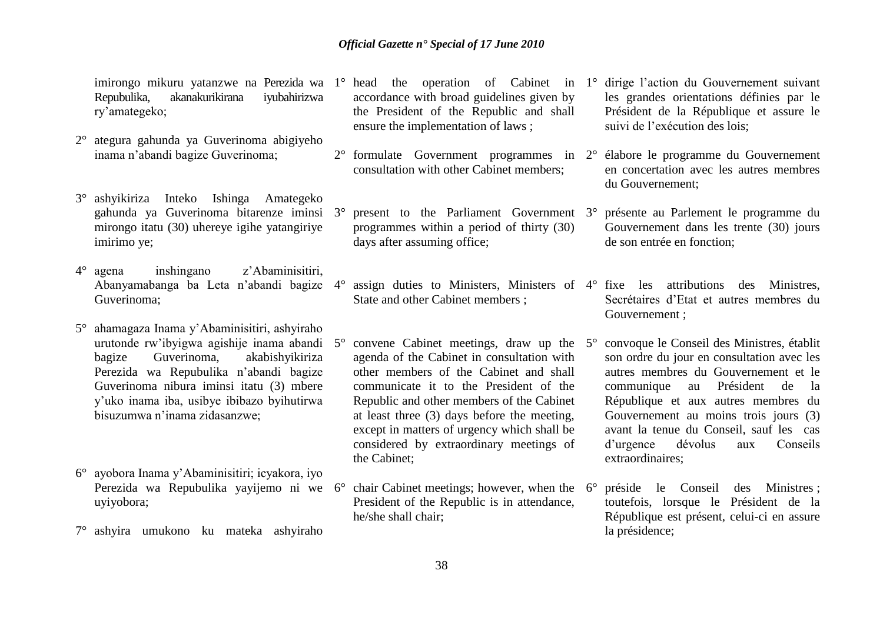imirongo mikuru yatanzwe na Perezida wa Repubulika, akanakurikirana iyubahirizwa ry'amategeko;

2° ategura gahunda ya Guverinoma abigiyeho inama n'abandi bagize Guverinoma;

3° ashyikiriza Inteko Ishinga Amategeko gahunda ya Guverinoma bitarenze iminsi mirongo itatu (30) uhereye igihe yatangiriye imirimo ye;

4° agena inshingano z'Abaminisitiri, Abanyamabanga ba Leta n'abandi bagize Guverinoma;

5° ahamagaza Inama y'Abaminisitiri, ashyiraho urutonde rw'ibyigwa agishije inama abandi bagize Guverinoma, akabishyikiriza Perezida wa Repubulika n'abandi bagize Guverinoma nibura iminsi itatu (3) mbere y'uko inama iba, usibye ibibazo byihutirwa bisuzumwa n'inama zidasanzwe;

6° ayobora Inama y'Abaminisitiri; icyakora, iyo Perezida wa Repubulika yayijemo ni we uyiyobora;

7° ashyira umukono ku mateka ashyiraho

1° head the operation of Cabinet in accordance with broad guidelines given by the President of the Republic and shall ensure the implementation of laws ;

2° formulate Government programmes in consultation with other Cabinet members;

3° present to the Parliament Government programmes within a period of thirty (30) days after assuming office;

4° assign duties to Ministers, Ministers of State and other Cabinet members ;

5° convene Cabinet meetings, draw up the agenda of the Cabinet in consultation with other members of the Cabinet and shall communicate it to the President of the Republic and other members of the Cabinet at least three (3) days before the meeting, except in matters of urgency which shall be considered by extraordinary meetings of the Cabinet;

6° chair Cabinet meetings; however, when the President of the Republic is in attendance, he/she shall chair;

1° dirige l'action du Gouvernement suivant les grandes orientations définies par le Président de la République et assure le suivi de l'exécution des lois;

2° élabore le programme du Gouvernement en concertation avec les autres membres du Gouvernement;

3° présente au Parlement le programme du Gouvernement dans les trente (30) jours de son entrée en fonction;

4° fixe les attributions des Ministres, Secrétaires d'Etat et autres membres du Gouvernement ;

5° convoque le Conseil des Ministres, établit son ordre du jour en consultation avec les autres membres du Gouvernement et le communique au Président de la République et aux autres membres du Gouvernement au moins trois jours (3) avant la tenue du Conseil, sauf les cas d'urgence dévolus aux Conseils extraordinaires;

6° préside le Conseil des Ministres ; toutefois, lorsque le Président de la République est présent, celui-ci en assure la présidence;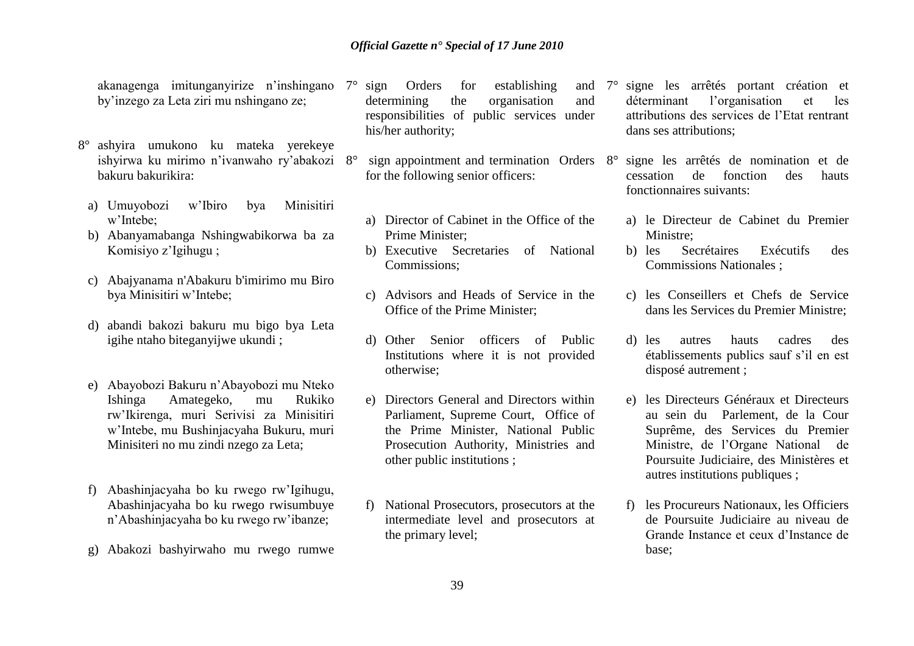akanagenga imitunganyirize n'inshingano by'inzego za Leta ziri mu nshingano ze;

8° ashyira umukono ku mateka yerekeye ishyirwa ku mirimo n'ivanwaho ry'abakozi bakuru bakurikira:

a) Umuyobozi w'Ibiro bya Minisitiri w'Intebe;
b) Abanyamabanga Nshingwabikorwa ba za Komisiyo z'Igihugu ;
c) Abajyanama n'Abakuru b'imirimo mu Biro bya Minisitiri w'Intebe;
d) abandi bakozi bakuru mu bigo bya Leta igihe ntaho biteganyijwe ukundi ;
e) Abayobozi Bakuru n'Abayobozi mu Nteko Ishinga Amategeko, mu Rukiko rw'Ikirenga, muri Serivisi za Minisitiri w'Intebe, mu Bushinjacyaha Bukuru, muri Minisiteri no mu zindi nzego za Leta;
f) Abashinjacyaha bo ku rwego rw'Igihugu, Abashinjacyaha bo ku rwego rwisumbuye n'Abashinjacyaha bo ku rwego rw'ibanze;
g) Abakozi bashyirwaho mu rwego rumwe

7° sign Orders for establishing and determining the organisation and responsibilities of public services under his/her authority;

8° sign appointment and termination Orders for the following senior officers:

a) Director of Cabinet in the Office of the Prime Minister;
b) Executive Secretaries of National Commissions;
c) Advisors and Heads of Service in the Office of the Prime Minister;
d) Other Senior officers of Public Institutions where it is not provided otherwise;
e) Directors General and Directors within Parliament, Supreme Court, Office of the Prime Minister, National Public Prosecution Authority, Ministries and other public institutions ;
f) National Prosecutors, prosecutors at the intermediate level and prosecutors at the primary level;

7° signe les arrêtés portant création et déterminant l'organisation et les attributions des services de l'Etat rentrant dans ses attributions;

8° signe les arrêtés de nomination et de cessation de fonction des hauts fonctionnaires suivants:

a) le Directeur de Cabinet du Premier Ministre;
b) les Secrétaires Exécutifs des Commissions Nationales ;
c) les Conseillers et Chefs de Service dans les Services du Premier Ministre;
d) les autres hauts cadres des établissements publics sauf s'il en est disposé autrement ;
e) les Directeurs Généraux et Directeurs au sein du Parlement, de la Cour Suprême, des Services du Premier Ministre, de l'Organe National de Poursuite Judiciaire, des Ministères et autres institutions publiques ;
f) les Procureurs Nationaux, les Officiers de Poursuite Judiciaire au niveau de Grande Instance et ceux d'Instance de base;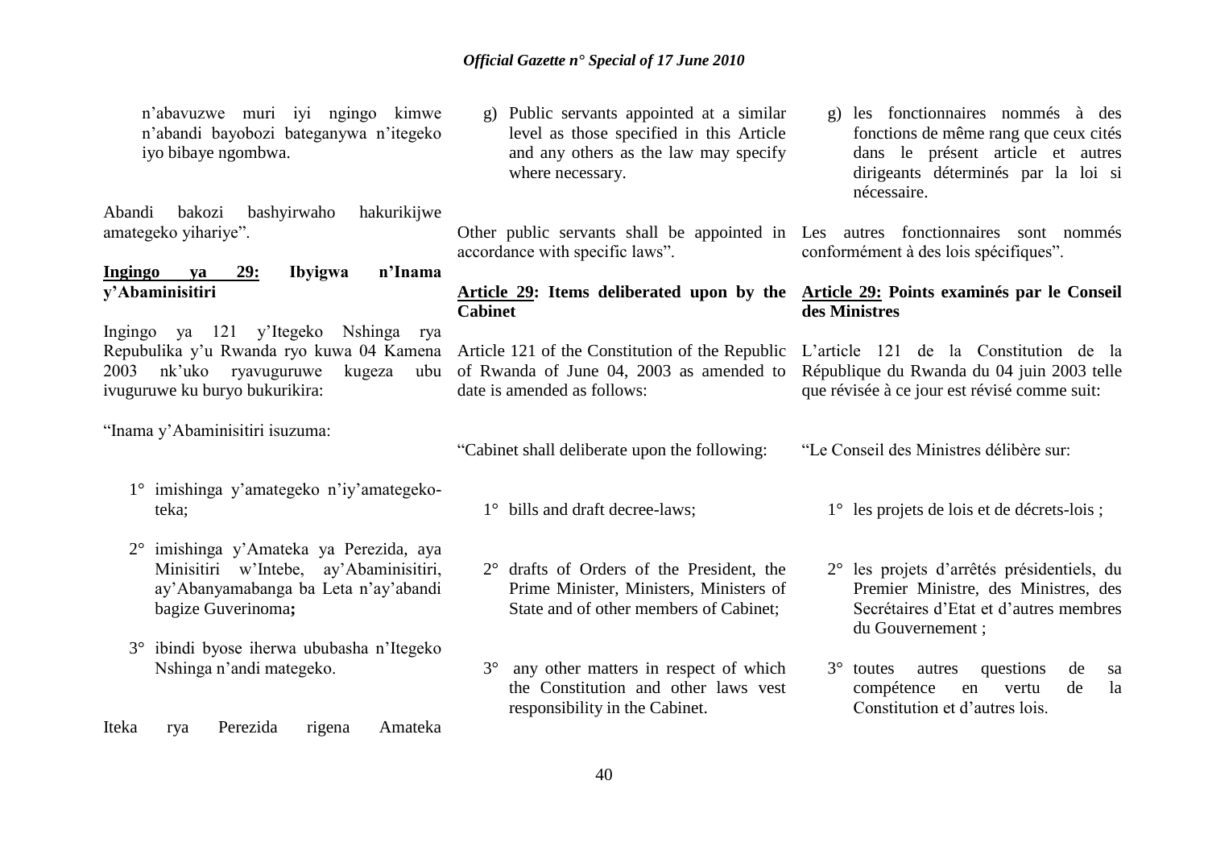n'abavuzwe muri iyi ngingo kimwe n'abandi bayobozi bateganywa n'itegeko iyo bibaye ngombwa.

Abandi bakozi bashyirwaho hakurikijwe amategeko yihariye".

**Ingingo ya 29: Ibyigwa n'Inama y'Abaminisitiri**

Ingingo ya 121 y'Itegeko Nshinga rya Repubulika y'u Rwanda ryo kuwa 04 Kamena 2003 nk'uko ryavuguruwe kugeza ubu ivuguruwe ku buryo bukurikira:

"Inama y'Abaminisitiri isuzuma:

1° imishinga y'amategeko n'iy'amategeko-teka;

2° imishinga y'Amateka ya Perezida, aya Minisitiri w'Intebe, ay'Abaminisitiri, ay'Abanyamabanga ba Leta n'ay'abandi bagize Guverinoma**;**

3° ibindi byose iherwa ububasha n'Itegeko Nshinga n'andi mategeko.

Iteka rya Perezida rigena Amateka

g) Public servants appointed at a similar level as those specified in this Article and any others as the law may specify where necessary.

Other public servants shall be appointed in accordance with specific laws".

**Article 29: Items deliberated upon by the Cabinet**

Article 121 of the Constitution of the Republic of Rwanda of June 04, 2003 as amended to date is amended as follows:

"Cabinet shall deliberate upon the following:

1° bills and draft decree-laws;

2° drafts of Orders of the President, the Prime Minister, Ministers, Ministers of State and of other members of Cabinet;

3° any other matters in respect of which the Constitution and other laws vest responsibility in the Cabinet.

g) les fonctionnaires nommés à des fonctions de même rang que ceux cités dans le présent article et autres dirigeants déterminés par la loi si nécessaire.

Les autres fonctionnaires sont nommés conformément à des lois spécifiques".

**Article 29: Points examinés par le Conseil des Ministres**

L'article 121 de la Constitution de la République du Rwanda du 04 juin 2003 telle que révisée à ce jour est révisé comme suit:

"Le Conseil des Ministres délibère sur:

1° les projets de lois et de décrets-lois ;

2° les projets d'arrêtés présidentiels, du Premier Ministre, des Ministres, des Secrétaires d'Etat et d'autres membres du Gouvernement ;

3° toutes autres questions de sa compétence en vertu de la Constitution et d'autres lois.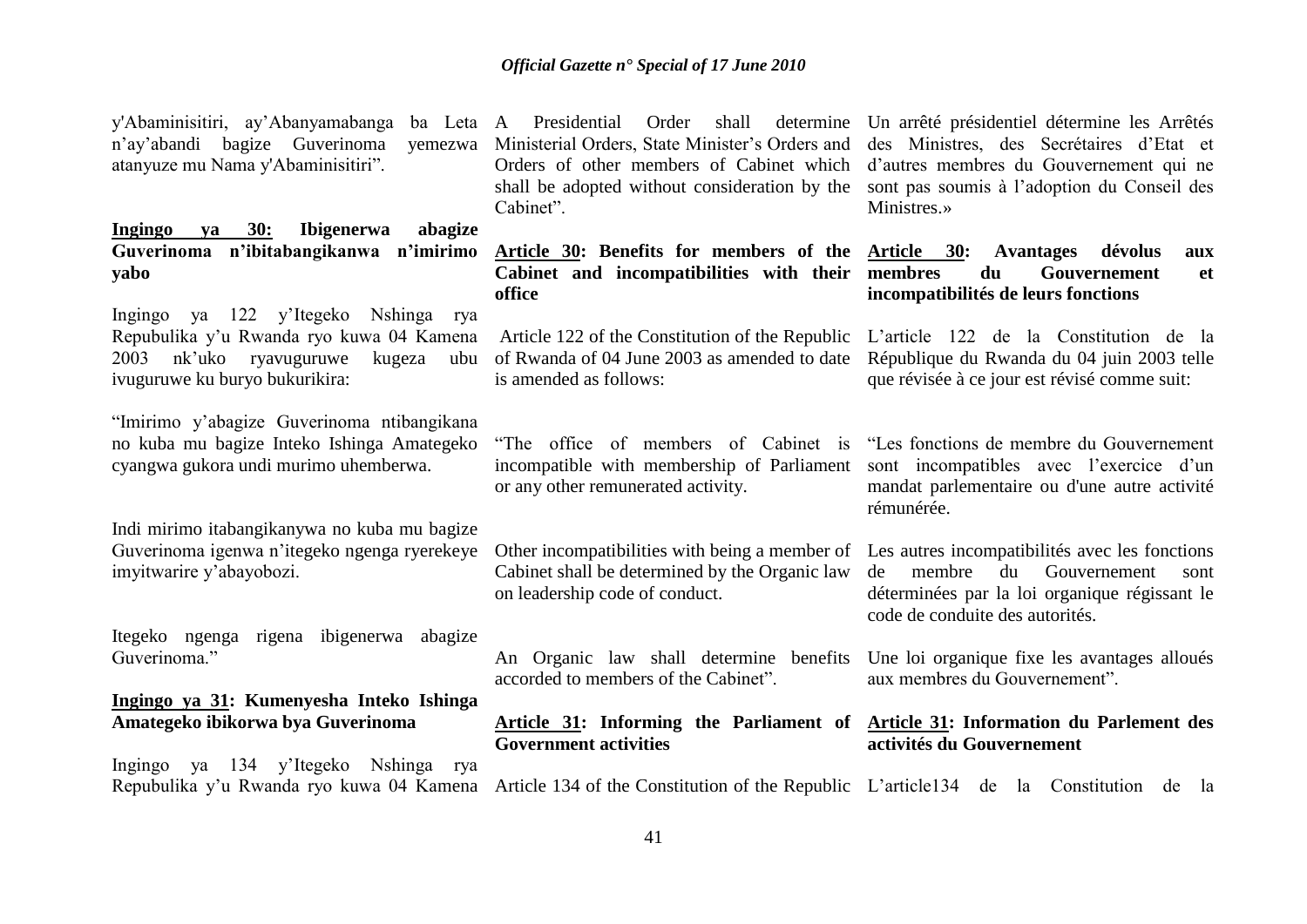y'Abaminisitiri, ay'Abanyamabanga ba Leta n'ay'abandi bagize Guverinoma yemezwa atanyuze mu Nama y'Abaminisitiri".

**Ingingo ya 30: Ibigenerwa abagize Guverinoma n'ibitabangikanwa n'imirimo yabo**

Ingingo ya 122 y'Itegeko Nshinga rya Repubulika y'u Rwanda ryo kuwa 04 Kamena 2003 nk'uko ryavuguruwe kugeza ubu ivuguruwe ku buryo bukurikira:

"Imirimo y'abagize Guverinoma ntibangikana no kuba mu bagize Inteko Ishinga Amategeko cyangwa gukora undi murimo uhemberwa.

Indi mirimo itabangikanywa no kuba mu bagize Guverinoma igenwa n'itegeko ngenga ryerekeye imyitwarire y'abayobozi.

Itegeko ngenga rigena ibigenerwa abagize Guverinoma."

**Ingingo ya 31: Kumenyesha Inteko Ishinga Amategeko ibikorwa bya Guverinoma**

Ingingo ya 134 y'Itegeko Nshinga rya Repubulika y'u Rwanda ryo kuwa 04 Kamena

A Presidential Order shall determine Ministerial Orders, State Minister's Orders and Orders of other members of Cabinet which shall be adopted without consideration by the Cabinet".

**Article 30: Benefits for members of the Cabinet and incompatibilities with their office**

Article 122 of the Constitution of the Republic of Rwanda of 04 June 2003 as amended to date is amended as follows:

"The office of members of Cabinet is incompatible with membership of Parliament or any other remunerated activity.

Other incompatibilities with being a member of Cabinet shall be determined by the Organic law on leadership code of conduct.

An Organic law shall determine benefits accorded to members of the Cabinet".

**Article 31: Informing the Parliament of Government activities**

Article 134 of the Constitution of the Republic

Un arrêté présidentiel détermine les Arrêtés des Ministres, des Secrétaires d'Etat et d'autres membres du Gouvernement qui ne sont pas soumis à l'adoption du Conseil des Ministres.»

**Article 30: Avantages dévolus aux membres du Gouvernement et incompatibilités de leurs fonctions**

L'article 122 de la Constitution de la République du Rwanda du 04 juin 2003 telle que révisée à ce jour est révisé comme suit:

"Les fonctions de membre du Gouvernement sont incompatibles avec l'exercice d'un mandat parlementaire ou d'une autre activité rémunérée.

Les autres incompatibilités avec les fonctions de membre du Gouvernement sont déterminées par la loi organique régissant le code de conduite des autorités.

Une loi organique fixe les avantages alloués aux membres du Gouvernement".

**Article 31: Information du Parlement des activités du Gouvernement**

L'article134 de la Constitution de la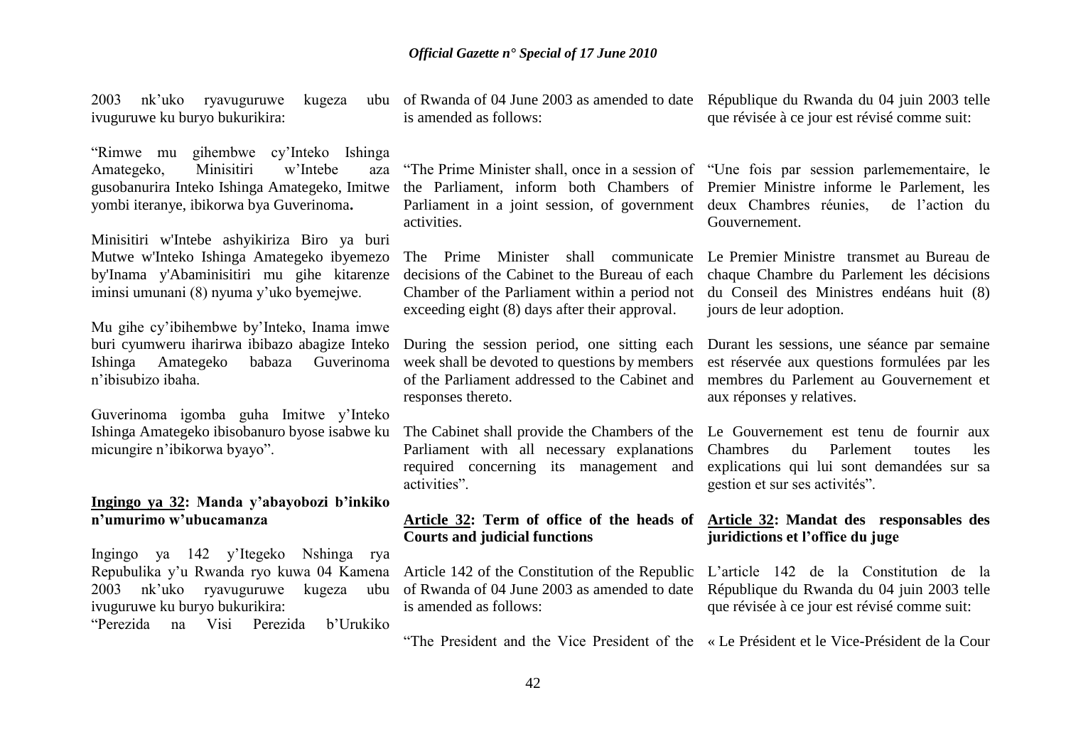2003 nk'uko ryavuguruwe kugeza ubu ivuguruwe ku buryo bukurikira:

"Rimwe mu gihembwe cy'Inteko Ishinga Amategeko, Minisitiri w'Intebe aza gusobanurira Inteko Ishinga Amategeko, Imitwe yombi iteranye, ibikorwa bya Guverinoma**.**

Minisitiri w'Intebe ashyikiriza Biro ya buri Mutwe w'Inteko Ishinga Amategeko ibyemezo by'Inama y'Abaminisitiri mu gihe kitarenze iminsi umunani (8) nyuma y'uko byemejwe.

Mu gihe cy'ibihembwe by'Inteko, Inama imwe buri cyumweru iharirwa ibibazo abagize Inteko Ishinga Amategeko babaza Guverinoma n'ibisubizo ibaha.

Guverinoma igomba guha Imitwe y'Inteko Ishinga Amategeko ibisobanuro byose isabwe ku micungire n'ibikorwa byayo".

**Ingingo ya 32: Manda y'abayobozi b'inkiko n'umurimo w'ubucamanza**

Ingingo ya 142 y'Itegeko Nshinga rya Repubulika y'u Rwanda ryo kuwa 04 Kamena 2003 nk'uko ryavuguruwe kugeza ubu ivuguruwe ku buryo bukurikira:

"Perezida na Visi Perezida b'Urukiko

of Rwanda of 04 June 2003 as amended to date is amended as follows:

"The Prime Minister shall, once in a session of the Parliament, inform both Chambers of Parliament in a joint session, of government activities.

The Prime Minister shall communicate decisions of the Cabinet to the Bureau of each Chamber of the Parliament within a period not exceeding eight (8) days after their approval.

During the session period, one sitting each week shall be devoted to questions by members of the Parliament addressed to the Cabinet and responses thereto.

The Cabinet shall provide the Chambers of the Parliament with all necessary explanations required concerning its management and activities".

**Article 32: Term of office of the heads of Courts and judicial functions**

Article 142 of the Constitution of the Republic of Rwanda of 04 June 2003 as amended to date is amended as follows:

"The President and the Vice President of the

République du Rwanda du 04 juin 2003 telle que révisée à ce jour est révisé comme suit:

"Une fois par session parlemementaire, le Premier Ministre informe le Parlement, les deux Chambres réunies, de l'action du Gouvernement.

Le Premier Ministre transmet au Bureau de chaque Chambre du Parlement les décisions du Conseil des Ministres endéans huit (8) jours de leur adoption.

Durant les sessions, une séance par semaine est réservée aux questions formulées par les membres du Parlement au Gouvernement et aux réponses y relatives.

Le Gouvernement est tenu de fournir aux Chambres du Parlement toutes les explications qui lui sont demandées sur sa gestion et sur ses activités".

**Article 32: Mandat des responsables des juridictions et l'office du juge**

L'article 142 de la Constitution de la République du Rwanda du 04 juin 2003 telle que révisée à ce jour est révisé comme suit:

« Le Président et le Vice-Président de la Cour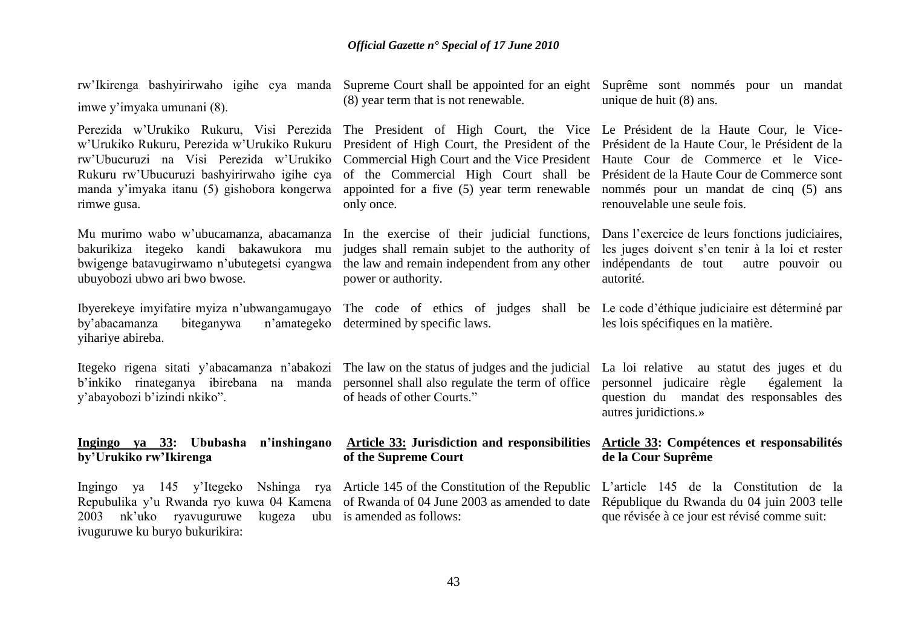rw'Ikirenga bashyirirwaho igihe cya manda imwe y'imyaka umunani (8).

Perezida w'Urukiko Rukuru, Visi Perezida w'Urukiko Rukuru, Perezida w'Urukiko Rukuru rw'Ubucuruzi na Visi Perezida w'Urukiko Rukuru rw'Ubucuruzi bashyirirwaho igihe cya manda y'imyaka itanu (5) gishobora kongerwa rimwe gusa.

Mu murimo wabo w'ubucamanza, abacamanza bakurikiza itegeko kandi bakawukora mu bwigenge batavugirwamo n'ubutegetsi cyangwa ubuyobozi ubwo ari bwo bwose.

Ibyerekeye imyifatire myiza n'ubwangamugayo by'abacamanza biteganywa n'amategeko yihariye abireba.

Itegeko rigena sitati y'abacamanza n'abakozi b'inkiko rinateganya ibirebana na manda y'abayobozi b'izindi nkiko".

## Ingingo ya 33: Ububasha n'inshingano by'Urukiko rw'Ikirenga

Ingingo ya 145 y'Itegeko Nshinga rya Repubulika y'u Rwanda ryo kuwa 04 Kamena 2003 nk'uko ryavuguruwe kugeza ubu ivuguruwe ku buryo bukurikira:

Supreme Court shall be appointed for an eight (8) year term that is not renewable.

The President of High Court, the Vice President of High Court, the President of the Commercial High Court and the Vice President of the Commercial High Court shall be appointed for a five (5) year term renewable only once.

In the exercise of their judicial functions, judges shall remain subjet to the authority of the law and remain independent from any other power or authority.

The code of ethics of judges shall be determined by specific laws.

The law on the status of judges and the judicial personnel shall also regulate the term of office of heads of other Courts."

## Article 33: Jurisdiction and responsibilities of the Supreme Court

Article 145 of the Constitution of the Republic of Rwanda of 04 June 2003 as amended to date is amended as follows:

Suprême sont nommés pour un mandat unique de huit (8) ans.

Le Président de la Haute Cour, le Vice-Président de la Haute Cour, le Président de la Haute Cour de Commerce et le Vice-Président de la Haute Cour de Commerce sont nommés pour un mandat de cinq (5) ans renouvelable une seule fois.

Dans l'exercice de leurs fonctions judiciaires, les juges doivent s'en tenir à la loi et rester indépendants de tout autre pouvoir ou autorité.

Le code d'éthique judiciaire est déterminé par les lois spécifiques en la matière.

La loi relative au statut des juges et du personnel judicaire règle également la question du mandat des responsables des autres juridictions.»

## Article 33: Compétences et responsabilités de la Cour Suprême

L'article 145 de la Constitution de la République du Rwanda du 04 juin 2003 telle que révisée à ce jour est révisé comme suit: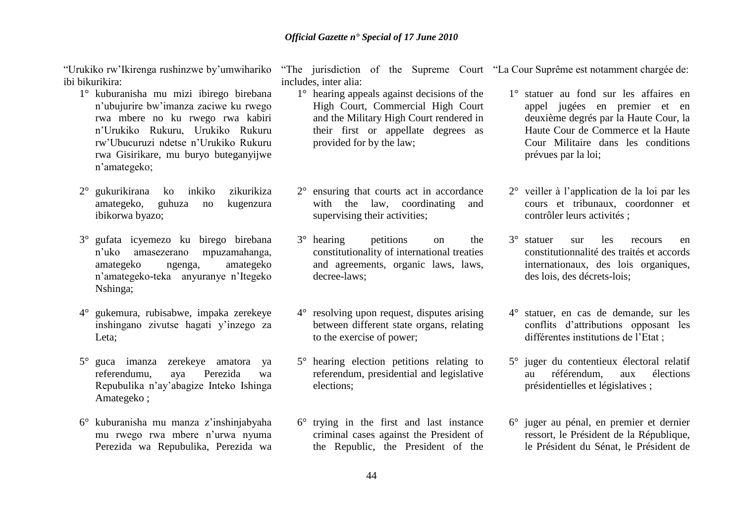"Urukiko rw'Ikirenga rushinzwe by'umwihariko ibi bikurikira:

1° kuburanisha mu mizi ibirego birebana n'ubujurire bw'imanza zaciwe ku rwego rwa mbere no ku rwego rwa kabiri n'Urukiko Rukuru, Urukiko Rukuru rw'Ubucuruzi ndetse n'Urukiko Rukuru rwa Gisirikare, mu buryo buteganyijwe n'amategeko;

2° gukurikirana ko inkiko zikurikiza amategeko, guhuza no kugenzura ibikorwa byazo;

3° gufata icyemezo ku birego birebana n'uko amasezerano mpuzamahanga, amategeko ngenga, amategeko n'amategeko-teka anyuranye n'Itegeko Nshinga;

4° gukemura, rubisabwe, impaka zerekeye inshingano zivutse hagati y'inzego za Leta;

5° guca imanza zerekeye amatora ya referendumu, aya Perezida wa Repubulika n'ay'abagize Inteko Ishinga Amategeko ;

6° kuburanisha mu manza z'inshinjabyaha mu rwego rwa mbere n'urwa nyuma Perezida wa Repubulika, Perezida wa

"The jurisdiction of the Supreme Court includes, inter alia:

1° hearing appeals against decisions of the High Court, Commercial High Court and the Military High Court rendered in their first or appellate degrees as provided for by the law;

2° ensuring that courts act in accordance with the law, coordinating and supervising their activities;

3° hearing petitions on the constitutionality of international treaties and agreements, organic laws, laws, decree-laws;

4° resolving upon request, disputes arising between different state organs, relating to the exercise of power;

5° hearing election petitions relating to referendum, presidential and legislative elections;

6° trying in the first and last instance criminal cases against the President of the Republic, the President of the

"La Cour Suprême est notamment chargée de:

1° statuer au fond sur les affaires en appel jugées en premier et en deuxième degrés par la Haute Cour, la Haute Cour de Commerce et la Haute Cour Militaire dans les conditions prévues par la loi;

2° veiller à l'application de la loi par les cours et tribunaux, coordonner et contrôler leurs activités ;

3° statuer sur les recours en constitutionnalité des traités et accords internationaux, des lois organiques, des lois, des décrets-lois;

4° statuer, en cas de demande, sur les conflits d'attributions opposant les différentes institutions de l'Etat ;

5° juger du contentieux électoral relatif au référendum, aux élections présidentielles et législatives ;

6° juger au pénal, en premier et dernier ressort, le Président de la République, le Président du Sénat, le Président de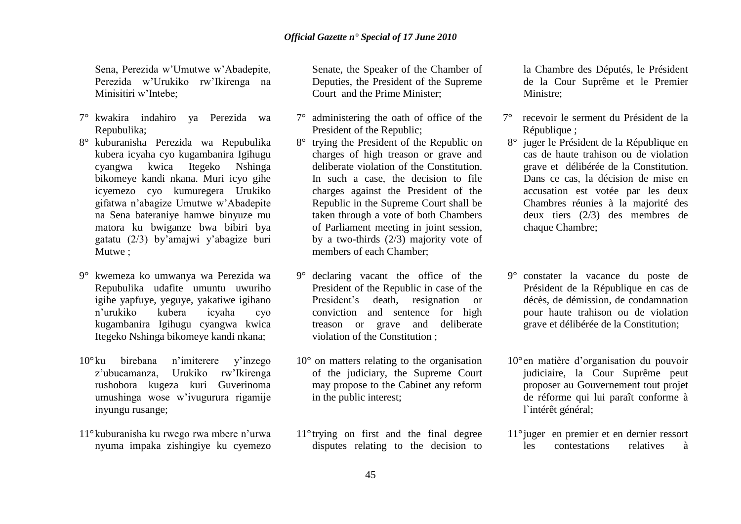Sena, Perezida w'Umutwe w'Abadepite, Perezida w'Urukiko rw'Ikirenga na Minisitiri w'Intebe;

7° kwakira indahiro ya Perezida wa Repubulika;

8° kuburanisha Perezida wa Repubulika kubera icyaha cyo kugambanira Igihugu cyangwa kwica Itegeko Nshinga bikomeye kandi nkana. Muri icyo gihe icyemezo cyo kumuregera Urukiko gifatwa n'abagize Umutwe w'Abadepite na Sena bateraniye hamwe binyuze mu matora ku bwiganze bwa bibiri bya gatatu (2/3) by'amajwi y'abagize buri Mutwe ;

9° kwemeza ko umwanya wa Perezida wa Repubulika udafite umuntu uwuriho igihe yapfuye, yeguye, yakatiwe igihano n'urukiko kubera icyaha cyo kugambanira Igihugu cyangwa kwica Itegeko Nshinga bikomeye kandi nkana;

10° ku birebana n'imiterere y'inzego z'ubucamanza, Urukiko rw'Ikirenga rushobora kugeza kuri Guverinoma umushinga wose w'ivugurura rigamije inyungu rusange;

11° kuburanisha ku rwego rwa mbere n'urwa nyuma impaka zishingiye ku cyemezo

Senate, the Speaker of the Chamber of Deputies, the President of the Supreme Court and the Prime Minister;

7° administering the oath of office of the President of the Republic;

8° trying the President of the Republic on charges of high treason or grave and deliberate violation of the Constitution. In such a case, the decision to file charges against the President of the Republic in the Supreme Court shall be taken through a vote of both Chambers of Parliament meeting in joint session, by a two-thirds (2/3) majority vote of members of each Chamber;

9° declaring vacant the office of the President of the Republic in case of the President's death, resignation or conviction and sentence for high treason or grave and deliberate violation of the Constitution ;

10° on matters relating to the organisation of the judiciary, the Supreme Court may propose to the Cabinet any reform in the public interest;

11° trying on first and the final degree disputes relating to the decision to

la Chambre des Députés, le Président de la Cour Suprême et le Premier Ministre;

7° recevoir le serment du Président de la République ;

8° juger le Président de la République en cas de haute trahison ou de violation grave et délibérée de la Constitution. Dans ce cas, la décision de mise en accusation est votée par les deux Chambres réunies à la majorité des deux tiers (2/3) des membres de chaque Chambre;

9° constater la vacance du poste de Président de la République en cas de décès, de démission, de condamnation pour haute trahison ou de violation grave et délibérée de la Constitution;

10° en matière d'organisation du pouvoir judiciaire, la Cour Suprême peut proposer au Gouvernement tout projet de réforme qui lui paraît conforme à l`intérêt général;

11° juger en premier et en dernier ressort les contestations relatives à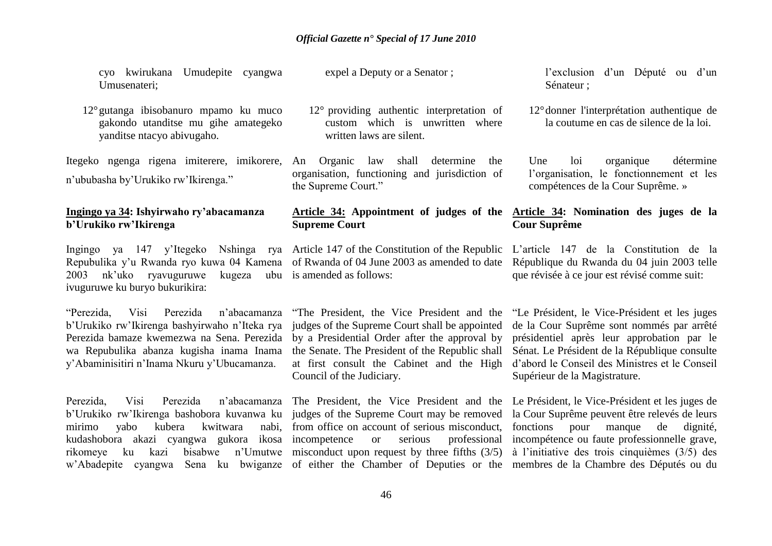cyo kwirukana Umudepite cyangwa Umusenateri;

12° gutanga ibisobanuro mpamo ku muco gakondo utanditse mu gihe amategeko yanditse ntacyo abivugaho.

Itegeko ngenga rigena imiterere, imikorere, n'ububasha by'Urukiko rw'Ikirenga."

**Ingingo ya 34: Ishyirwaho ry'abacamanza b'Urukiko rw'Ikirenga**

Ingingo ya 147 y'Itegeko Nshinga rya Repubulika y'u Rwanda ryo kuwa 04 Kamena 2003 nk'uko ryavuguruwe kugeza ubu ivuguruwe ku buryo bukurikira:

"Perezida, Visi Perezida n'abacamanza b'Urukiko rw'Ikirenga bashyirwaho n'Iteka rya Perezida bamaze kwemezwa na Sena. Perezida wa Repubulika abanza kugisha inama Inama y'Abaminisitiri n'Inama Nkuru y'Ubucamanza.

Perezida, Visi Perezida n'abacamanza b'Urukiko rw'Ikirenga bashobora kuvanwa ku mirimo yabo kubera kwitwara nabi, kudashobora akazi cyangwa gukora ikosa rikomeye ku kazi bisabwe n'Umutwe w'Abadepite cyangwa Sena ku bwiganze

expel a Deputy or a Senator ;

12° providing authentic interpretation of custom which is unwritten where written laws are silent.

An Organic law shall determine the organisation, functioning and jurisdiction of the Supreme Court."

**Article 34: Appointment of judges of the Supreme Court**

Article 147 of the Constitution of the Republic of Rwanda of 04 June 2003 as amended to date is amended as follows:

"The President, the Vice President and the judges of the Supreme Court shall be appointed by a Presidential Order after the approval by the Senate. The President of the Republic shall at first consult the Cabinet and the High Council of the Judiciary.

The President, the Vice President and the judges of the Supreme Court may be removed from office on account of serious misconduct, incompetence or serious professional misconduct upon request by three fifths (3/5) of either the Chamber of Deputies or the

l'exclusion d'un Député ou d'un Sénateur ;

12° donner l'interprétation authentique de la coutume en cas de silence de la loi.

Une loi organique détermine l'organisation, le fonctionnement et les compétences de la Cour Suprême. »

**Article 34: Nomination des juges de la Cour Suprême**

L'article 147 de la Constitution de la République du Rwanda du 04 juin 2003 telle que révisée à ce jour est révisé comme suit:

"Le Président, le Vice-Président et les juges de la Cour Suprême sont nommés par arrêté présidentiel après leur approbation par le Sénat. Le Président de la République consulte d'abord le Conseil des Ministres et le Conseil Supérieur de la Magistrature.

Le Président, le Vice-Président et les juges de la Cour Suprême peuvent être relevés de leurs fonctions pour manque de dignité, incompétence ou faute professionnelle grave, à l'initiative des trois cinquièmes (3/5) des membres de la Chambre des Députés ou du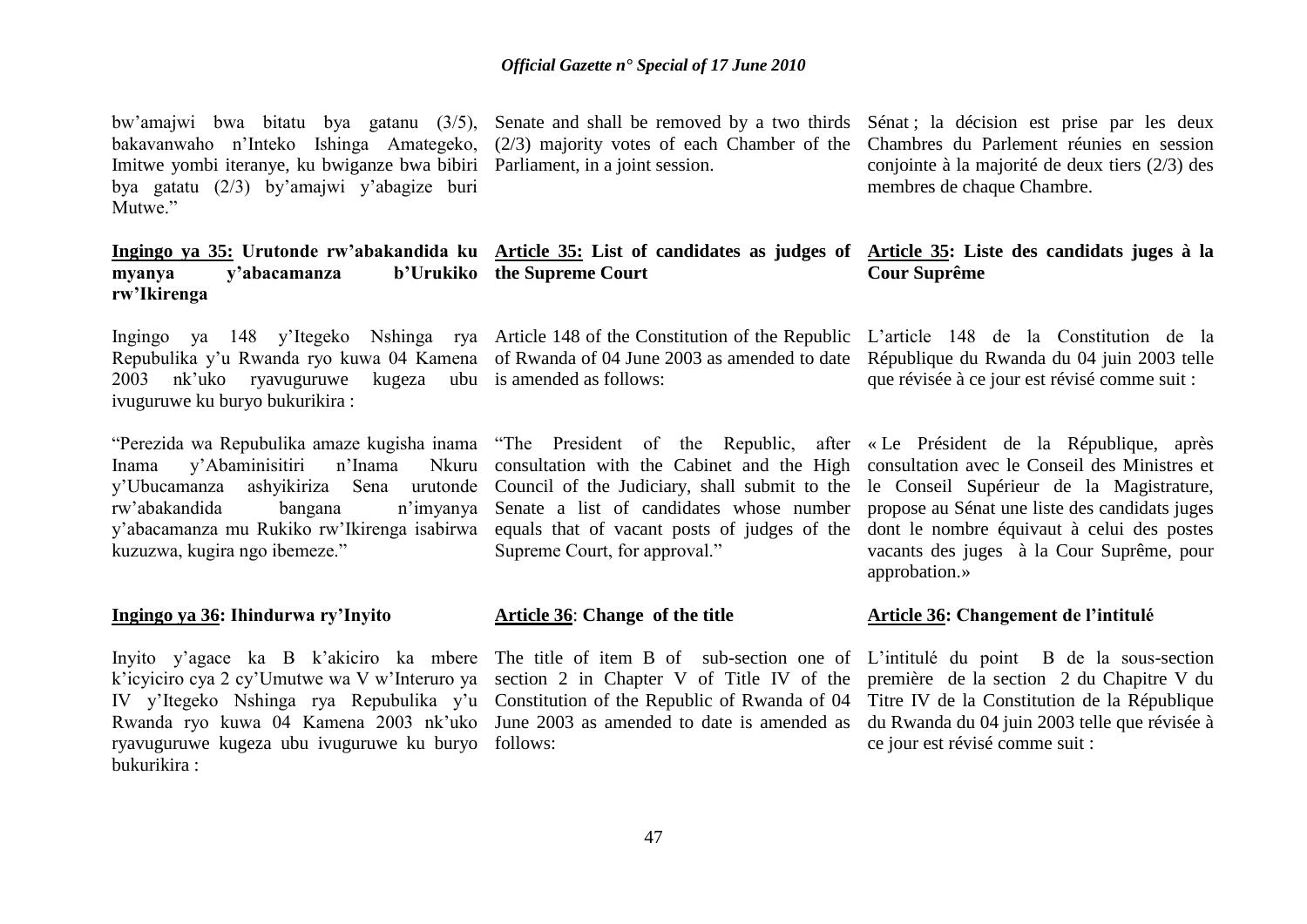bw'amajwi bwa bitatu bya gatanu (3/5), bakavanwaho n'Inteko Ishinga Amategeko, Imitwe yombi iteranye, ku bwiganze bwa bibiri bya gatatu (2/3) by'amajwi y'abagize buri Mutwe."

Senate and shall be removed by a two thirds (2/3) majority votes of each Chamber of the Parliament, in a joint session.

Sénat ; la décision est prise par les deux Chambres du Parlement réunies en session conjointe à la majorité de deux tiers (2/3) des membres de chaque Chambre.

**Ingingo ya 35: Urutonde rw'abakandida ku myanya y'abacamanza b'Urukiko rw'Ikirenga**

Ingingo ya 148 y'Itegeko Nshinga rya Repubulika y'u Rwanda ryo kuwa 04 Kamena 2003 nk'uko ryavuguruwe kugeza ubu ivuguruwe ku buryo bukurikira :

"Perezida wa Repubulika amaze kugisha inama Inama y'Abaminisitiri n'Inama Nkuru y'Ubucamanza ashyikiriza Sena urutonde rw'abakandida bangana n'imyanya y'abacamanza mu Rukiko rw'Ikirenga isabirwa kuzuzwa, kugira ngo ibemeze."

**Article 35: List of candidates as judges of the Supreme Court**

Article 148 of the Constitution of the Republic of Rwanda of 04 June 2003 as amended to date is amended as follows:

"The President of the Republic, after consultation with the Cabinet and the High Council of the Judiciary, shall submit to the Senate a list of candidates whose number equals that of vacant posts of judges of the Supreme Court, for approval."

**Article 35: Liste des candidats juges à la Cour Suprême**

L'article 148 de la Constitution de la République du Rwanda du 04 juin 2003 telle que révisée à ce jour est révisé comme suit :

« Le Président de la République, après consultation avec le Conseil des Ministres et le Conseil Supérieur de la Magistrature, propose au Sénat une liste des candidats juges dont le nombre équivaut à celui des postes vacants des juges à la Cour Suprême, pour approbation.»

**Ingingo ya 36: Ihindurwa ry'Inyito**

Inyito y'agace ka B k'akiciro ka mbere k'icyiciro cya 2 cy'Umutwe wa V w'Interuro ya IV y'Itegeko Nshinga rya Repubulika y'u Rwanda ryo kuwa 04 Kamena 2003 nk'uko ryavuguruwe kugeza ubu ivuguruwe ku buryo bukurikira :

**Article 36: Change of the title**

The title of item B of sub-section one of section 2 in Chapter V of Title IV of the Constitution of the Republic of Rwanda of 04 June 2003 as amended to date is amended as follows:

**Article 36: Changement de l'intitulé**

L'intitulé du point B de la sous-section première de la section 2 du Chapitre V du Titre IV de la Constitution de la République du Rwanda du 04 juin 2003 telle que révisée à ce jour est révisé comme suit :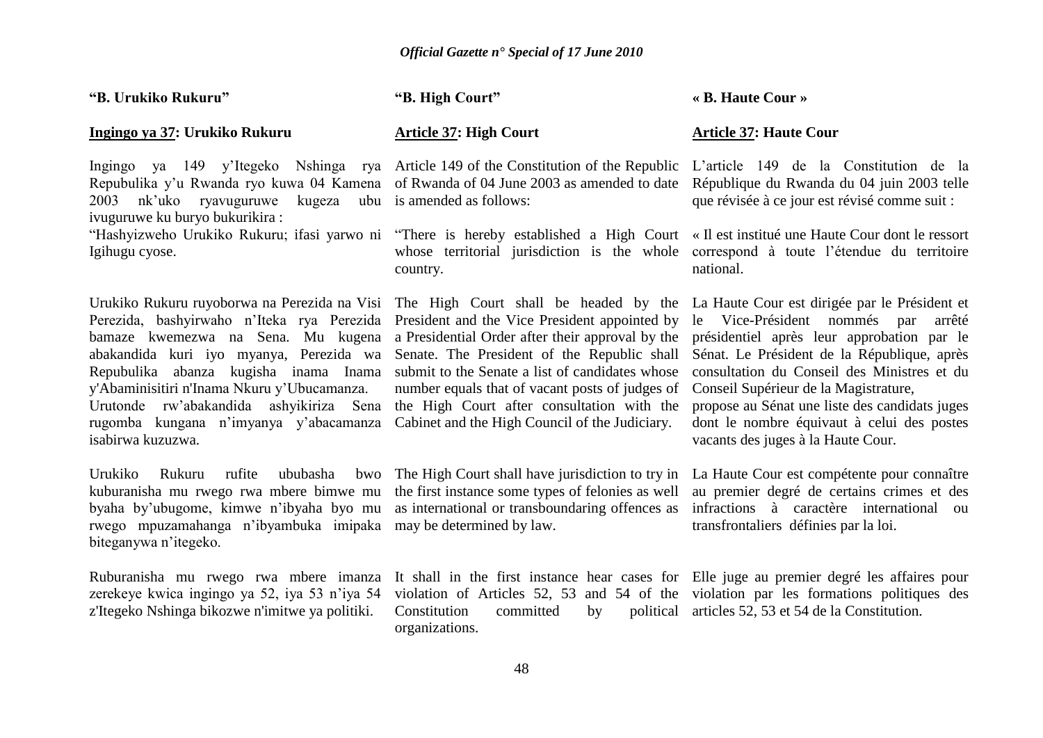**“B. Urukiko Rukuru”**

**Ingingo ya 37: Urukiko Rukuru**

Ingingo ya 149 y’Itegeko Nshinga rya Repubulika y’u Rwanda ryo kuwa 04 Kamena 2003 nk’uko ryavuguruwe kugeza ubu ivuguruwe ku buryo bukurikira :

“Hashyizweho Urukiko Rukuru; ifasi yarwo ni Igihugu cyose.

Urukiko Rukuru ruyoborwa na Perezida na Visi Perezida, bashyirwaho n’Iteka rya Perezida bamaze kwemezwa na Sena. Mu kugena abakandida kuri iyo myanya, Perezida wa Repubulika abanza kugisha inama Inama y'Abaminisitiri n'Inama Nkuru y’Ubucamanza. Urutonde rw’abakandida ashyikiriza Sena rugomba kungana n’imyanya y’abacamanza isabirwa kuzuzwa.

Urukiko Rukuru rufite ububasha bwo kuburanisha mu rwego rwa mbere bimwe mu byaha by’ubugome, kimwe n’ibyaha byo mu rwego mpuzamahanga n’ibyambuka imipaka biteganywa n’itegeko.

Ruburanisha mu rwego rwa mbere imanza zerekeye kwica ingingo ya 52, iya 53 n’iya 54 z'Itegeko Nshinga bikozwe n'imitwe ya politiki.

**“B. High Court”**

**Article 37: High Court**

Article 149 of the Constitution of the Republic of Rwanda of 04 June 2003 as amended to date is amended as follows:

“There is hereby established a High Court whose territorial jurisdiction is the whole country.

The High Court shall be headed by the President and the Vice President appointed by a Presidential Order after their approval by the Senate. The President of the Republic shall submit to the Senate a list of candidates whose number equals that of vacant posts of judges of the High Court after consultation with the Cabinet and the High Council of the Judiciary.

The High Court shall have jurisdiction to try in the first instance some types of felonies as well as international or transboundaring offences as may be determined by law.

It shall in the first instance hear cases for violation of Articles 52, 53 and 54 of the Constitution committed by political organizations.

**« B. Haute Cour »**

**Article 37: Haute Cour**

L’article 149 de la Constitution de la République du Rwanda du 04 juin 2003 telle que révisée à ce jour est révisé comme suit :

« Il est institué une Haute Cour dont le ressort correspond à toute l’étendue du territoire national.

La Haute Cour est dirigée par le Président et le Vice-Président nommés par arrêté présidentiel après leur approbation par le Sénat. Le Président de la République, après consultation du Conseil des Ministres et du Conseil Supérieur de la Magistrature, propose au Sénat une liste des candidats juges dont le nombre équivaut à celui des postes vacants des juges à la Haute Cour.

La Haute Cour est compétente pour connaître au premier degré de certains crimes et des infractions à caractère international ou transfrontaliers définies par la loi.

Elle juge au premier degré les affaires pour violation par les formations politiques des articles 52, 53 et 54 de la Constitution.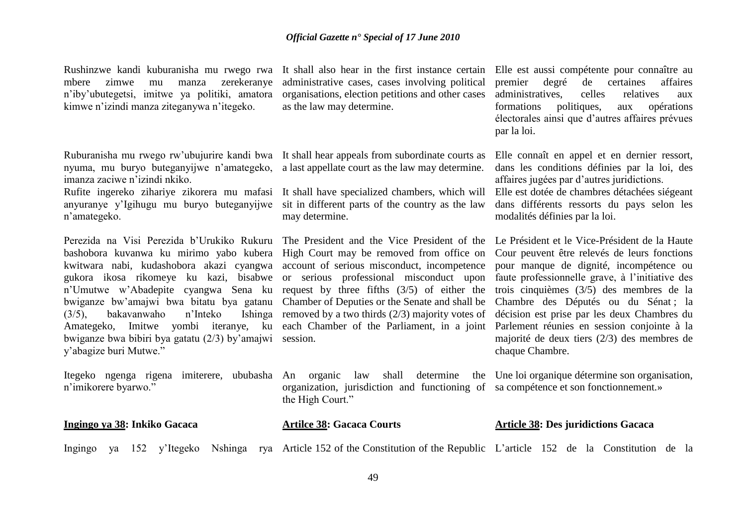Rushinzwe kandi kuburanisha mu rwego rwa mbere zimwe mu manza zerekeranye n'iby'ubutegetsi, imitwe ya politiki, amatora kimwe n'izindi manza ziteganywa n'itegeko.

Ruburanisha mu rwego rw'ubujurire kandi bwa nyuma, mu buryo buteganyijwe n'amategeko, imanza zaciwe n'izindi nkiko.

Rufite ingereko zihariye zikorera mu mafasi anyuranye y'Igihugu mu buryo buteganyijwe n'amategeko.

Perezida na Visi Perezida b'Urukiko Rukuru bashobora kuvanwa ku mirimo yabo kubera kwitwara nabi, kudashobora akazi cyangwa gukora ikosa rikomeye ku kazi, bisabwe n'Umutwe w'Abadepite cyangwa Sena ku bwiganze bw'amajwi bwa bitatu bya gatanu (3/5), bakavanwaho n'Inteko Ishinga Amategeko, Imitwe yombi iteranye, ku bwiganze bwa bibiri bya gatatu (2/3) by'amajwi y'abagize buri Mutwe."

Itegeko ngenga rigena imiterere, ububasha n'imikorere byarwo."

**Ingingo ya 38: Inkiko Gacaca**

Ingingo ya 152 y'Itegeko Nshinga rya

It shall also hear in the first instance certain administrative cases, cases involving political organisations, election petitions and other cases as the law may determine.

It shall hear appeals from subordinate courts as a last appellate court as the law may determine.

It shall have specialized chambers, which will sit in different parts of the country as the law may determine.

The President and the Vice President of the High Court may be removed from office on account of serious misconduct, incompetence or serious professional misconduct upon request by three fifths (3/5) of either the Chamber of Deputies or the Senate and shall be removed by a two thirds (2/3) majority votes of each Chamber of the Parliament, in a joint session.

An organic law shall determine the organization, jurisdiction and functioning of the High Court."

**Artilce 38: Gacaca Courts**

Article 152 of the Constitution of the Republic

Elle est aussi compétente pour connaître au premier degré de certaines affaires administratives, celles relatives aux formations politiques, aux opérations électorales ainsi que d'autres affaires prévues par la loi.

Elle connaît en appel et en dernier ressort, dans les conditions définies par la loi, des affaires jugées par d'autres juridictions.

Elle est dotée de chambres détachées siégeant dans différents ressorts du pays selon les modalités définies par la loi.

Le Président et le Vice-Président de la Haute Cour peuvent être relevés de leurs fonctions pour manque de dignité, incompétence ou faute professionnelle grave, à l'initiative des trois cinquièmes (3/5) des membres de la Chambre des Députés ou du Sénat ; la décision est prise par les deux Chambres du Parlement réunies en session conjointe à la majorité de deux tiers (2/3) des membres de chaque Chambre.

Une loi organique détermine son organisation, sa compétence et son fonctionnement.»

**Article 38: Des juridictions Gacaca**

L'article 152 de la Constitution de la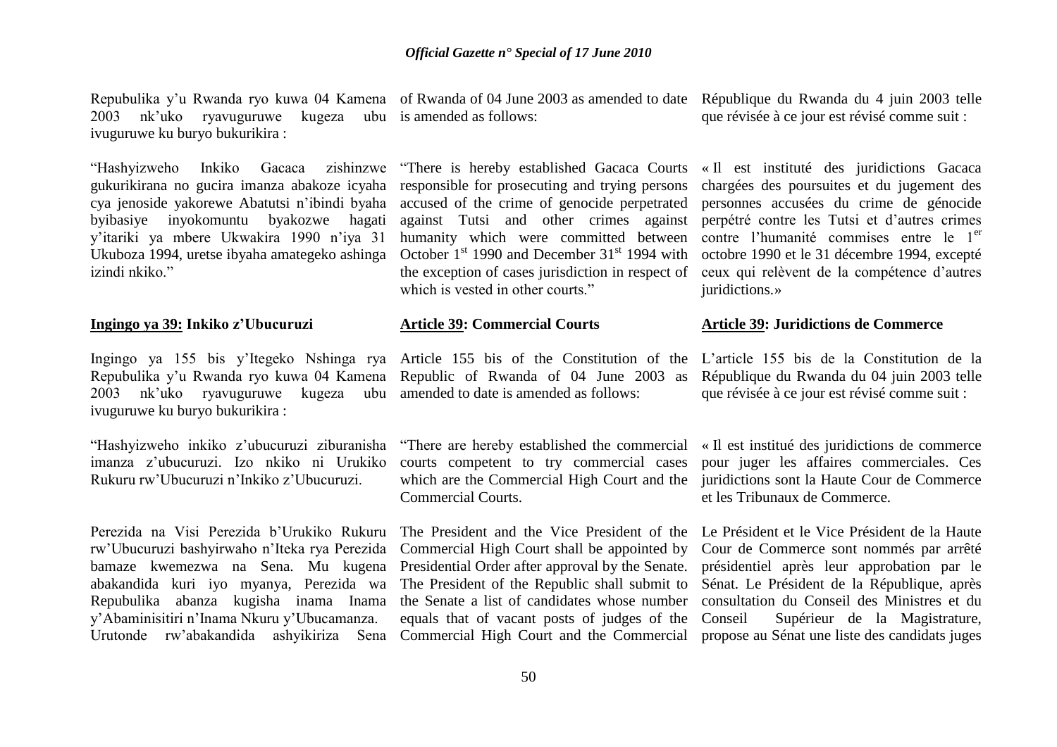Repubulika y'u Rwanda ryo kuwa 04 Kamena 2003 nk'uko ryavuguruwe kugeza ubu ivuguruwe ku buryo bukurikira :

"Hashyizweho Inkiko Gacaca zishinzwe gukurikirana no gucira imanza abakoze icyaha cya jenoside yakorewe Abatutsi n'ibindi byaha byibasiye inyokomuntu byakozwe hagati y'itariki ya mbere Ukwakira 1990 n'iya 31 Ukuboza 1994, uretse ibyaha amategeko ashinga izindi nkiko."

## Ingingo ya 39: Inkiko z'Ubucuruzi

Ingingo ya 155 bis y'Itegeko Nshinga rya Repubulika y'u Rwanda ryo kuwa 04 Kamena 2003 nk'uko ryavuguruwe kugeza ubu ivuguruwe ku buryo bukurikira :

"Hashyizweho inkiko z'ubucuruzi ziburanisha imanza z'ubucuruzi. Izo nkiko ni Urukiko Rukuru rw'Ubucuruzi n'Inkiko z'Ubucuruzi.

Perezida na Visi Perezida b'Urukiko Rukuru rw'Ubucuruzi bashyirwaho n'Iteka rya Perezida bamaze kwemezwa na Sena. Mu kugena abakandida kuri iyo myanya, Perezida wa Repubulika abanza kugisha inama Inama y'Abaminisitiri n'Inama Nkuru y'Ubucamanza. Urutonde rw'abakandida ashyikiriza Sena

of Rwanda of 04 June 2003 as amended to date is amended as follows:

"There is hereby established Gacaca Courts responsible for prosecuting and trying persons accused of the crime of genocide perpetrated against Tutsi and other crimes against humanity which were committed between October 1st 1990 and December 31st 1994 with the exception of cases jurisdiction in respect of which is vested in other courts."

## Article 39: Commercial Courts

Article 155 bis of the Constitution of the Republic of Rwanda of 04 June 2003 as amended to date is amended as follows:

"There are hereby established the commercial courts competent to try commercial cases which are the Commercial High Court and the Commercial Courts.

The President and the Vice President of the Commercial High Court shall be appointed by Presidential Order after approval by the Senate. The President of the Republic shall submit to the Senate a list of candidates whose number equals that of vacant posts of judges of the Commercial High Court and the Commercial

République du Rwanda du 4 juin 2003 telle que révisée à ce jour est révisé comme suit :

« Il est institué des juridictions Gacaca chargées des poursuites et du jugement des personnes accusées du crime de génocide perpétré contre les Tutsi et d'autres crimes contre l'humanité commises entre le 1er octobre 1990 et le 31 décembre 1994, excepté ceux qui relèvent de la compétence d'autres juridictions.»

## Article 39: Juridictions de Commerce

L'article 155 bis de la Constitution de la République du Rwanda du 04 juin 2003 telle que révisée à ce jour est révisé comme suit :

« Il est institué des juridictions de commerce pour juger les affaires commerciales. Ces juridictions sont la Haute Cour de Commerce et les Tribunaux de Commerce.

Le Président et le Vice Président de la Haute Cour de Commerce sont nommés par arrêté présidentiel après leur approbation par le Sénat. Le Président de la République, après consultation du Conseil des Ministres et du Conseil Supérieur de la Magistrature, propose au Sénat une liste des candidats juges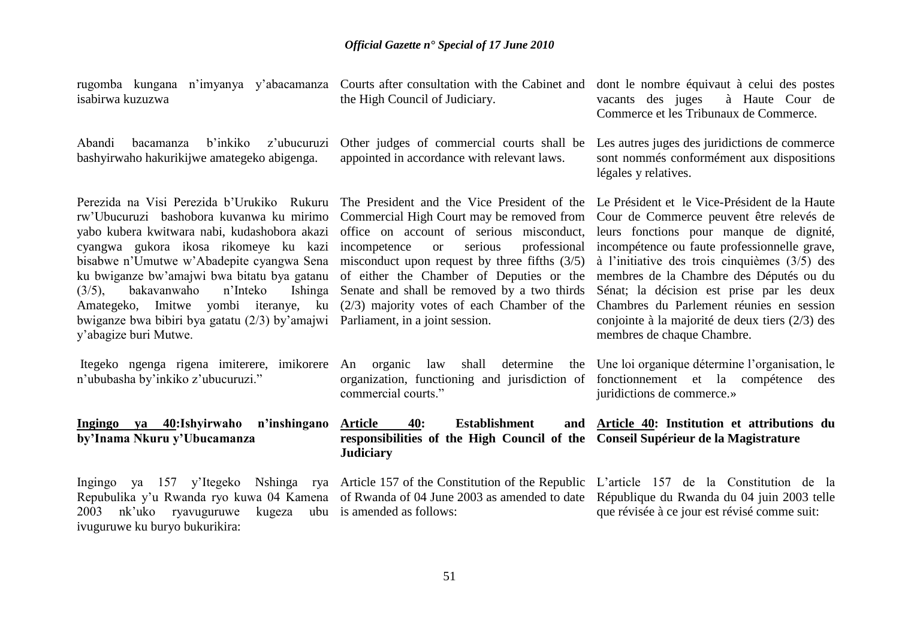rugomba kungana n'imyanya y'abacamanza isabirwa kuzuzwa

Abandi bacamanza b'inkiko z'ubucuruzi bashyirwaho hakurikijwe amategeko abigenga.

Perezida na Visi Perezida b'Urukiko Rukuru rw'Ubucuruzi bashobora kuvanwa ku mirimo yabo kubera kwitwara nabi, kudashobora akazi cyangwa gukora ikosa rikomeye ku kazi bisabwe n'Umutwe w'Abadepite cyangwa Sena ku bwiganze bw'amajwi bwa bitatu bya gatanu (3/5), bakavanwaho n'Inteko Ishinga Amategeko, Imitwe yombi iteranye, ku bwiganze bwa bibiri bya gatatu (2/3) by'amajwi y'abagize buri Mutwe.

Itegeko ngenga rigena imiterere, imikorere n'ububasha by'inkiko z'ubucuruzi."

**Ingingo ya 40:Ishyirwaho n'inshingano by'Inama Nkuru y'Ubucamanza**

Ingingo ya 157 y'Itegeko Nshinga rya Repubulika y'u Rwanda ryo kuwa 04 Kamena 2003 nk'uko ryavuguruwe kugeza ubu ivuguruwe ku buryo bukurikira:

Courts after consultation with the Cabinet and the High Council of Judiciary.

Other judges of commercial courts shall be appointed in accordance with relevant laws.

The President and the Vice President of the Commercial High Court may be removed from office on account of serious misconduct, incompetence or serious professional misconduct upon request by three fifths (3/5) of either the Chamber of Deputies or the Senate and shall be removed by a two thirds (2/3) majority votes of each Chamber of the Parliament, in a joint session.

An organic law shall determine the organization, functioning and jurisdiction of commercial courts."

**Article 40: Establishment and responsibilities of the High Council of the Judiciary**

Article 157 of the Constitution of the Republic of Rwanda of 04 June 2003 as amended to date is amended as follows:

dont le nombre équivaut à celui des postes vacants des juges à Haute Cour de Commerce et les Tribunaux de Commerce.

Les autres juges des juridictions de commerce sont nommés conformément aux dispositions légales y relatives.

Le Président et le Vice-Président de la Haute Cour de Commerce peuvent être relevés de leurs fonctions pour manque de dignité, incompétence ou faute professionnelle grave, à l'initiative des trois cinquièmes (3/5) des membres de la Chambre des Députés ou du Sénat; la décision est prise par les deux Chambres du Parlement réunies en session conjointe à la majorité de deux tiers (2/3) des membres de chaque Chambre.

Une loi organique détermine l'organisation, le fonctionnement et la compétence des juridictions de commerce.»

**Article 40: Institution et attributions du Conseil Supérieur de la Magistrature**

L'article 157 de la Constitution de la République du Rwanda du 04 juin 2003 telle que révisée à ce jour est révisé comme suit: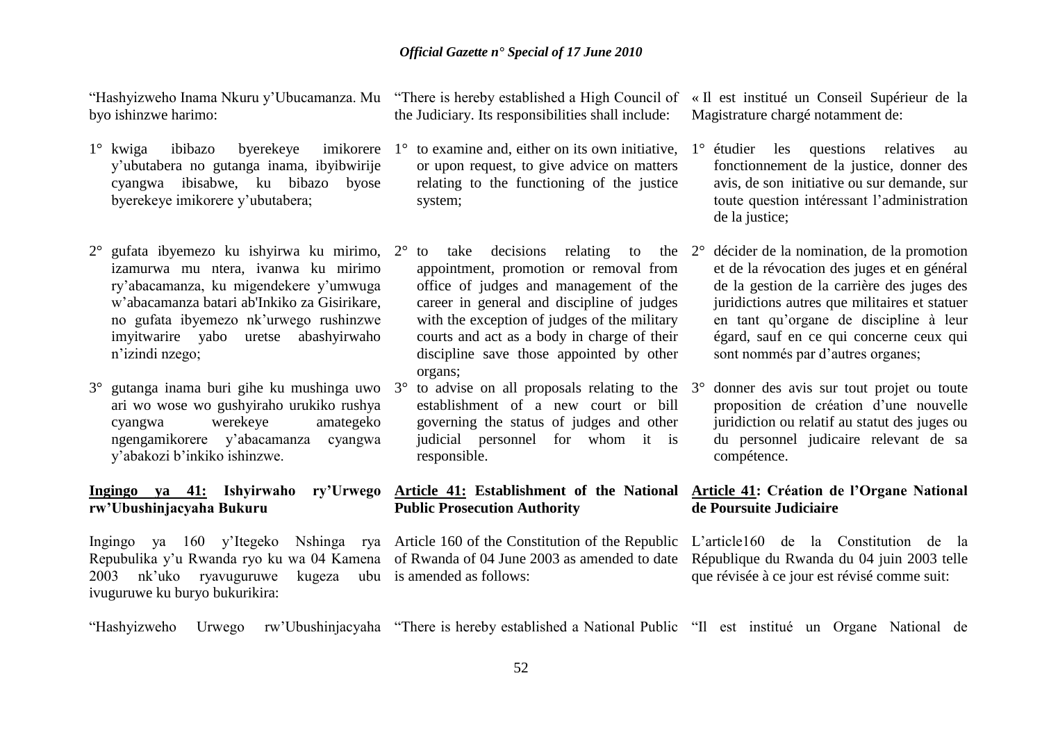"Hashyizweho Inama Nkuru y'Ubucamanza. Mu byo ishinzwe harimo:

1° kwiga ibibazo byerekeye imikorere y'ubutabera no gutanga inama, ibyibwirije cyangwa ibisabwe, ku bibazo byose byerekeye imikorere y'ubutabera;

2° gufata ibyemezo ku ishyirwa ku mirimo, izamurwa mu ntera, ivanwa ku mirimo ry'abacamanza, ku migendekere y'umwuga w'abacamanza batari ab'Inkiko za Gisirikare, no gufata ibyemezo nk'urwego rushinzwe imyitwarire yabo uretse abashyirwaho n'izindi nzego;

3° gutanga inama buri gihe ku mushinga uwo ari wo wose wo gushyiraho urukiko rushya cyangwa werekeye amategeko ngengamikorere y'abacamanza cyangwa y'abakozi b'inkiko ishinzwe.

**Ingingo ya 41: Ishyirwaho ry'Urwego rw'Ubushinjacyaha Bukuru**

Ingingo ya 160 y'Itegeko Nshinga rya Repubulika y'u Rwanda ryo ku wa 04 Kamena 2003 nk'uko ryavuguruwe kugeza ubu ivuguruwe ku buryo bukurikira:

"Hashyizweho Urwego rw'Ubushinjacyaha

"There is hereby established a High Council of the Judiciary. Its responsibilities shall include:

1° to examine and, either on its own initiative, or upon request, to give advice on matters relating to the functioning of the justice system;

2° to take decisions relating to the appointment, promotion or removal from office of judges and management of the career in general and discipline of judges with the exception of judges of the military courts and act as a body in charge of their discipline save those appointed by other organs;

3° to advise on all proposals relating to the establishment of a new court or bill governing the status of judges and other judicial personnel for whom it is responsible.

**Article 41: Establishment of the National Public Prosecution Authority**

Article 160 of the Constitution of the Republic of Rwanda of 04 June 2003 as amended to date is amended as follows:

"There is hereby established a National Public

« Il est institué un Conseil Supérieur de la Magistrature chargé notamment de:

1° étudier les questions relatives au fonctionnement de la justice, donner des avis, de son initiative ou sur demande, sur toute question intéressant l'administration de la justice;

2° décider de la nomination, de la promotion et de la révocation des juges et en général de la gestion de la carrière des juges des juridictions autres que militaires et statuer en tant qu'organe de discipline à leur égard, sauf en ce qui concerne ceux qui sont nommés par d'autres organes;

3° donner des avis sur tout projet ou toute proposition de création d'une nouvelle juridiction ou relatif au statut des juges ou du personnel judicaire relevant de sa compétence.

**Article 41: Création de l'Organe National de Poursuite Judiciaire**

L'article160 de la Constitution de la République du Rwanda du 04 juin 2003 telle que révisée à ce jour est révisé comme suit:

"Il est institué un Organe National de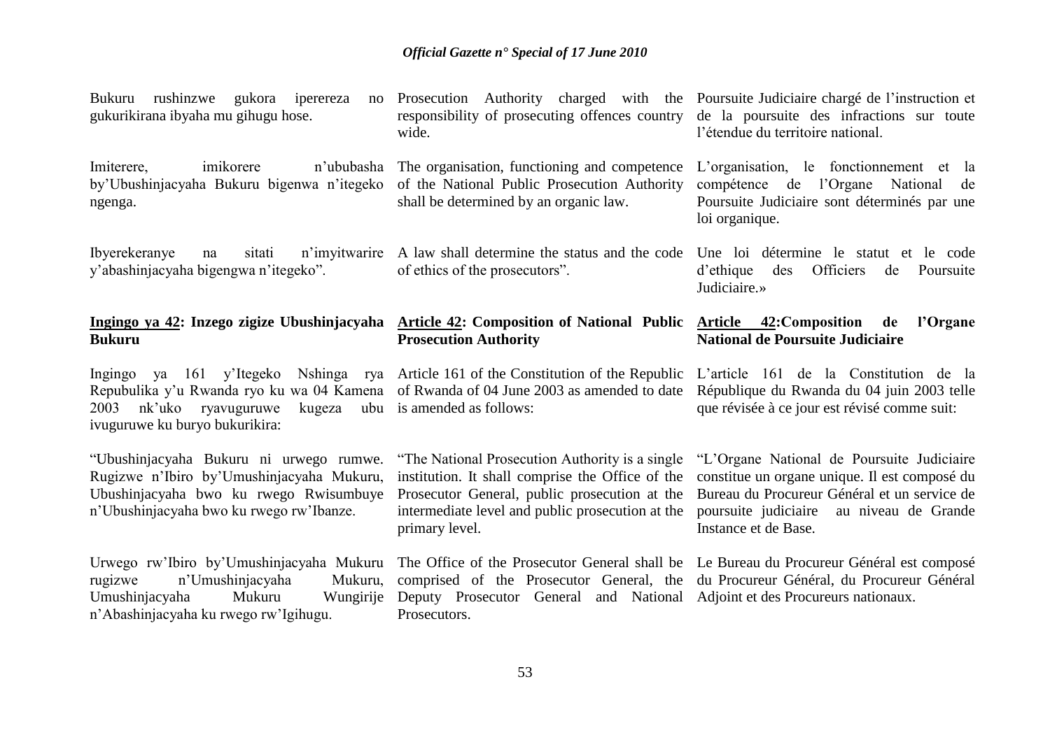Bukuru rushinzwe gukora iperereza no gukurikirana ibyaha mu gihugu hose.

Imiterere, imikorere n'ububasha by'Ubushinjacyaha Bukuru bigenwa n'itegeko ngenga.

Ibyerekeranye na sitati n'imyitwarire y'abashinjacyaha bigengwa n'itegeko".

**Ingingo ya 42: Inzego zigize Ubushinjacyaha Bukuru**

Ingingo ya 161 y'Itegeko Nshinga rya Repubulika y'u Rwanda ryo ku wa 04 Kamena 2003 nk'uko ryavuguruwe kugeza ubu ivuguruwe ku buryo bukurikira:

"Ubushinjacyaha Bukuru ni urwego rumwe. Rugizwe n'Ibiro by'Umushinjacyaha Mukuru, Ubushinjacyaha bwo ku rwego Rwisumbuye n'Ubushinjacyaha bwo ku rwego rw'Ibanze.

Urwego rw'Ibiro by'Umushinjacyaha Mukuru rugizwe n'Umushinjacyaha Mukuru, Umushinjacyaha Mukuru Wungirije n'Abashinjacyaha ku rwego rw'Igihugu.

Prosecution Authority charged with the responsibility of prosecuting offences country wide.

The organisation, functioning and competence of the National Public Prosecution Authority shall be determined by an organic law.

A law shall determine the status and the code of ethics of the prosecutors".

**Article 42: Composition of National Public Prosecution Authority**

Article 161 of the Constitution of the Republic of Rwanda of 04 June 2003 as amended to date is amended as follows:

"The National Prosecution Authority is a single institution. It shall comprise the Office of the Prosecutor General, public prosecution at the intermediate level and public prosecution at the primary level.

The Office of the Prosecutor General shall be comprised of the Prosecutor General, the Deputy Prosecutor General and National Prosecutors.

Poursuite Judiciaire chargé de l'instruction et de la poursuite des infractions sur toute l'étendue du territoire national.

L'organisation, le fonctionnement et la compétence de l'Organe National de Poursuite Judiciaire sont déterminés par une loi organique.

Une loi détermine le statut et le code d'ethique des Officiers de Poursuite Judiciaire.»

**Article 42:Composition de l'Organe National de Poursuite Judiciaire**

L'article 161 de la Constitution de la République du Rwanda du 04 juin 2003 telle que révisée à ce jour est révisé comme suit:

"L'Organe National de Poursuite Judiciaire constitue un organe unique. Il est composé du Bureau du Procureur Général et un service de poursuite judiciaire au niveau de Grande Instance et de Base.

Le Bureau du Procureur Général est composé du Procureur Général, du Procureur Général Adjoint et des Procureurs nationaux.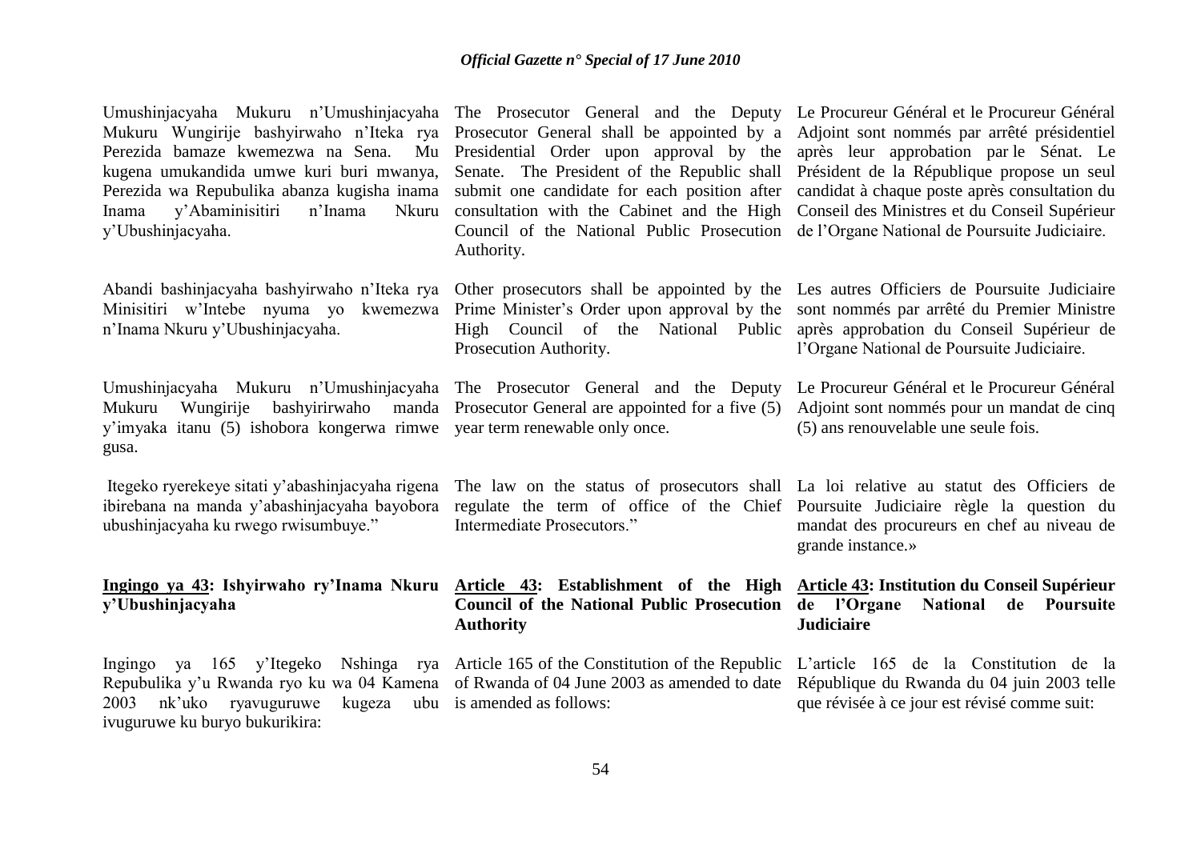Umushinjacyaha Mukuru n'Umushinjacyaha Mukuru Wungirije bashyirwaho n'Iteka rya Perezida bamaze kwemezwa na Sena. Mu kugena umukandida umwe kuri buri mwanya, Perezida wa Repubulika abanza kugisha inama Inama y'Abaminisitiri n'Inama Nkuru y'Ubushinjacyaha.

Abandi bashinjacyaha bashyirwaho n'Iteka rya Minisitiri w'Intebe nyuma yo kwemezwa n'Inama Nkuru y'Ubushinjacyaha.

Umushinjacyaha Mukuru n'Umushinjacyaha Mukuru Wungirije bashyirirwaho manda y'imyaka itanu (5) ishobora kongerwa rimwe gusa.

Itegeko ryerekeye sitati y'abashinjacyaha rigena ibirebana na manda y'abashinjacyaha bayobora ubushinjacyaha ku rwego rwisumbuye."

**Ingingo ya 43: Ishyirwaho ry'Inama Nkuru y'Ubushinjacyaha**

Ingingo ya 165 y'Itegeko Nshinga rya Repubulika y'u Rwanda ryo ku wa 04 Kamena 2003 nk'uko ryavuguruwe kugeza ubu ivuguruwe ku buryo bukurikira:

The Prosecutor General and the Deputy Prosecutor General shall be appointed by a Presidential Order upon approval by the Senate. The President of the Republic shall submit one candidate for each position after consultation with the Cabinet and the High Council of the National Public Prosecution Authority.

Other prosecutors shall be appointed by the Prime Minister's Order upon approval by the High Council of the National Public Prosecution Authority.

The Prosecutor General and the Deputy Prosecutor General are appointed for a five (5) year term renewable only once.

The law on the status of prosecutors shall regulate the term of office of the Chief Intermediate Prosecutors."

**Article 43: Establishment of the High Council of the National Public Prosecution Authority**

Article 165 of the Constitution of the Republic of Rwanda of 04 June 2003 as amended to date is amended as follows:

Le Procureur Général et le Procureur Général Adjoint sont nommés par arrêté présidentiel après leur approbation par le Sénat. Le Président de la République propose un seul candidat à chaque poste après consultation du Conseil des Ministres et du Conseil Supérieur de l'Organe National de Poursuite Judiciaire.

Les autres Officiers de Poursuite Judiciaire sont nommés par arrêté du Premier Ministre après approbation du Conseil Supérieur de l'Organe National de Poursuite Judiciaire.

Le Procureur Général et le Procureur Général Adjoint sont nommés pour un mandat de cinq (5) ans renouvelable une seule fois.

La loi relative au statut des Officiers de Poursuite Judiciaire règle la question du mandat des procureurs en chef au niveau de grande instance.»

**Article 43: Institution du Conseil Supérieur de l'Organe National de Poursuite Judiciaire**

L'article 165 de la Constitution de la République du Rwanda du 04 juin 2003 telle que révisée à ce jour est révisé comme suit: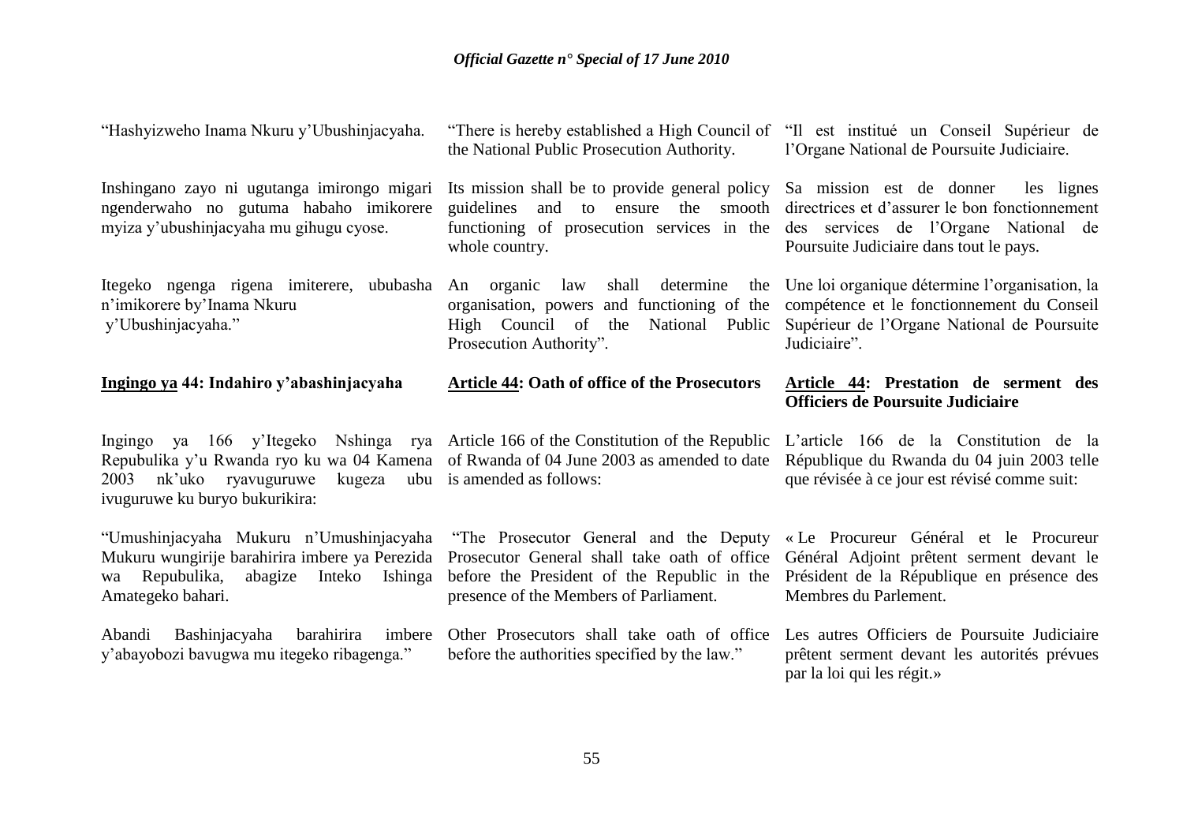"Hashyizweho Inama Nkuru y'Ubushinjacyaha.

Inshingano zayo ni ugutanga imirongo migari ngenderwaho no gutuma habaho imikorere myiza y'ubushinjacyaha mu gihugu cyose.

Itegeko ngenga rigena imiterere, ububasha n'imikorere by'Inama Nkuru y'Ubushinjacyaha."

**Ingingo ya 44: Indahiro y'abashinjacyaha**

Ingingo ya 166 y'Itegeko Nshinga rya Repubulika y'u Rwanda ryo ku wa 04 Kamena 2003 nk'uko ryavuguruwe kugeza ubu ivuguruwe ku buryo bukurikira:

"Umushinjacyaha Mukuru n'Umushinjacyaha Mukuru wungirije barahirira imbere ya Perezida wa Repubulika, abagize Inteko Ishinga Amategeko bahari.

Abandi Bashinjacyaha barahirira imbere y'abayobozi bavugwa mu itegeko ribagenga."

"There is hereby established a High Council of the National Public Prosecution Authority.

Its mission shall be to provide general policy guidelines and to ensure the smooth functioning of prosecution services in the whole country.

An organic law shall determine the organisation, powers and functioning of the High Council of the National Public Prosecution Authority".

**Article 44: Oath of office of the Prosecutors**

Article 166 of the Constitution of the Republic of Rwanda of 04 June 2003 as amended to date is amended as follows:

"The Prosecutor General and the Deputy Prosecutor General shall take oath of office before the President of the Republic in the presence of the Members of Parliament.

Other Prosecutors shall take oath of office before the authorities specified by the law."

"Il est institué un Conseil Supérieur de l'Organe National de Poursuite Judiciaire.

Sa mission est de donner les lignes directrices et d'assurer le bon fonctionnement des services de l'Organe National de Poursuite Judiciaire dans tout le pays.

Une loi organique détermine l'organisation, la compétence et le fonctionnement du Conseil Supérieur de l'Organe National de Poursuite Judiciaire".

**Article 44: Prestation de serment des Officiers de Poursuite Judiciaire**

L'article 166 de la Constitution de la République du Rwanda du 04 juin 2003 telle que révisée à ce jour est révisé comme suit:

« Le Procureur Général et le Procureur Général Adjoint prêtent serment devant le Président de la République en présence des Membres du Parlement.

Les autres Officiers de Poursuite Judiciaire prêtent serment devant les autorités prévues par la loi qui les régit.»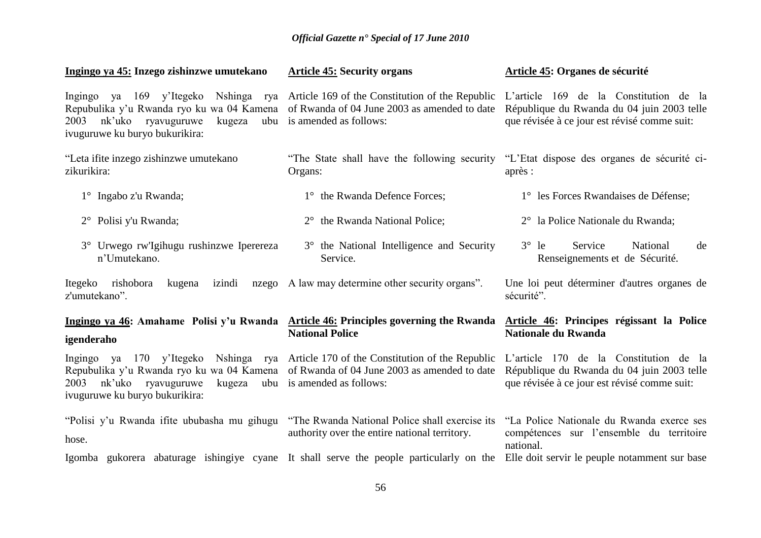**Ingingo ya 45: Inzego zishinzwe umutekano**

Ingingo ya 169 y'Itegeko Nshinga rya Repubulika y'u Rwanda ryo ku wa 04 Kamena 2003 nk'uko ryavuguruwe kugeza ubu ivuguruwe ku buryo bukurikira:

"Leta ifite inzego zishinzwe umutekano zikurikira:

1° Ingabo z'u Rwanda;

2° Polisi y'u Rwanda;

3° Urwego rw'Igihugu rushinzwe Iperereza n'Umutekano.

Itegeko rishobora kugena izindi nzego z'umutekano".

**Article 45: Security organs**

Article 169 of the Constitution of the Republic of Rwanda of 04 June 2003 as amended to date is amended as follows:

"The State shall have the following security Organs:

1° the Rwanda Defence Forces;

2° the Rwanda National Police;

3° the National Intelligence and Security Service.

A law may determine other security organs".

**Article 45: Organes de sécurité**

L'article 169 de la Constitution de la République du Rwanda du 04 juin 2003 telle que révisée à ce jour est révisé comme suit:

"L'Etat dispose des organes de sécurité ci-après :

1° les Forces Rwandaises de Défense;

2° la Police Nationale du Rwanda;

3° le Service National de Renseignements et de Sécurité.

Une loi peut déterminer d'autres organes de sécurité".

**Ingingo ya 46: Amahame Polisi y'u Rwanda igenderaho**

Ingingo ya 170 y'Itegeko Nshinga rya Repubulika y'u Rwanda ryo ku wa 04 Kamena 2003 nk'uko ryavuguruwe kugeza ubu ivuguruwe ku buryo bukurikira:

"Polisi y'u Rwanda ifite ububasha mu gihugu hose.

Igomba gukorera abaturage ishingiye cyane

**Article 46: Principles governing the Rwanda National Police**

Article 170 of the Constitution of the Republic of Rwanda of 04 June 2003 as amended to date is amended as follows:

"The Rwanda National Police shall exercise its authority over the entire national territory.

It shall serve the people particularly on the

**Article 46: Principes régissant la Police Nationale du Rwanda**

L'article 170 de la Constitution de la République du Rwanda du 04 juin 2003 telle que révisée à ce jour est révisé comme suit:

"La Police Nationale du Rwanda exerce ses compétences sur l'ensemble du territoire national.

Elle doit servir le peuple notamment sur base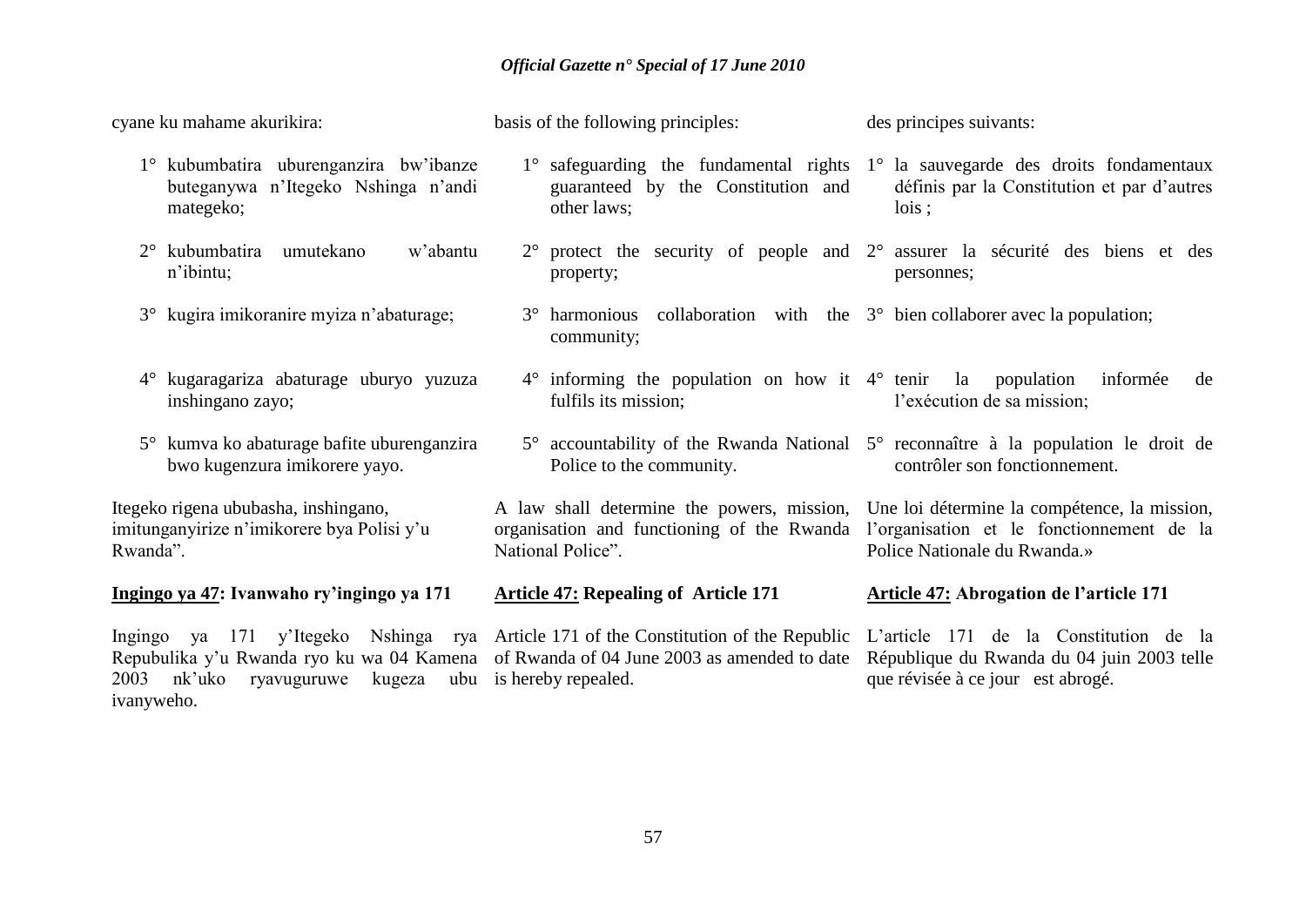cyane ku mahame akurikira:

1° kubumbatira uburenganzira bw'ibanze buteganywa n'Itegeko Nshinga n'andi mategeko;

2° kubumbatira umutekano w'abantu n'ibintu;

3° kugira imikoranire myiza n'abaturage;

4° kugaragariza abaturage uburyo yuzuza inshingano zayo;

5° kumva ko abaturage bafite uburenganzira bwo kugenzura imikorere yayo.

Itegeko rigena ububasha, inshingano, imitunganyirize n'imikorere bya Polisi y'u Rwanda".

**Ingingo ya 47: Ivanwaho ry'ingingo ya 171**

Ingingo ya 171 y'Itegeko Nshinga rya Repubulika y'u Rwanda ryo ku wa 04 Kamena 2003 nk'uko ryavuguruwe kugeza ubu ivanyweho.

basis of the following principles:

1° safeguarding the fundamental rights guaranteed by the Constitution and other laws;

2° protect the security of people and property;

3° harmonious collaboration with the community;

4° informing the population on how it fulfils its mission;

5° accountability of the Rwanda National Police to the community.

A law shall determine the powers, mission, organisation and functioning of the Rwanda National Police".

**Article 47: Repealing of Article 171**

Article 171 of the Constitution of the Republic of Rwanda of 04 June 2003 as amended to date is hereby repealed.

des principes suivants:

1° la sauvegarde des droits fondamentaux définis par la Constitution et par d'autres lois ;

2° assurer la sécurité des biens et des personnes;

3° bien collaborer avec la population;

4° tenir la population informée de l'exécution de sa mission;

5° reconnaître à la population le droit de contrôler son fonctionnement.

Une loi détermine la compétence, la mission, l'organisation et le fonctionnement de la Police Nationale du Rwanda.»

**Article 47: Abrogation de l'article 171**

L'article 171 de la Constitution de la République du Rwanda du 04 juin 2003 telle que révisée à ce jour est abrogé.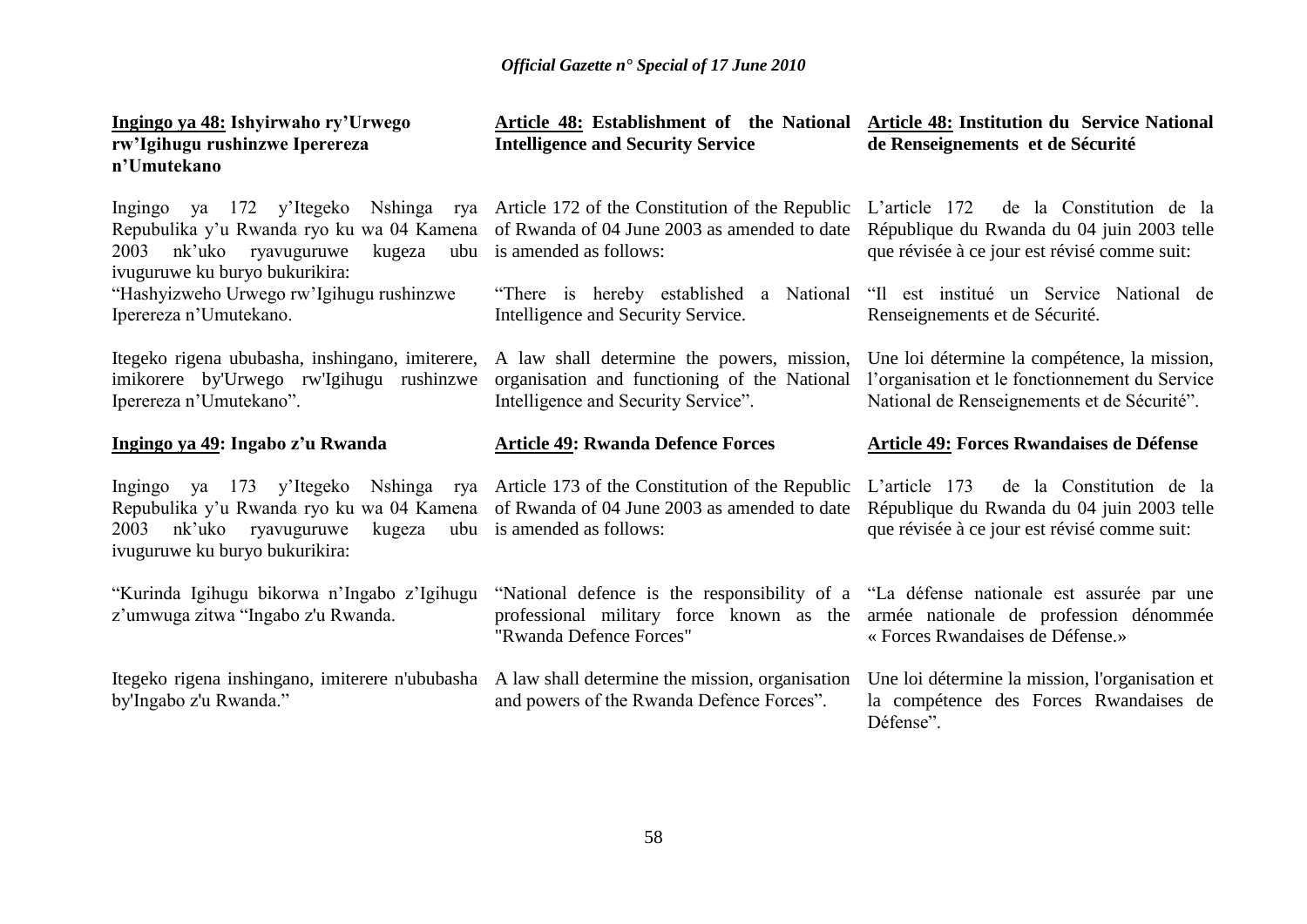**Ingingo ya 48: Ishyirwaho ry'Urwego rw'Igihugu rushinzwe Iperereza n'Umutekano**

Ingingo ya 172 y'Itegeko Nshinga rya Repubulika y'u Rwanda ryo ku wa 04 Kamena 2003 nk'uko ryavuguruwe kugeza ubu ivuguruwe ku buryo bukurikira:

"Hashyizweho Urwego rw'Igihugu rushinzwe Iperereza n'Umutekano.

Itegeko rigena ububasha, inshingano, imiterere, imikorere by'Urwego rw'Igihugu rushinzwe Iperereza n'Umutekano".

**Ingingo ya 49: Ingabo z'u Rwanda**

Ingingo ya 173 y'Itegeko Nshinga rya Repubulika y'u Rwanda ryo ku wa 04 Kamena 2003 nk'uko ryavuguruwe kugeza ubu ivuguruwe ku buryo bukurikira:

"Kurinda Igihugu bikorwa n'Ingabo z'Igihugu z'umwuga zitwa "Ingabo z'u Rwanda.

Itegeko rigena inshingano, imiterere n'ububasha by'Ingabo z'u Rwanda."

**Article 48: Establishment of the National Intelligence and Security Service**

Article 172 of the Constitution of the Republic of Rwanda of 04 June 2003 as amended to date is amended as follows:

"There is hereby established a National Intelligence and Security Service.

A law shall determine the powers, mission, organisation and functioning of the National Intelligence and Security Service".

**Article 49: Rwanda Defence Forces**

Article 173 of the Constitution of the Republic of Rwanda of 04 June 2003 as amended to date is amended as follows:

"National defence is the responsibility of a professional military force known as the "Rwanda Defence Forces"

A law shall determine the mission, organisation and powers of the Rwanda Defence Forces".

**Article 48: Institution du Service National de Renseignements et de Sécurité**

L'article 172 de la Constitution de la République du Rwanda du 04 juin 2003 telle que révisée à ce jour est révisé comme suit:

"Il est institué un Service National de Renseignements et de Sécurité.

Une loi détermine la compétence, la mission, l'organisation et le fonctionnement du Service National de Renseignements et de Sécurité".

**Article 49: Forces Rwandaises de Défense**

L'article 173 de la Constitution de la République du Rwanda du 04 juin 2003 telle que révisée à ce jour est révisé comme suit:

"La défense nationale est assurée par une armée nationale de profession dénommée « Forces Rwandaises de Défense.»

Une loi détermine la mission, l'organisation et la compétence des Forces Rwandaises de Défense".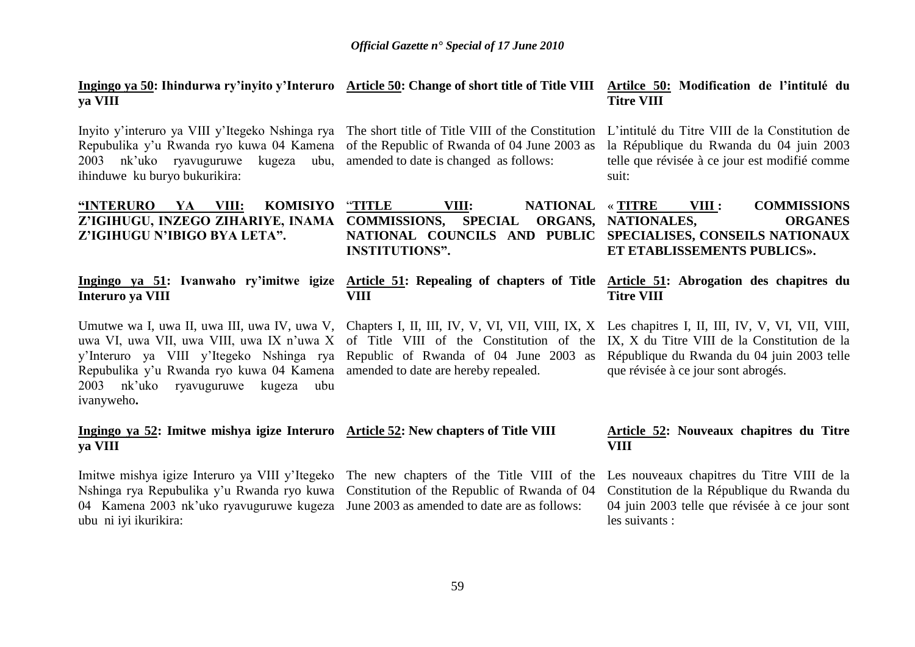**Ingingo ya 50: Ihindurwa ry'inyito y'Interuro ya VIII**

Inyito y'interuro ya VIII y'Itegeko Nshinga rya Repubulika y'u Rwanda ryo kuwa 04 Kamena 2003 nk'uko ryavuguruwe kugeza ubu, ihinduwe ku buryo bukurikira:

**"INTERURO YA VIII: KOMISIYO Z'IGIHUGU, INZEGO ZIHARIYE, INAMA Z'IGIHUGU N'IBIGO BYA LETA".**

**Ingingo ya 51: Ivanwaho ry'imitwe igize Interuro ya VIII**

Umutwe wa I, uwa II, uwa III, uwa IV, uwa V, uwa VI, uwa VII, uwa VIII, uwa IX n'uwa X y'Interuro ya VIII y'Itegeko Nshinga rya Repubulika y'u Rwanda ryo kuwa 04 Kamena 2003 nk'uko ryavuguruwe kugeza ubu ivanyweho**.**

**Ingingo ya 52: Imitwe mishya igize Interuro ya VIII**

Imitwe mishya igize Interuro ya VIII y'Itegeko Nshinga rya Repubulika y'u Rwanda ryo kuwa 04 Kamena 2003 nk'uko ryavuguruwe kugeza ubu ni iyi ikurikira:

**Article 50: Change of short title of Title VIII**

The short title of Title VIII of the Constitution of the Republic of Rwanda of 04 June 2003 as amended to date is changed as follows:

**"TITLE VIII: NATIONAL COMMISSIONS, SPECIAL ORGANS, NATIONAL COUNCILS AND PUBLIC INSTITUTIONS".**

**Article 51: Repealing of chapters of Title VIII**

Chapters I, II, III, IV, V, VI, VII, VIII, IX, X of Title VIII of the Constitution of the Republic of Rwanda of 04 June 2003 as amended to date are hereby repealed.

**Article 52: New chapters of Title VIII**

The new chapters of the Title VIII of the Constitution of the Republic of Rwanda of 04 June 2003 as amended to date are as follows:

**Artilce 50: Modification de l'intitulé du Titre VIII**

L'intitulé du Titre VIII de la Constitution de la République du Rwanda du 04 juin 2003 telle que révisée à ce jour est modifié comme suit:

**« TITRE VIII : COMMISSIONS NATIONALES, ORGANES SPECIALISES, CONSEILS NATIONAUX ET ETABLISSEMENTS PUBLICS».**

**Article 51: Abrogation des chapitres du Titre VIII**

Les chapitres I, II, III, IV, V, VI, VII, VIII, IX, X du Titre VIII de la Constitution de la République du Rwanda du 04 juin 2003 telle que révisée à ce jour sont abrogés.

**Article 52: Nouveaux chapitres du Titre VIII**

Les nouveaux chapitres du Titre VIII de la Constitution de la République du Rwanda du 04 juin 2003 telle que révisée à ce jour sont les suivants :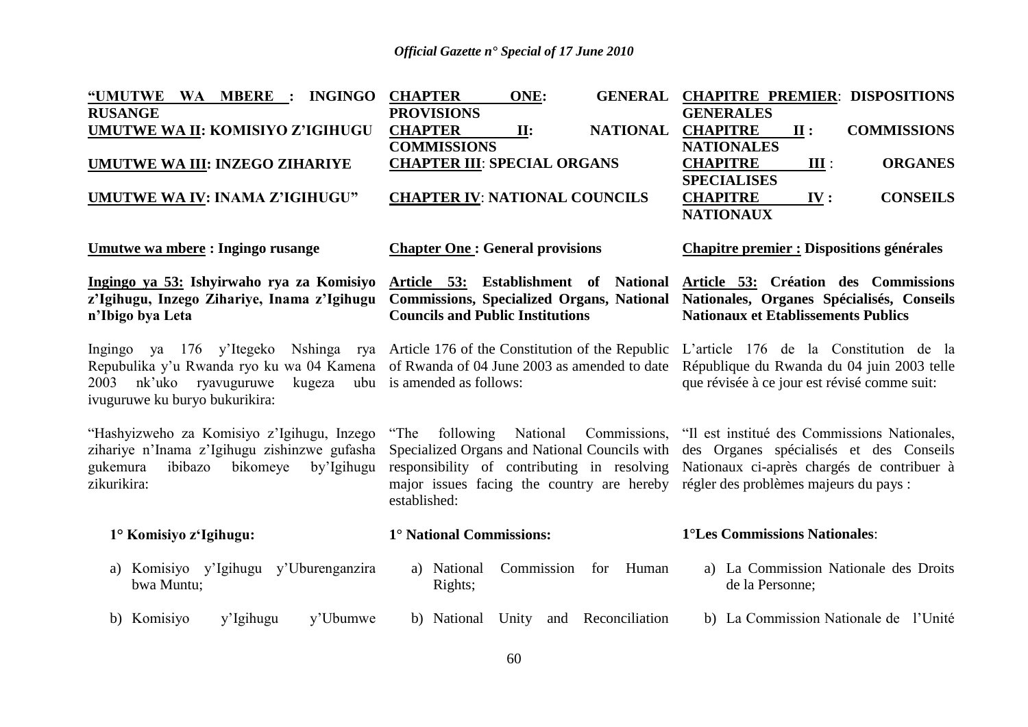**"UMUTWE WA MBERE : INGINGO RUSANGE**

**UMUTWE WA II: KOMISIYO Z'IGIHUGU**

**UMUTWE WA III: INZEGO ZIHARIYE**

**UMUTWE WA IV: INAMA Z'IGIHUGU"**

**Umutwe wa mbere : Ingingo rusange**

**Ingingo ya 53: Ishyirwaho rya za Komisiyo z'Igihugu, Inzego Zihariye, Inama z'Igihugu n'Ibigo bya Leta**

Ingingo ya 176 y'Itegeko Nshinga rya Repubulika y'u Rwanda ryo ku wa 04 Kamena 2003 nk'uko ryavuguruwe kugeza ubu ivuguruwe ku buryo bukurikira:

"Hashyizweho za Komisiyo z'Igihugu, Inzego zihariye n'Inama z'Igihugu zishinzwe gufasha gukemura ibibazo bikomeye by'Igihugu zikurikira:

**1° Komisiyo z'Igihugu:**

a) Komisiyo y'Igihugu y'Uburenganzira bwa Muntu;

b) Komisiyo y'Igihugu y'Ubumwe

**CHAPTER ONE: GENERAL PROVISIONS**

**CHAPTER II: NATIONAL COMMISSIONS**

**CHAPTER III: SPECIAL ORGANS**

**CHAPTER IV: NATIONAL COUNCILS**

**Chapter One : General provisions**

**Article 53: Establishment of National Commissions, Specialized Organs, National Councils and Public Institutions**

Article 176 of the Constitution of the Republic of Rwanda of 04 June 2003 as amended to date is amended as follows:

"The following National Commissions, Specialized Organs and National Councils with responsibility of contributing in resolving major issues facing the country are hereby established:

**1° National Commissions:**

a) National Commission for Human Rights;

b) National Unity and Reconciliation

**CHAPITRE PREMIER: DISPOSITIONS GENERALES**

**CHAPITRE II : COMMISSIONS NATIONALES**

**CHAPITRE III : ORGANES SPECIALISES**

**CHAPITRE IV : CONSEILS NATIONAUX**

**Chapitre premier : Dispositions générales**

**Article 53: Création des Commissions Nationales, Organes Spécialisés, Conseils Nationaux et Etablissements Publics**

L'article 176 de la Constitution de la République du Rwanda du 04 juin 2003 telle que révisée à ce jour est révisé comme suit:

"Il est institué des Commissions Nationales, des Organes spécialisés et des Conseils Nationaux ci-après chargés de contribuer à régler des problèmes majeurs du pays :

**1°Les Commissions Nationales**:

a) La Commission Nationale des Droits de la Personne;

b) La Commission Nationale de l'Unité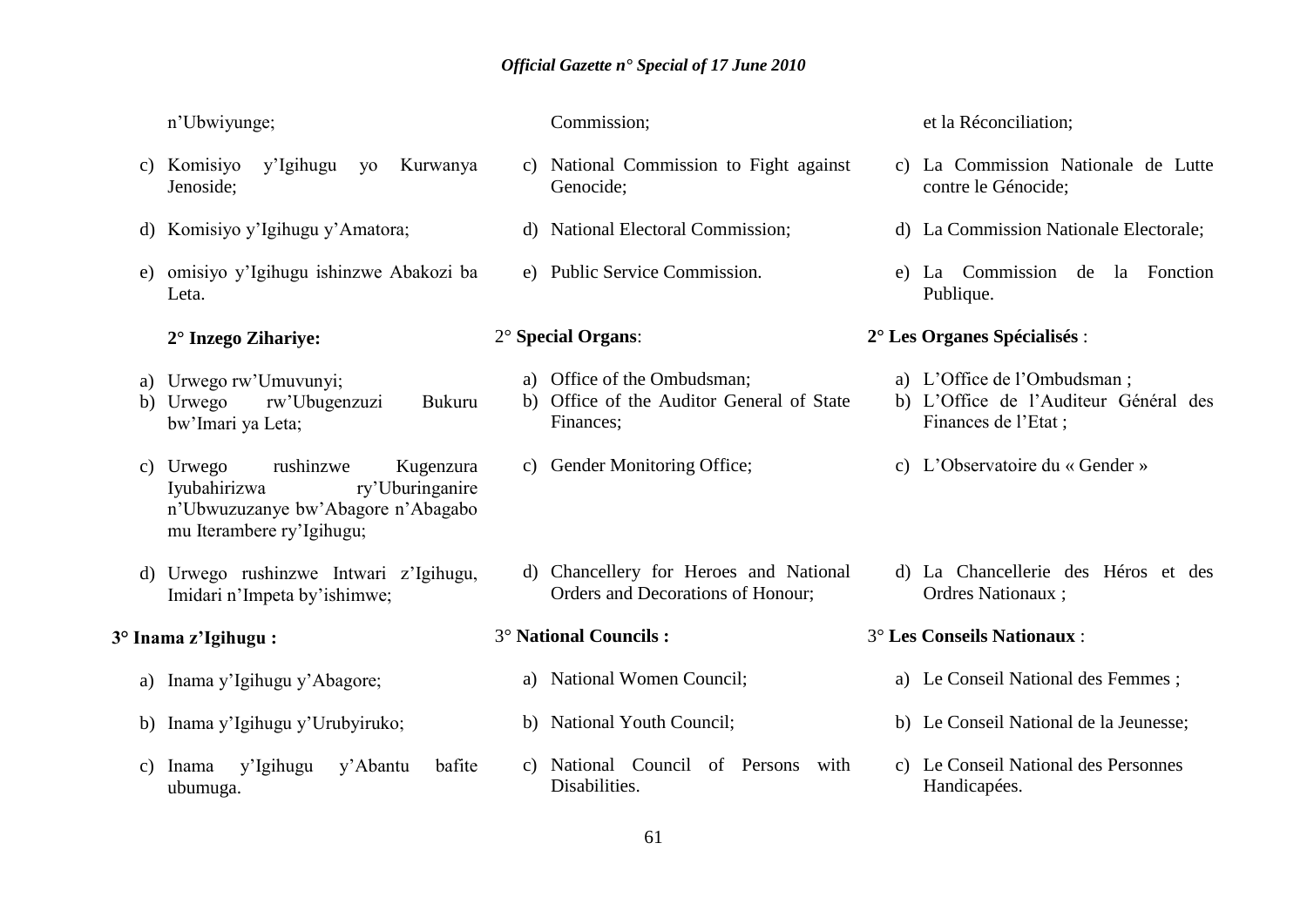n'Ubwiyunge;

c) Komisiyo y'Igihugu yo Kurwanya Jenoside;

d) Komisiyo y'Igihugu y'Amatora;

e) omisiyo y'Igihugu ishinzwe Abakozi ba Leta.

**2° Inzego Zihariye:**

a) Urwego rw'Umuvunyi;
b) Urwego rw'Ubugenzuzi Bukuru bw'Imari ya Leta;

c) Urwego rushinzwe Kugenzura Iyubahirizwa ry'Uburinganire n'Ubwuzuzanye bw'Abagore n'Abagabo mu Iterambere ry'Igihugu;

d) Urwego rushinzwe Intwari z'Igihugu, Imidari n'Impeta by'ishimwe;

**3° Inama z'Igihugu :**

a) Inama y'Igihugu y'Abagore;

b) Inama y'Igihugu y'Urubyiruko;

c) Inama y'Igihugu y'Abantu bafite ubumuga.

Commission;

c) National Commission to Fight against Genocide;

d) National Electoral Commission;

e) Public Service Commission.

2° **Special Organs**:

a) Office of the Ombudsman;
b) Office of the Auditor General of State Finances;

c) Gender Monitoring Office;

d) Chancellery for Heroes and National Orders and Decorations of Honour;

3° **National Councils :**

a) National Women Council;

b) National Youth Council;

c) National Council of Persons with Disabilities.

et la Réconciliation;

c) La Commission Nationale de Lutte contre le Génocide;

d) La Commission Nationale Electorale;

e) La Commission de la Fonction Publique.

**2° Les Organes Spécialisés** :

a) L'Office de l'Ombudsman ;
b) L'Office de l'Auditeur Général des Finances de l'Etat ;

c) L'Observatoire du « Gender »

d) La Chancellerie des Héros et des Ordres Nationaux ;

3° **Les Conseils Nationaux** :

a) Le Conseil National des Femmes ;

b) Le Conseil National de la Jeunesse;

c) Le Conseil National des Personnes Handicapées.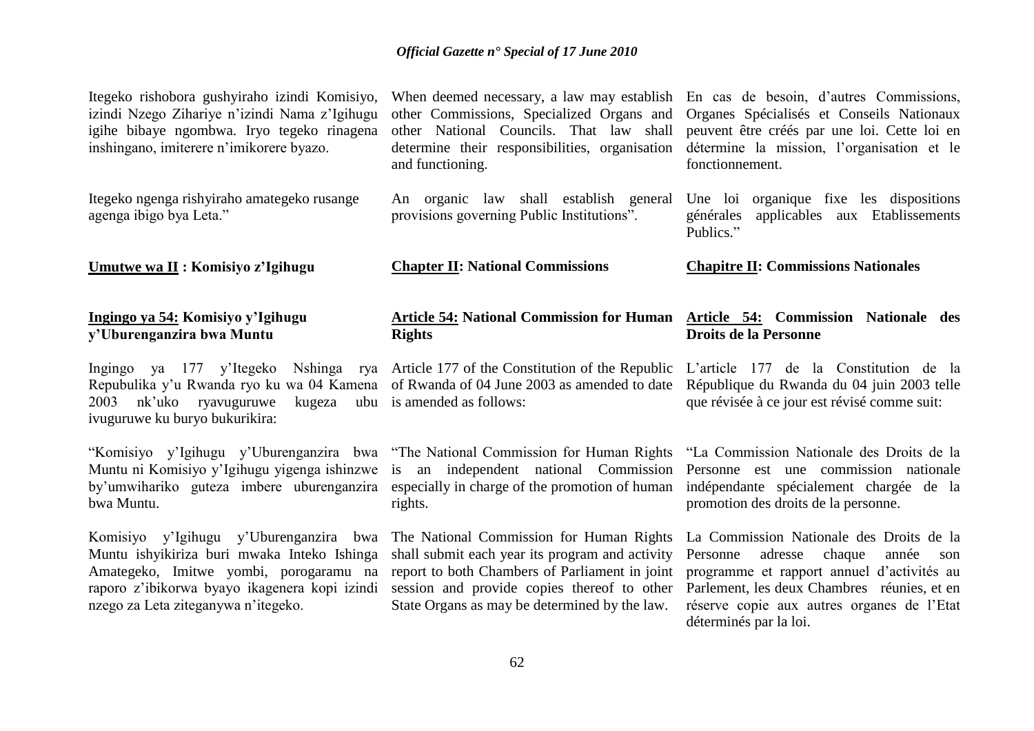Itegeko rishobora gushyiraho izindi Komisiyo, izindi Nzego Zihariye n'izindi Nama z'Igihugu igihe bibaye ngombwa. Iryo tegeko rinagena inshingano, imiterere n'imikorere byazo.

Itegeko ngenga rishyiraho amategeko rusange agenga ibigo bya Leta."

When deemed necessary, a law may establish other Commissions, Specialized Organs and other National Councils. That law shall determine their responsibilities, organisation and functioning.

An organic law shall establish general provisions governing Public Institutions".

En cas de besoin, d'autres Commissions, Organes Spécialisés et Conseils Nationaux peuvent être créés par une loi. Cette loi en détermine la mission, l'organisation et le fonctionnement.

Une loi organique fixe les dispositions générales applicables aux Etablissements Publics."

## Umutwe wa II : Komisiyo z'Igihugu

## Chapter II: National Commissions

## Chapitre II: Commissions Nationales

### Ingingo ya 54: Komisiyo y'Igihugu y'Uburenganzira bwa Muntu

Ingingo ya 177 y'Itegeko Nshinga rya Repubulika y'u Rwanda ryo ku wa 04 Kamena 2003 nk'uko ryavuguruwe kugeza ubu ivuguruwe ku buryo bukurikira:

"Komisiyo y'Igihugu y'Uburenganzira bwa Muntu ni Komisiyo y'Igihugu yigenga ishinzwe by'umwihariko guteza imbere uburenganzira bwa Muntu.

Komisiyo y'Igihugu y'Uburenganzira bwa Muntu ishyikiriza buri mwaka Inteko Ishinga Amategeko, Imitwe yombi, porogaramu na raporo z'ibikorwa byayo ikagenera kopi izindi nzego za Leta ziteganywa n'itegeko.

### Article 54: National Commission for Human Rights

Article 177 of the Constitution of the Republic of Rwanda of 04 June 2003 as amended to date is amended as follows:

"The National Commission for Human Rights is an independent national Commission especially in charge of the promotion of human rights.

The National Commission for Human Rights shall submit each year its program and activity report to both Chambers of Parliament in joint session and provide copies thereof to other State Organs as may be determined by the law.

### Article 54: Commission Nationale des Droits de la Personne

L'article 177 de la Constitution de la République du Rwanda du 04 juin 2003 telle que révisée à ce jour est révisé comme suit:

"La Commission Nationale des Droits de la Personne est une commission nationale indépendante spécialement chargée de la promotion des droits de la personne.

La Commission Nationale des Droits de la Personne adresse chaque année son programme et rapport annuel d'activités au Parlement, les deux Chambres réunies, et en réserve copie aux autres organes de l'Etat déterminés par la loi.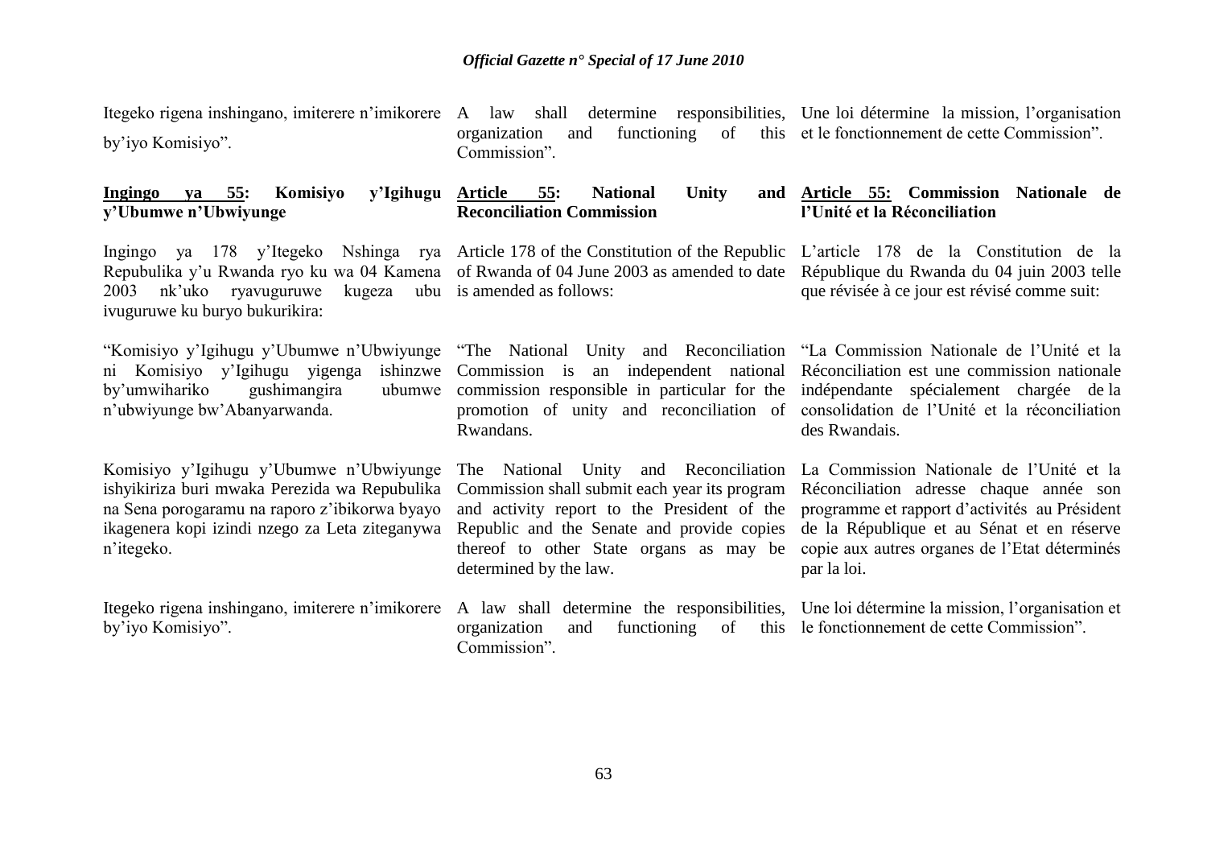Itegeko rigena inshingano, imiterere n'imikorere by'iyo Komisiyo".

A law shall determine responsibilities, organization and functioning of this Commission".

Une loi détermine la mission, l'organisation et le fonctionnement de cette Commission".

**Ingingo ya 55: Komisiyo y'Igihugu y'Ubumwe n'Ubwiyunge**

Ingingo ya 178 y'Itegeko Nshinga rya Repubulika y'u Rwanda ryo ku wa 04 Kamena 2003 nk'uko ryavuguruwe kugeza ubu ivuguruwe ku buryo bukurikira:

"Komisiyo y'Igihugu y'Ubumwe n'Ubwiyunge ni Komisiyo y'Igihugu yigenga ishinzwe by'umwihariko gushimangira ubumwe n'ubwiyunge bw'Abanyarwanda.

Komisiyo y'Igihugu y'Ubumwe n'Ubwiyunge ishyikiriza buri mwaka Perezida wa Repubulika na Sena porogaramu na raporo z'ibikorwa byayo ikagenera kopi izindi nzego za Leta ziteganywa n'itegeko.

Itegeko rigena inshingano, imiterere n'imikorere by'iyo Komisiyo".

**Article 55: National Unity and Reconciliation Commission**

Article 178 of the Constitution of the Republic of Rwanda of 04 June 2003 as amended to date is amended as follows:

"The National Unity and Reconciliation Commission is an independent national commission responsible in particular for the promotion of unity and reconciliation of Rwandans.

The National Unity and Reconciliation Commission shall submit each year its program and activity report to the President of the Republic and the Senate and provide copies thereof to other State organs as may be determined by the law.

A law shall determine the responsibilities, organization and functioning of this Commission".

**Article 55: Commission Nationale de l'Unité et la Réconciliation**

L'article 178 de la Constitution de la République du Rwanda du 04 juin 2003 telle que révisée à ce jour est révisé comme suit:

"La Commission Nationale de l'Unité et la Réconciliation est une commission nationale indépendante spécialement chargée de la consolidation de l'Unité et la réconciliation des Rwandais.

La Commission Nationale de l'Unité et la Réconciliation adresse chaque année son programme et rapport d'activités au Président de la République et au Sénat et en réserve copie aux autres organes de l'Etat déterminés par la loi.

Une loi détermine la mission, l'organisation et le fonctionnement de cette Commission".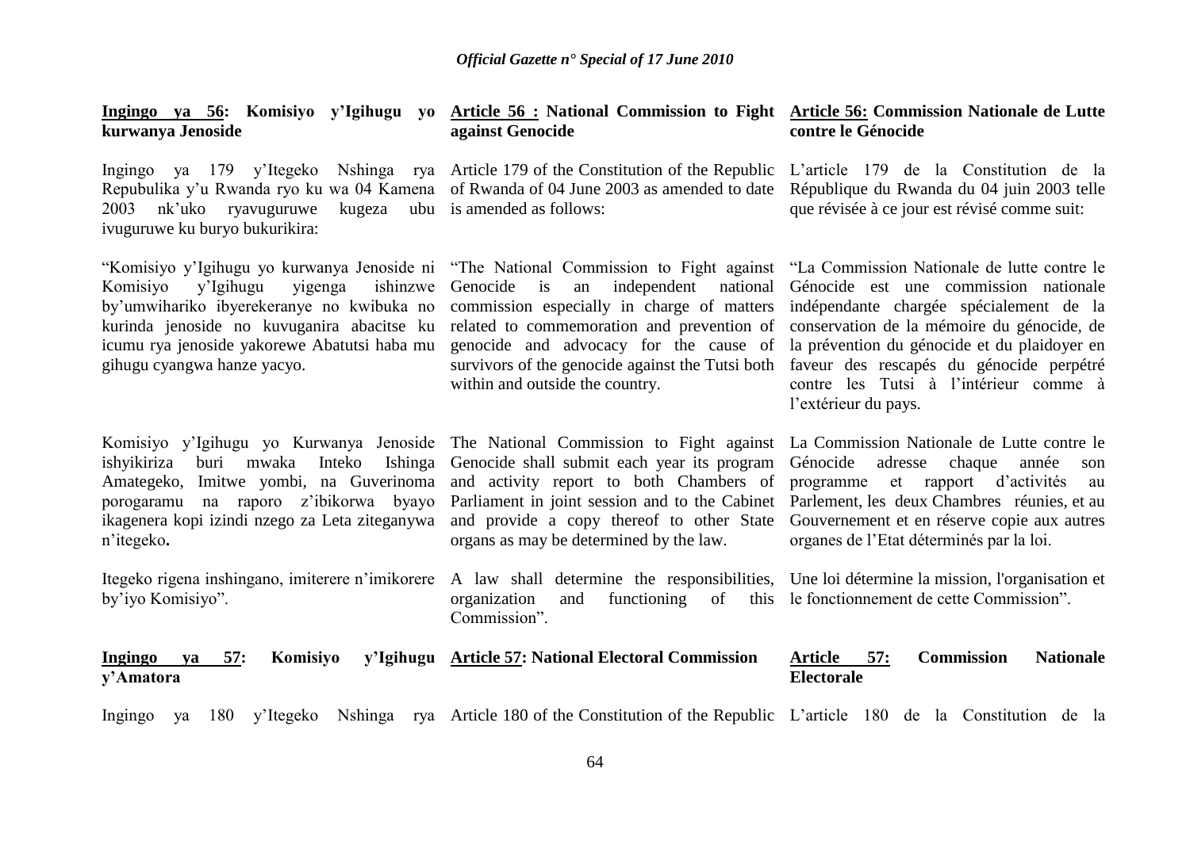**Ingingo ya 56: Komisiyo y'Igihugu yo kurwanya Jenoside**

Ingingo ya 179 y'Itegeko Nshinga rya Repubulika y'u Rwanda ryo ku wa 04 Kamena 2003 nk'uko ryavuguruwe kugeza ubu ivuguruwe ku buryo bukurikira:

"Komisiyo y'Igihugu yo kurwanya Jenoside ni Komisiyo y'Igihugu yigenga ishinzwe by'umwihariko ibyerekeranye no kwibuka no kurinda jenoside no kuvuganira abacitse ku icumu rya jenoside yakorewe Abatutsi haba mu gihugu cyangwa hanze yacyo.

Komisiyo y'Igihugu yo Kurwanya Jenoside ishyikiriza buri mwaka Inteko Ishinga Amategeko, Imitwe yombi, na Guverinoma porogaramu na raporo z'ibikorwa byayo ikagenera kopi izindi nzego za Leta ziteganywa n'itegeko**.**

Itegeko rigena inshingano, imiterere n'imikorere by'iyo Komisiyo".

**Article 56 : National Commission to Fight against Genocide**

Article 179 of the Constitution of the Republic of Rwanda of 04 June 2003 as amended to date is amended as follows:

"The National Commission to Fight against Genocide is an independent national commission especially in charge of matters related to commemoration and prevention of genocide and advocacy for the cause of survivors of the genocide against the Tutsi both within and outside the country.

The National Commission to Fight against Genocide shall submit each year its program and activity report to both Chambers of Parliament in joint session and to the Cabinet and provide a copy thereof to other State organs as may be determined by the law.

A law shall determine the responsibilities, organization and functioning of this Commission".

**Article 56: Commission Nationale de Lutte contre le Génocide**

L'article 179 de la Constitution de la République du Rwanda du 04 juin 2003 telle que révisée à ce jour est révisé comme suit:

"La Commission Nationale de lutte contre le Génocide est une commission nationale indépendante chargée spécialement de la conservation de la mémoire du génocide, de la prévention du génocide et du plaidoyer en faveur des rescapés du génocide perpétré contre les Tutsi à l'intérieur comme à l'extérieur du pays.

La Commission Nationale de Lutte contre le Génocide adresse chaque année son programme et rapport d'activités au Parlement, les deux Chambres réunies, et au Gouvernement et en réserve copie aux autres organes de l'Etat déterminés par la loi.

Une loi détermine la mission, l'organisation et le fonctionnement de cette Commission".

**Ingingo ya 57: Komisiyo y'Igihugu y'Amatora**

Ingingo ya 180 y'Itegeko Nshinga rya

**Article 57: National Electoral Commission**

Article 180 of the Constitution of the Republic

**Article 57: Commission Nationale Electorale**

L'article 180 de la Constitution de la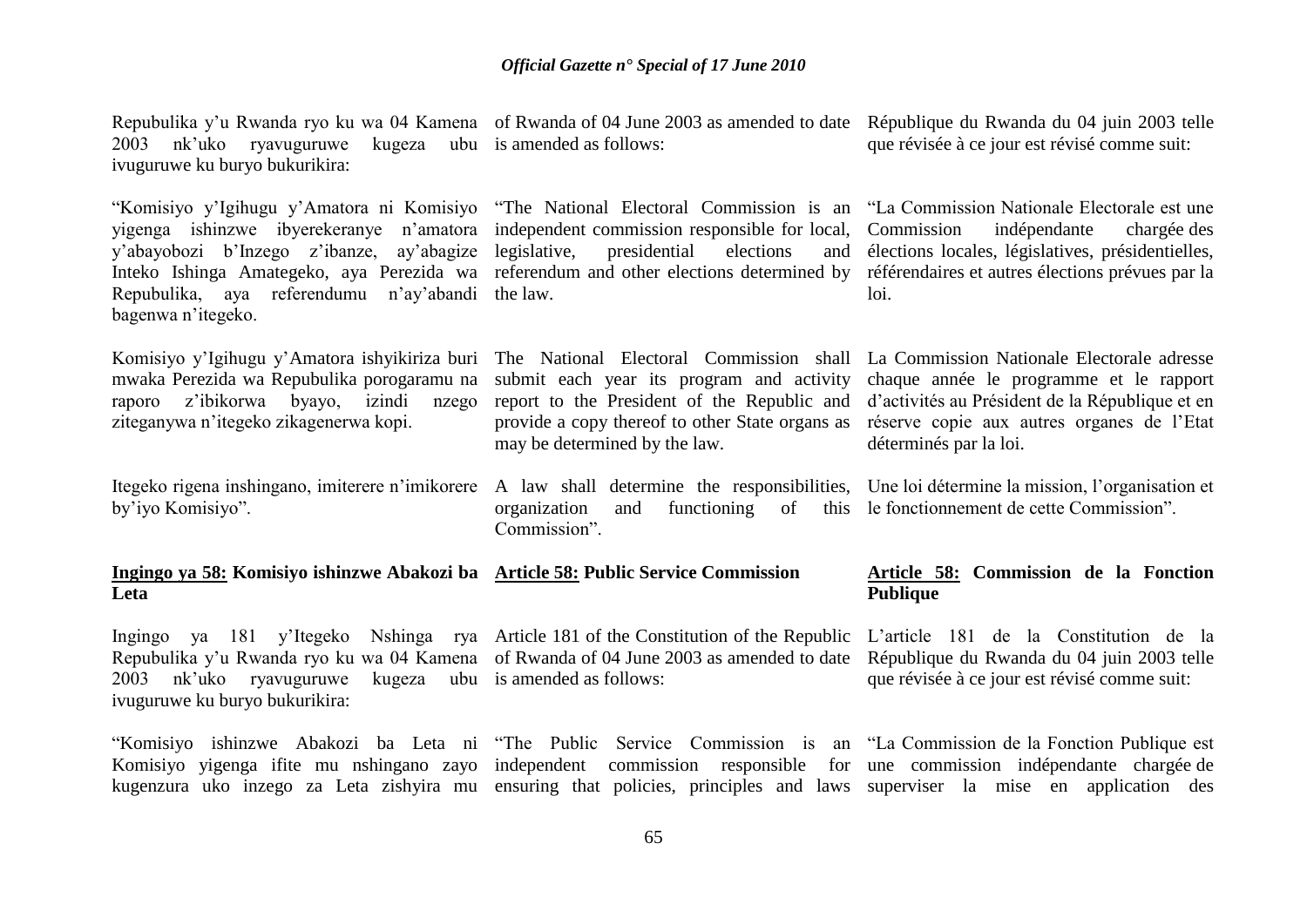Repubulika y'u Rwanda ryo ku wa 04 Kamena 2003 nk'uko ryavuguruwe kugeza ubu ivuguruwe ku buryo bukurikira:

"Komisiyo y'Igihugu y'Amatora ni Komisiyo yigenga ishinzwe ibyerekeranye n'amatora y'abayobozi b'Inzego z'ibanze, ay'abagize Inteko Ishinga Amategeko, aya Perezida wa Repubulika, aya referendumu n'ay'abandi bagenwa n'itegeko.

Komisiyo y'Igihugu y'Amatora ishyikiriza buri mwaka Perezida wa Repubulika porogaramu na raporo z'ibikorwa byayo, izindi nzego ziteganywa n'itegeko zikagenerwa kopi.

Itegeko rigena inshingano, imiterere n'imikorere by'iyo Komisiyo".

of Rwanda of 04 June 2003 as amended to date is amended as follows:

"The National Electoral Commission is an independent commission responsible for local, legislative, presidential elections and referendum and other elections determined by the law.

The National Electoral Commission shall submit each year its program and activity report to the President of the Republic and provide a copy thereof to other State organs as may be determined by the law.

A law shall determine the responsibilities, organization and functioning of this Commission".

République du Rwanda du 04 juin 2003 telle que révisée à ce jour est révisé comme suit:

"La Commission Nationale Electorale est une Commission indépendante chargée des élections locales, législatives, présidentielles, référendaires et autres élections prévues par la loi.

La Commission Nationale Electorale adresse chaque année le programme et le rapport d'activités au Président de la République et en réserve copie aux autres organes de l'Etat déterminés par la loi.

Une loi détermine la mission, l'organisation et le fonctionnement de cette Commission".

**Ingingo ya 58: Komisiyo ishinzwe Abakozi ba Leta**

Ingingo ya 181 y'Itegeko Nshinga rya Repubulika y'u Rwanda ryo ku wa 04 Kamena 2003 nk'uko ryavuguruwe kugeza ubu ivuguruwe ku buryo bukurikira:

"Komisiyo ishinzwe Abakozi ba Leta ni Komisiyo yigenga ifite mu nshingano zayo kugenzura uko inzego za Leta zishyira mu

**Article 58: Public Service Commission**

Article 181 of the Constitution of the Republic of Rwanda of 04 June 2003 as amended to date is amended as follows:

"The Public Service Commission is an independent commission responsible for ensuring that policies, principles and laws

**Article 58: Commission de la Fonction Publique**

L'article 181 de la Constitution de la République du Rwanda du 04 juin 2003 telle que révisée à ce jour est révisé comme suit:

"La Commission de la Fonction Publique est une commission indépendante chargée de superviser la mise en application des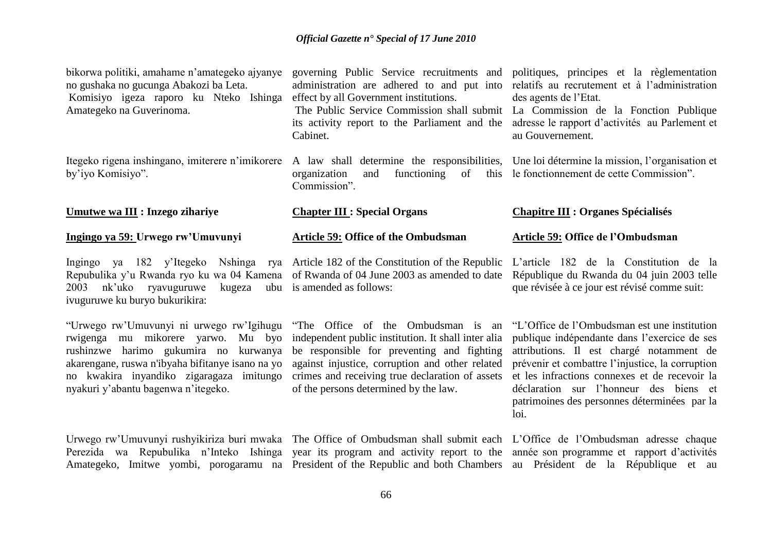bikorwa politiki, amahame n'amategeko ajyanye no gushaka no gucunga Abakozi ba Leta.
Komisiyo igeza raporo ku Nteko Ishinga Amategeko na Guverinoma.

Itegeko rigena inshingano, imiterere n'imikorere by'iyo Komisiyo".

**Umutwe wa III : Inzego zihariye**

**Ingingo ya 59: Urwego rw'Umuvunyi**

Ingingo ya 182 y'Itegeko Nshinga rya Repubulika y'u Rwanda ryo ku wa 04 Kamena 2003 nk'uko ryavuguruwe kugeza ubu ivuguruwe ku buryo bukurikira:

"Urwego rw'Umuvunyi ni urwego rw'Igihugu rwigenga mu mikorere yarwo. Mu byo rushinzwe harimo gukumira no kurwanya akarengane, ruswa n'ibyaha bifitanye isano na yo no kwakira inyandiko zigaragaza imitungo nyakuri y'abantu bagenwa n'itegeko.

Urwego rw'Umuvunyi rushyikiriza buri mwaka Perezida wa Repubulika n'Inteko Ishinga Amategeko, Imitwe yombi, porogaramu na

governing Public Service recruitments and administration are adhered to and put into effect by all Government institutions.
The Public Service Commission shall submit its activity report to the Parliament and the Cabinet.

A law shall determine the responsibilities, organization and functioning of this Commission".

**Chapter III : Special Organs**

**Article 59: Office of the Ombudsman**

Article 182 of the Constitution of the Republic of Rwanda of 04 June 2003 as amended to date is amended as follows:

"The Office of the Ombudsman is an independent public institution. It shall inter alia be responsible for preventing and fighting against injustice, corruption and other related crimes and receiving true declaration of assets of the persons determined by the law.

The Office of Ombudsman shall submit each year its program and activity report to the President of the Republic and both Chambers

politiques, principes et la règlementation relatifs au recrutement et à l'administration des agents de l'Etat.
La Commission de la Fonction Publique adresse le rapport d'activités au Parlement et au Gouvernement.

Une loi détermine la mission, l'organisation et le fonctionnement de cette Commission".

**Chapitre III : Organes Spécialisés**

**Article 59: Office de l'Ombudsman**

L'article 182 de la Constitution de la République du Rwanda du 04 juin 2003 telle que révisée à ce jour est révisé comme suit:

"L'Office de l'Ombudsman est une institution publique indépendante dans l'exercice de ses attributions. Il est chargé notamment de prévenir et combattre l'injustice, la corruption et les infractions connexes et de recevoir la déclaration sur l'honneur des biens et patrimoines des personnes déterminées par la loi.

L'Office de l'Ombudsman adresse chaque année son programme et rapport d'activités au Président de la République et au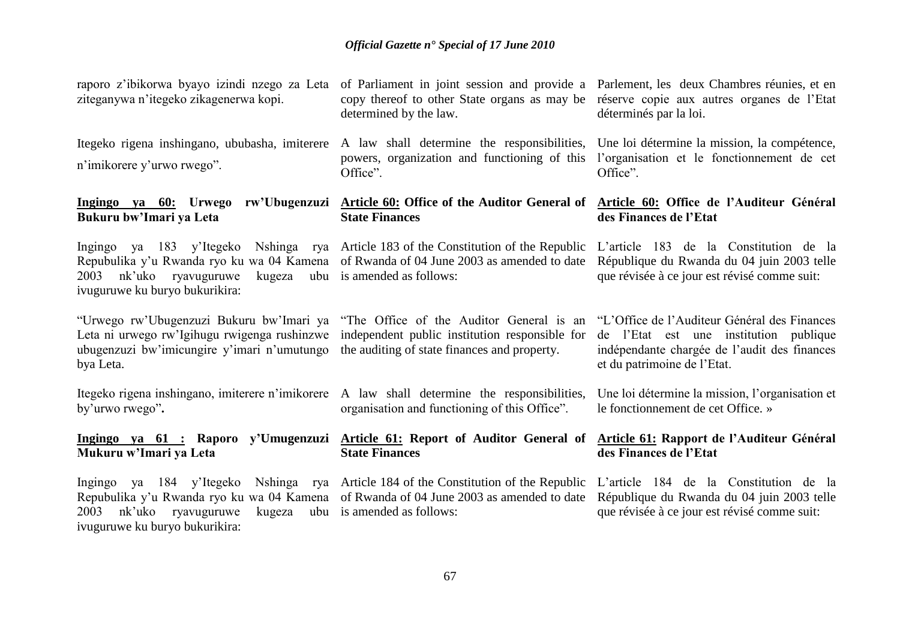raporo z'ibikorwa byayo izindi nzego za Leta ziteganywa n'itegeko zikagenerwa kopi.

Itegeko rigena inshingano, ububasha, imiterere n'imikorere y'urwo rwego".

**Ingingo ya 60: Urwego rw'Ubugenzuzi Bukuru bw'Imari ya Leta**

Ingingo ya 183 y'Itegeko Nshinga rya Repubulika y'u Rwanda ryo ku wa 04 Kamena 2003 nk'uko ryavuguruwe kugeza ubu ivuguruwe ku buryo bukurikira:

"Urwego rw'Ubugenzuzi Bukuru bw'Imari ya Leta ni urwego rw'Igihugu rwigenga rushinzwe ubugenzuzi bw'imicungire y'imari n'umutungo bya Leta.

Itegeko rigena inshingano, imiterere n'imikorere by'urwo rwego"**.**

**Ingingo ya 61 : Raporo y'Umugenzuzi Mukuru w'Imari ya Leta**

Ingingo ya 184 y'Itegeko Nshinga rya Repubulika y'u Rwanda ryo ku wa 04 Kamena 2003 nk'uko ryavuguruwe kugeza ubu ivuguruwe ku buryo bukurikira:

of Parliament in joint session and provide a copy thereof to other State organs as may be determined by the law.

A law shall determine the responsibilities, powers, organization and functioning of this Office".

**Article 60: Office of the Auditor General of State Finances**

Article 183 of the Constitution of the Republic of Rwanda of 04 June 2003 as amended to date is amended as follows:

"The Office of the Auditor General is an independent public institution responsible for the auditing of state finances and property.

A law shall determine the responsibilities, organisation and functioning of this Office".

**Article 61: Report of Auditor General of State Finances**

Article 184 of the Constitution of the Republic of Rwanda of 04 June 2003 as amended to date is amended as follows:

Parlement, les deux Chambres réunies, et en réserve copie aux autres organes de l'Etat déterminés par la loi.

Une loi détermine la mission, la compétence, l'organisation et le fonctionnement de cet Office".

**Article 60: Office de l'Auditeur Général des Finances de l'Etat**

L'article 183 de la Constitution de la République du Rwanda du 04 juin 2003 telle que révisée à ce jour est révisé comme suit:

"L'Office de l'Auditeur Général des Finances de l'Etat est une institution publique indépendante chargée de l'audit des finances et du patrimoine de l'Etat.

Une loi détermine la mission, l'organisation et le fonctionnement de cet Office. »

**Article 61: Rapport de l'Auditeur Général des Finances de l'Etat**

L'article 184 de la Constitution de la République du Rwanda du 04 juin 2003 telle que révisée à ce jour est révisé comme suit: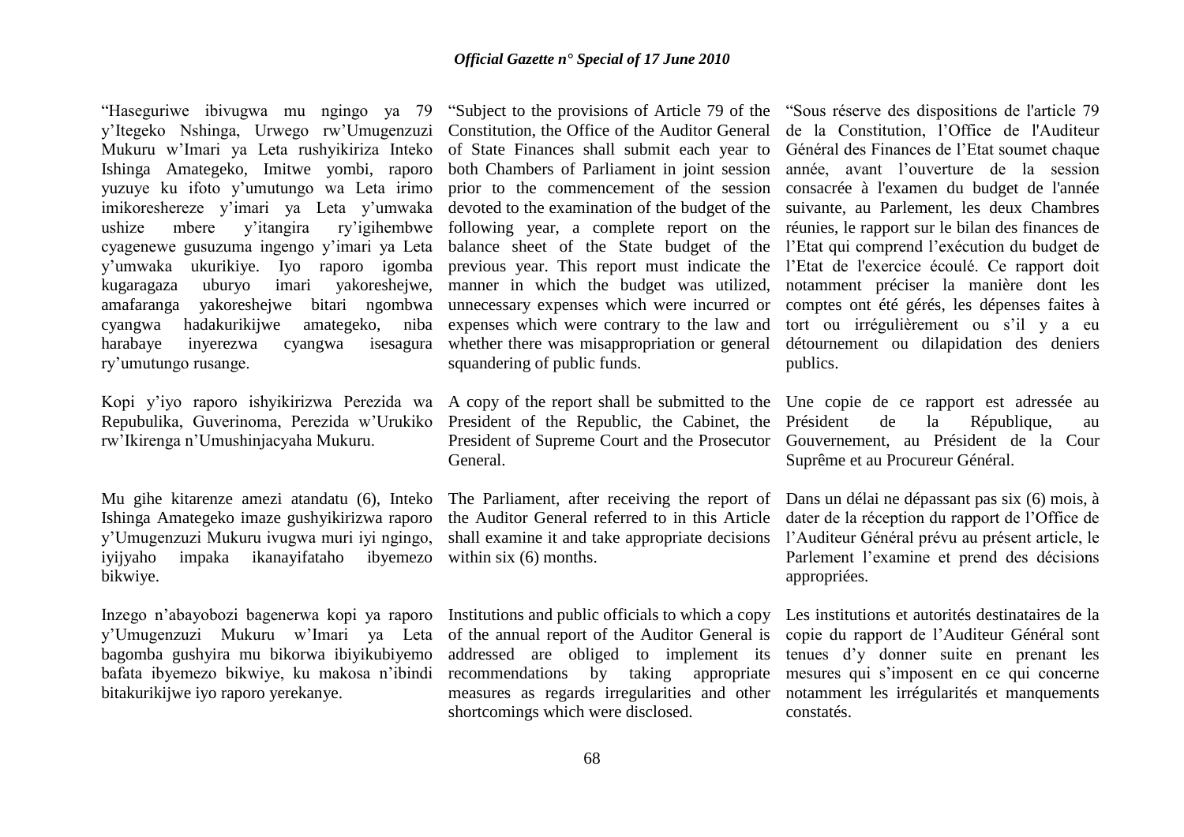"Haseguriwe ibivugwa mu ngingo ya 79 y'Itegeko Nshinga, Urwego rw'Umugenzuzi Mukuru w'Imari ya Leta rushyikiriza Inteko Ishinga Amategeko, Imitwe yombi, raporo yuzuye ku ifoto y'umutungo wa Leta irimo imikoreshereze y'imari ya Leta y'umwaka ushize mbere y'itangira ry'igihembwe cyagenewe gusuzuma ingengo y'imari ya Leta y'umwaka ukurikiye. Iyo raporo igomba kugaragaza uburyo imari yakoreshejwe, amafaranga yakoreshejwe bitari ngombwa cyangwa hadakurikijwe amategeko, niba harabaye inyerezwa cyangwa isesagura ry'umutungo rusange.

Kopi y'iyo raporo ishyikirizwa Perezida wa Repubulika, Guverinoma, Perezida w'Urukiko rw'Ikirenga n'Umushinjacyaha Mukuru.

Mu gihe kitarenze amezi atandatu (6), Inteko Ishinga Amategeko imaze gushyikirizwa raporo y'Umugenzuzi Mukuru ivugwa muri iyi ngingo, iyijyaho impaka ikanayifataho ibyemezo bikwiye.

Inzego n'abayobozi bagenerwa kopi ya raporo y'Umugenzuzi Mukuru w'Imari ya Leta bagomba gushyira mu bikorwa ibiyikubiyemo bafata ibyemezo bikwiye, ku makosa n'ibindi bitakurikijwe iyo raporo yerekanye.

"Subject to the provisions of Article 79 of the Constitution, the Office of the Auditor General of State Finances shall submit each year to both Chambers of Parliament in joint session prior to the commencement of the session devoted to the examination of the budget of the following year, a complete report on the balance sheet of the State budget of the previous year. This report must indicate the manner in which the budget was utilized, unnecessary expenses which were incurred or expenses which were contrary to the law and whether there was misappropriation or general squandering of public funds.

A copy of the report shall be submitted to the President of the Republic, the Cabinet, the President of Supreme Court and the Prosecutor General.

The Parliament, after receiving the report of the Auditor General referred to in this Article shall examine it and take appropriate decisions within six (6) months.

Institutions and public officials to which a copy of the annual report of the Auditor General is addressed are obliged to implement its recommendations by taking appropriate measures as regards irregularities and other shortcomings which were disclosed.

"Sous réserve des dispositions de l'article 79 de la Constitution, l'Office de l'Auditeur Général des Finances de l'Etat soumet chaque année, avant l'ouverture de la session consacrée à l'examen du budget de l'année suivante, au Parlement, les deux Chambres réunies, le rapport sur le bilan des finances de l'Etat qui comprend l'exécution du budget de l'Etat de l'exercice écoulé. Ce rapport doit notamment préciser la manière dont les comptes ont été gérés, les dépenses faites à tort ou irrégulièrement ou s'il y a eu détournement ou dilapidation des deniers publics.

Une copie de ce rapport est adressée au Président de la République, au Gouvernement, au Président de la Cour Suprême et au Procureur Général.

Dans un délai ne dépassant pas six (6) mois, à dater de la réception du rapport de l'Office de l'Auditeur Général prévu au présent article, le Parlement l'examine et prend des décisions appropriées.

Les institutions et autorités destinataires de la copie du rapport de l'Auditeur Général sont tenues d'y donner suite en prenant les mesures qui s'imposent en ce qui concerne notamment les irrégularités et manquements constatés.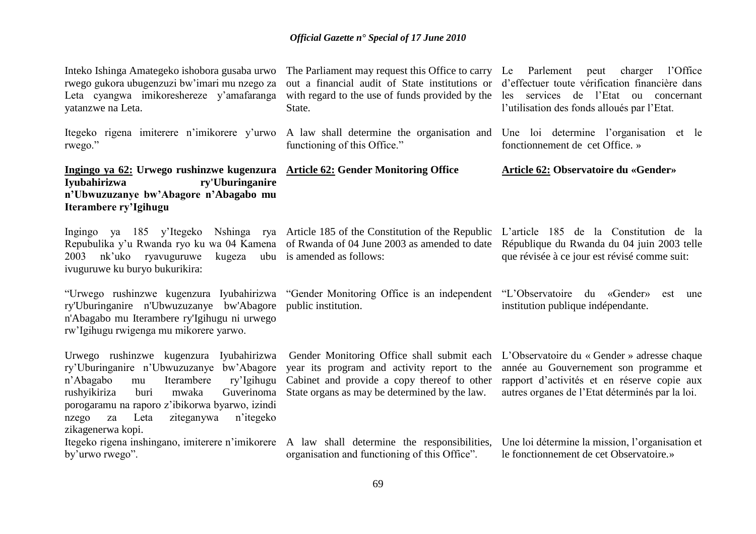Inteko Ishinga Amategeko ishobora gusaba urwo rwego gukora ubugenzuzi bw'imari mu nzego za Leta cyangwa imikoreshereze y'amafaranga yatanzwe na Leta.

Itegeko rigena imiterere n'imikorere y'urwo rwego."

**Ingingo ya 62: Urwego rushinzwe kugenzura Iyubahirizwa ry'Uburinganire n'Ubwuzuzanye bw'Abagore n'Abagabo mu Iterambere ry'Igihugu**

Ingingo ya 185 y'Itegeko Nshinga rya Repubulika y'u Rwanda ryo ku wa 04 Kamena 2003 nk'uko ryavuguruwe kugeza ubu ivuguruwe ku buryo bukurikira:

"Urwego rushinzwe kugenzura Iyubahirizwa ry'Uburinganire n'Ubwuzuzanye bw'Abagore n'Abagabo mu Iterambere ry'Igihugu ni urwego rw'Igihugu rwigenga mu mikorere yarwo.

Urwego rushinzwe kugenzura Iyubahirizwa ry'Uburinganire n'Ubwuzuzanye bw'Abagore n'Abagabo mu Iterambere ry'Igihugu rushyikiriza buri mwaka Guverinoma porogaramu na raporo z'ibikorwa byarwo, izindi nzego za Leta ziteganywa n'itegeko zikagenerwa kopi.

Itegeko rigena inshingano, imiterere n'imikorere by'urwo rwego".

The Parliament may request this Office to carry out a financial audit of State institutions or with regard to the use of funds provided by the State.

A law shall determine the organisation and functioning of this Office."

**Article 62: Gender Monitoring Office**

Article 185 of the Constitution of the Republic of Rwanda of 04 June 2003 as amended to date is amended as follows:

"Gender Monitoring Office is an independent public institution.

Gender Monitoring Office shall submit each year its program and activity report to the Cabinet and provide a copy thereof to other State organs as may be determined by the law.

A law shall determine the responsibilities, organisation and functioning of this Office".

Le Parlement peut charger l'Office d'effectuer toute vérification financière dans les services de l'Etat ou concernant l'utilisation des fonds alloués par l'Etat.

Une loi determine l'organisation et le fonctionnement de cet Office. »

**Article 62: Observatoire du «Gender»**

L'article 185 de la Constitution de la République du Rwanda du 04 juin 2003 telle que révisée à ce jour est révisé comme suit:

"L'Observatoire du «Gender» est une institution publique indépendante.

L'Observatoire du « Gender » adresse chaque année au Gouvernement son programme et rapport d'activités et en réserve copie aux autres organes de l'Etat déterminés par la loi.

Une loi détermine la mission, l'organisation et le fonctionnement de cet Observatoire.»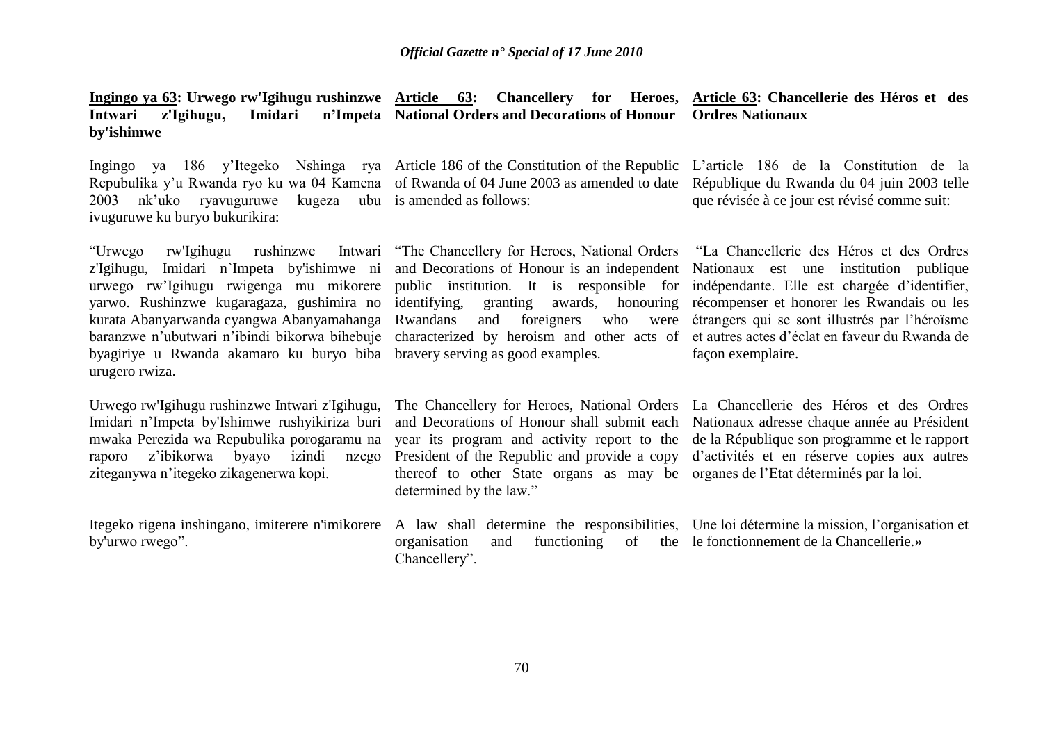**Ingingo ya 63: Urwego rw'Igihugu rushinzwe Intwari z'Igihugu, Imidari n'Impeta by'ishimwe**

Ingingo ya 186 y'Itegeko Nshinga rya Repubulika y'u Rwanda ryo ku wa 04 Kamena 2003 nk'uko ryavuguruwe kugeza ubu ivuguruwe ku buryo bukurikira:

"Urwego rw'Igihugu rushinzwe Intwari z'Igihugu, Imidari n`Impeta by'ishimwe ni urwego rw'Igihugu rwigenga mu mikorere yarwo. Rushinzwe kugaragaza, gushimira no kurata Abanyarwanda cyangwa Abanyamahanga baranzwe n'ubutwari n'ibindi bikorwa bihebuje byagiriye u Rwanda akamaro ku buryo biba urugero rwiza.

Urwego rw'Igihugu rushinzwe Intwari z'Igihugu, Imidari n'Impeta by'Ishimwe rushyikiriza buri mwaka Perezida wa Repubulika porogaramu na raporo z'ibikorwa byayo izindi nzego ziteganywa n'itegeko zikagenerwa kopi.

Itegeko rigena inshingano, imiterere n'imikorere by'urwo rwego".

**Article 63: Chancellery for Heroes, National Orders and Decorations of Honour**

Article 186 of the Constitution of the Republic of Rwanda of 04 June 2003 as amended to date is amended as follows:

"The Chancellery for Heroes, National Orders and Decorations of Honour is an independent public institution. It is responsible for identifying, granting awards, honouring Rwandans and foreigners who were characterized by heroism and other acts of bravery serving as good examples.

The Chancellery for Heroes, National Orders and Decorations of Honour shall submit each year its program and activity report to the President of the Republic and provide a copy thereof to other State organs as may be determined by the law."

A law shall determine the responsibilities, organisation and functioning of the Chancellery".

**Article 63: Chancellerie des Héros et des Ordres Nationaux**

L'article 186 de la Constitution de la République du Rwanda du 04 juin 2003 telle que révisée à ce jour est révisé comme suit:

"La Chancellerie des Héros et des Ordres Nationaux est une institution publique indépendante. Elle est chargée d'identifier, récompenser et honorer les Rwandais ou les étrangers qui se sont illustrés par l'héroïsme et autres actes d'éclat en faveur du Rwanda de façon exemplaire.

La Chancellerie des Héros et des Ordres Nationaux adresse chaque année au Président de la République son programme et le rapport d'activités et en réserve copies aux autres organes de l'Etat déterminés par la loi.

Une loi détermine la mission, l'organisation et le fonctionnement de la Chancellerie.»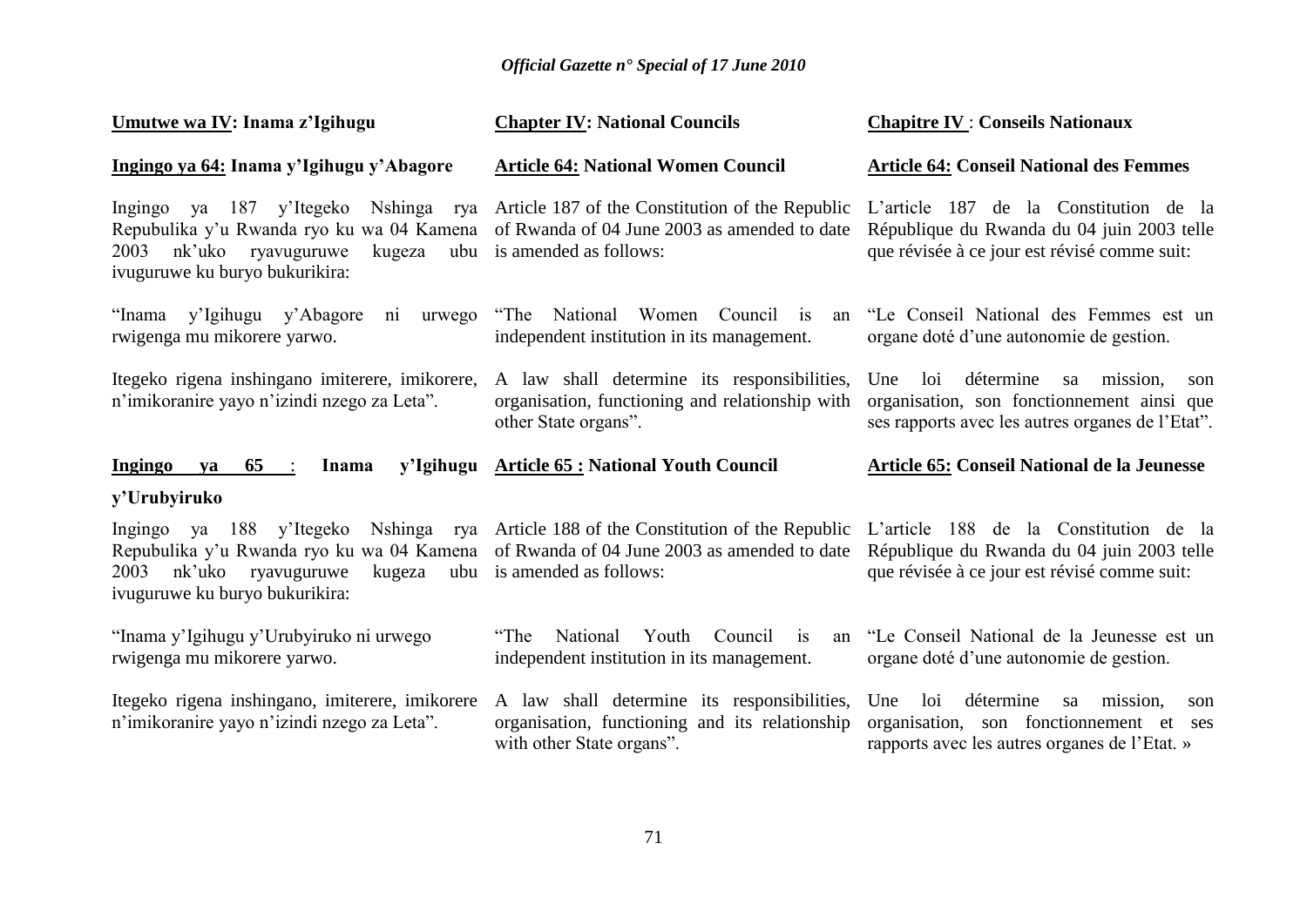**Umutwe wa IV: Inama z'Igihugu**

**Ingingo ya 64: Inama y'Igihugu y'Abagore**

Ingingo ya 187 y'Itegeko Nshinga rya Repubulika y'u Rwanda ryo ku wa 04 Kamena 2003 nk'uko ryavuguruwe kugeza ubu ivuguruwe ku buryo bukurikira:

"Inama y'Igihugu y'Abagore ni urwego rwigenga mu mikorere yarwo.

Itegeko rigena inshingano imiterere, imikorere, n'imikoranire yayo n'izindi nzego za Leta".

**Ingingo ya 65 : Inama y'Igihugu y'Urubyiruko**

Ingingo ya 188 y'Itegeko Nshinga rya Repubulika y'u Rwanda ryo ku wa 04 Kamena 2003 nk'uko ryavuguruwe kugeza ubu ivuguruwe ku buryo bukurikira:

"Inama y'Igihugu y'Urubyiruko ni urwego rwigenga mu mikorere yarwo.

Itegeko rigena inshingano, imiterere, imikorere n'imikoranire yayo n'izindi nzego za Leta".

**Chapter IV: National Councils**

**Article 64: National Women Council**

Article 187 of the Constitution of the Republic of Rwanda of 04 June 2003 as amended to date is amended as follows:

"The National Women Council is an independent institution in its management.

A law shall determine its responsibilities, organisation, functioning and relationship with other State organs".

**Article 65 : National Youth Council**

Article 188 of the Constitution of the Republic of Rwanda of 04 June 2003 as amended to date is amended as follows:

"The National Youth Council is an independent institution in its management.

A law shall determine its responsibilities, organisation, functioning and its relationship with other State organs".

**Chapitre IV : Conseils Nationaux**

**Article 64: Conseil National des Femmes**

L'article 187 de la Constitution de la République du Rwanda du 04 juin 2003 telle que révisée à ce jour est révisé comme suit:

"Le Conseil National des Femmes est un organe doté d'une autonomie de gestion.

Une loi détermine sa mission, son organisation, son fonctionnement ainsi que ses rapports avec les autres organes de l'Etat".

**Article 65: Conseil National de la Jeunesse**

L'article 188 de la Constitution de la République du Rwanda du 04 juin 2003 telle que révisée à ce jour est révisé comme suit:

"Le Conseil National de la Jeunesse est un organe doté d'une autonomie de gestion.

Une loi détermine sa mission, son organisation, son fonctionnement et ses rapports avec les autres organes de l'Etat. »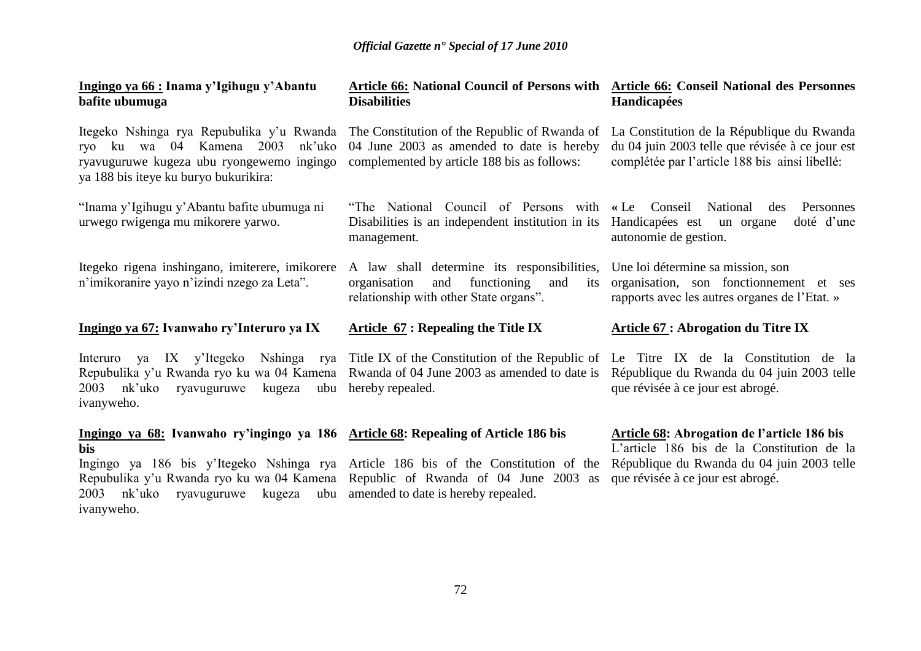**Ingingo ya 66 : Inama y'Igihugu y'Abantu bafite ubumuga**

Itegeko Nshinga rya Repubulika y'u Rwanda ryo ku wa 04 Kamena 2003 nk'uko ryavuguruwe kugeza ubu ryongewemo ingingo ya 188 bis iteye ku buryo bukurikira:

"Inama y'Igihugu y'Abantu bafite ubumuga ni urwego rwigenga mu mikorere yarwo.

Itegeko rigena inshingano, imiterere, imikorere n'imikoranire yayo n'izindi nzego za Leta".

**Ingingo ya 67: Ivanwaho ry'Interuro ya IX**

Interuro ya IX y'Itegeko Nshinga rya Repubulika y'u Rwanda ryo ku wa 04 Kamena 2003 nk'uko ryavuguruwe kugeza ubu ivanyweho.

**Ingingo ya 68: Ivanwaho ry'ingingo ya 186 bis**

Ingingo ya 186 bis y'Itegeko Nshinga rya Repubulika y'u Rwanda ryo ku wa 04 Kamena 2003 nk'uko ryavuguruwe kugeza ubu ivanyweho.

**Article 66: National Council of Persons with Disabilities**

The Constitution of the Republic of Rwanda of 04 June 2003 as amended to date is hereby complemented by article 188 bis as follows:

"The National Council of Persons with Disabilities is an independent institution in its management.

A law shall determine its responsibilities, organisation and functioning and its relationship with other State organs".

**Article 67 : Repealing the Title IX**

Title IX of the Constitution of the Republic of Rwanda of 04 June 2003 as amended to date is hereby repealed.

**Article 68: Repealing of Article 186 bis**

Article 186 bis of the Constitution of the Republic of Rwanda of 04 June 2003 as amended to date is hereby repealed.

**Article 66: Conseil National des Personnes Handicapées**

La Constitution de la République du Rwanda du 04 juin 2003 telle que révisée à ce jour est complétée par l'article 188 bis ainsi libellé:

« Le Conseil National des Personnes Handicapées est un organe doté d'une autonomie de gestion.

Une loi détermine sa mission, son organisation, son fonctionnement et ses rapports avec les autres organes de l'Etat. »

**Article 67 : Abrogation du Titre IX**

Le Titre IX de la Constitution de la République du Rwanda du 04 juin 2003 telle que révisée à ce jour est abrogé.

**Article 68: Abrogation de l'article 186 bis**

L'article 186 bis de la Constitution de la République du Rwanda du 04 juin 2003 telle que révisée à ce jour est abrogé.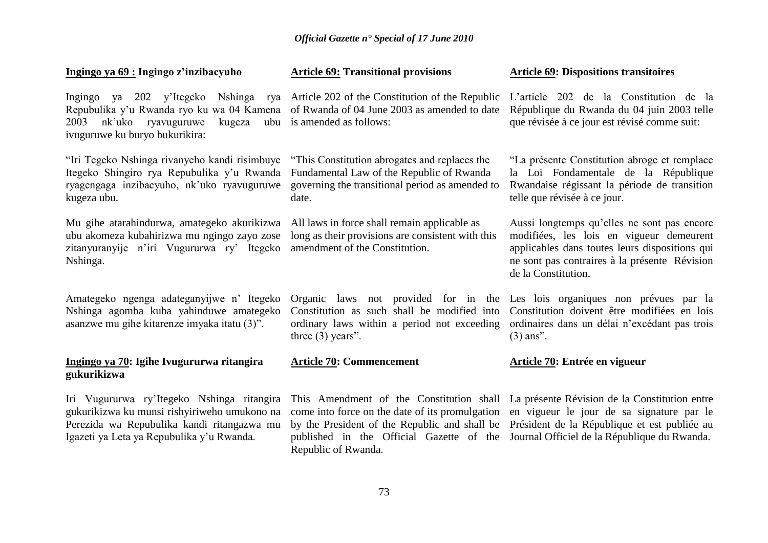**Ingingo ya 69 : Ingingo z'inzibacyuho**

Ingingo ya 202 y'Itegeko Nshinga rya Repubulika y'u Rwanda ryo ku wa 04 Kamena 2003 nk'uko ryavuguruwe kugeza ubu ivuguruwe ku buryo bukurikira:

"Iri Tegeko Nshinga rivanyeho kandi risimbuye Itegeko Shingiro rya Repubulika y'u Rwanda ryagengaga inzibacyuho, nk'uko ryavuguruwe kugeza ubu.

Mu gihe atarahindurwa, amategeko akurikizwa ubu akomeza kubahirizwa mu ngingo zayo zose zitanyuranyije n'iri Vugururwa ry' Itegeko Nshinga.

Amategeko ngenga adateganyijwe n' Itegeko Nshinga agomba kuba yahinduwe amategeko asanzwe mu gihe kitarenze imyaka itatu (3)".

**Ingingo ya 70: Igihe Ivugururwa ritangira gukurikizwa**

Iri Vugururwa ry'Itegeko Nshinga ritangira gukurikizwa ku munsi rishyiriweho umukono na Perezida wa Repubulika kandi ritangazwa mu Igazeti ya Leta ya Repubulika y'u Rwanda.

**Article 69: Transitional provisions**

Article 202 of the Constitution of the Republic of Rwanda of 04 June 2003 as amended to date is amended as follows:

"This Constitution abrogates and replaces the Fundamental Law of the Republic of Rwanda governing the transitional period as amended to date.

All laws in force shall remain applicable as long as their provisions are consistent with this amendment of the Constitution.

Organic laws not provided for in the Constitution as such shall be modified into ordinary laws within a period not exceeding three (3) years".

**Article 70: Commencement**

This Amendment of the Constitution shall come into force on the date of its promulgation by the President of the Republic and shall be published in the Official Gazette of the Republic of Rwanda.

**Article 69: Dispositions transitoires**

L'article 202 de la Constitution de la République du Rwanda du 04 juin 2003 telle que révisée à ce jour est révisé comme suit:

"La présente Constitution abroge et remplace la Loi Fondamentale de la République Rwandaise régissant la période de transition telle que révisée à ce jour.

Aussi longtemps qu'elles ne sont pas encore modifiées, les lois en vigueur demeurent applicables dans toutes leurs dispositions qui ne sont pas contraires à la présente Révision de la Constitution.

Les lois organiques non prévues par la Constitution doivent être modifiées en lois ordinaires dans un délai n'excédant pas trois (3) ans".

**Article 70: Entrée en vigueur**

La présente Révision de la Constitution entre en vigueur le jour de sa signature par le Président de la République et est publiée au Journal Officiel de la République du Rwanda.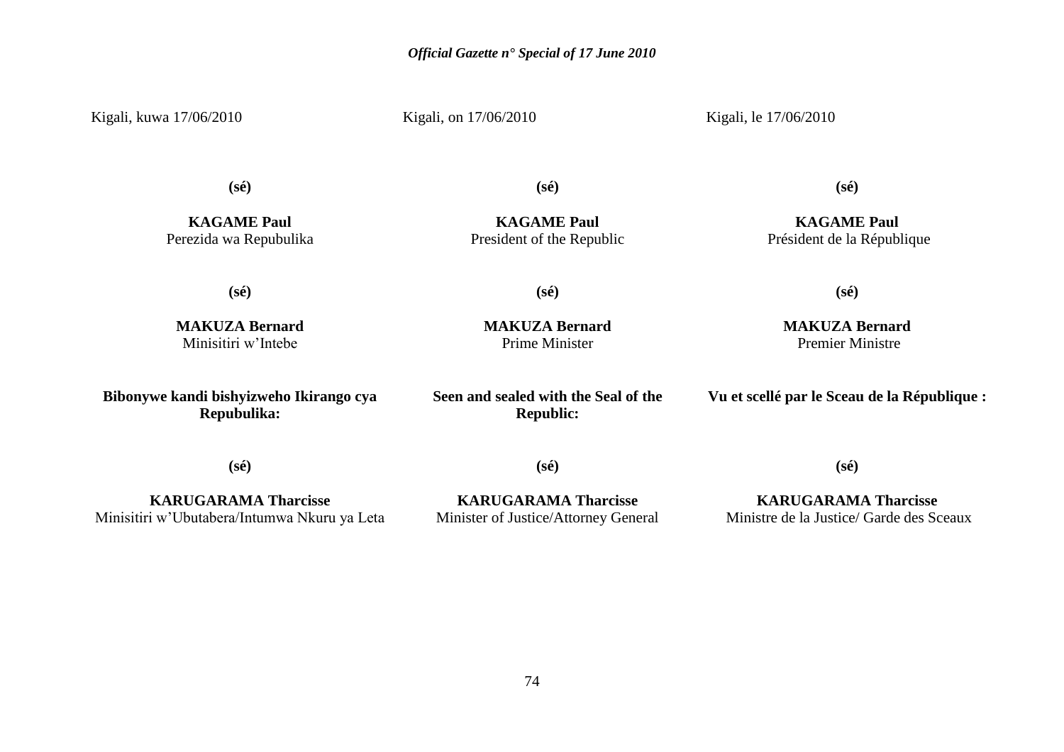Kigali, kuwa 17/06/2010

**(sé)**

**KAGAME Paul**
Perezida wa Repubulika

**(sé)**

**MAKUZA Bernard**
Minisitiri w'Intebe

**Bibonywe kandi bishyizweho Ikirango cya Repubulika:**

**(sé)**

**KARUGARAMA Tharcisse**
Minisitiri w'Ubutabera/Intumwa Nkuru ya Leta

Kigali, on 17/06/2010

**(sé)**

**KAGAME Paul**
President of the Republic

**(sé)**

**MAKUZA Bernard**
Prime Minister

**Seen and sealed with the Seal of the Republic:**

**(sé)**

**KARUGARAMA Tharcisse**
Minister of Justice/Attorney General

Kigali, le 17/06/2010

**(sé)**

**KAGAME Paul**
Président de la République

**(sé)**

**MAKUZA Bernard**
Premier Ministre

**Vu et scellé par le Sceau de la République :**

**(sé)**

**KARUGARAMA Tharcisse**
Ministre de la Justice/ Garde des Sceaux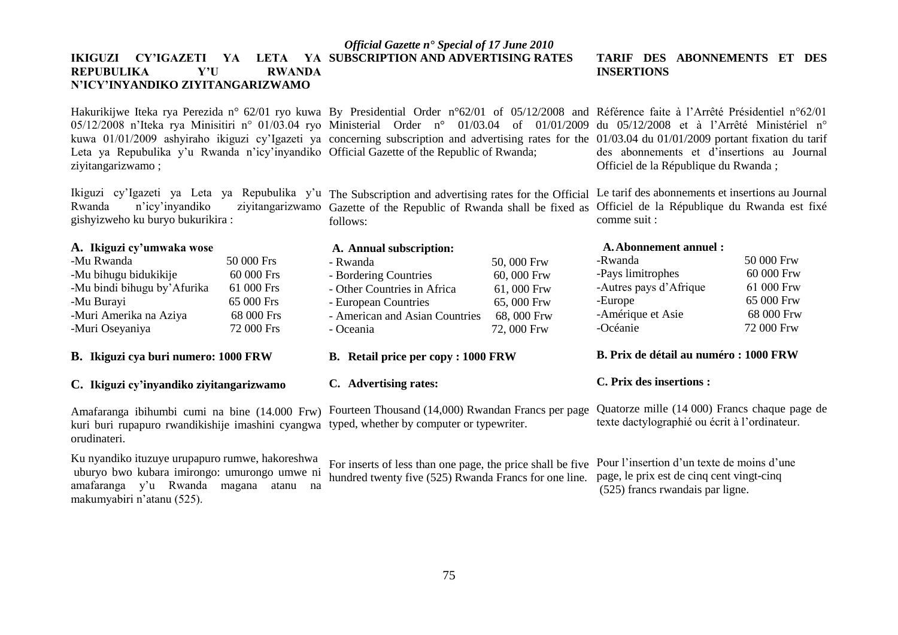## IKIGUZI CY'IGAZETI YA LETA YA REPUBULIKA Y'U RWANDA N'ICY'INYANDIKO ZIYITANGARIZWAMO

Hakurikijwe Iteka rya Perezida n° 62/01 ryo kuwa 05/12/2008 n'Iteka rya Minisitiri n° 01/03.04 ryo kuwa 01/01/2009 ashyiraho ikiguzi cy'Igazeti ya Leta ya Repubulika y'u Rwanda n'icy'inyandiko ziyitangarizwamo ;

Ikiguzi cy'Igazeti ya Leta ya Repubulika y'u Rwanda n'icy'inyandiko ziyitangarizwamo gishyizweho ku buryo bukurikira :

### A. Ikiguzi cy'umwaka wose

| | |
|---|---|
| -Mu Rwanda | 50 000 Frs |
| -Mu bihugu bidukikije | 60 000 Frs |
| -Mu bindi bihugu by'Afurika | 61 000 Frs |
| -Mu Burayi | 65 000 Frs |
| -Muri Amerika na Aziya | 68 000 Frs |
| -Muri Oseyaniya | 72 000 Frs |

### B. Ikiguzi cya buri numero: 1000 FRW

### C. Ikiguzi cy'inyandiko ziyitangarizwamo

Amafaranga ibihumbi cumi na bine (14.000 Frw) kuri buri rupapuro rwandikishije imashini cyangwa orudinateri.

Ku nyandiko ituzuye urupapuro rumwe, hakoreshwa uburyo bwo kubara imirongo: umurongo umwe ni amafaranga y'u Rwanda magana atanu na makumyabiri n'atanu (525).

## SUBSCRIPTION AND ADVERTISING RATES

By Presidential Order n°62/01 of 05/12/2008 and Ministerial Order n° 01/03.04 of 01/01/2009 concerning subscription and advertising rates for the Official Gazette of the Republic of Rwanda;

The Subscription and advertising rates for the Official Gazette of the Republic of Rwanda shall be fixed as follows:

### A. Annual subscription:

| | |
|---|---|
| - Rwanda | 50, 000 Frw |
| - Bordering Countries | 60, 000 Frw |
| - Other Countries in Africa | 61, 000 Frw |
| - European Countries | 65, 000 Frw |
| - American and Asian Countries | 68, 000 Frw |
| - Oceania | 72, 000 Frw |

### B. Retail price per copy : 1000 FRW

### C. Advertising rates:

Fourteen Thousand (14,000) Rwandan Francs per page typed, whether by computer or typewriter.

For inserts of less than one page, the price shall be five hundred twenty five (525) Rwanda Francs for one line.

## TARIF DES ABONNEMENTS ET DES INSERTIONS

Référence faite à l'Arrêté Présidentiel n°62/01 du 05/12/2008 et à l'Arrêté Ministériel n° 01/03.04 du 01/01/2009 portant fixation du tarif des abonnements et d'insertions au Journal Officiel de la République du Rwanda ;

Le tarif des abonnements et insertions au Journal Officiel de la République du Rwanda est fixé comme suit :

### A. Abonnement annuel :

| | |
|---|---|
| -Rwanda | 50 000 Frw |
| -Pays limitrophes | 60 000 Frw |
| -Autres pays d'Afrique | 61 000 Frw |
| -Europe | 65 000 Frw |
| -Amérique et Asie | 68 000 Frw |
| -Océanie | 72 000 Frw |

### B. Prix de détail au numéro : 1000 FRW

### C. Prix des insertions :

Quatorze mille (14 000) Francs chaque page de texte dactylographié ou écrit à l'ordinateur.

Pour l'insertion d'un texte de moins d'une page, le prix est de cinq cent vingt-cinq (525) francs rwandais par ligne.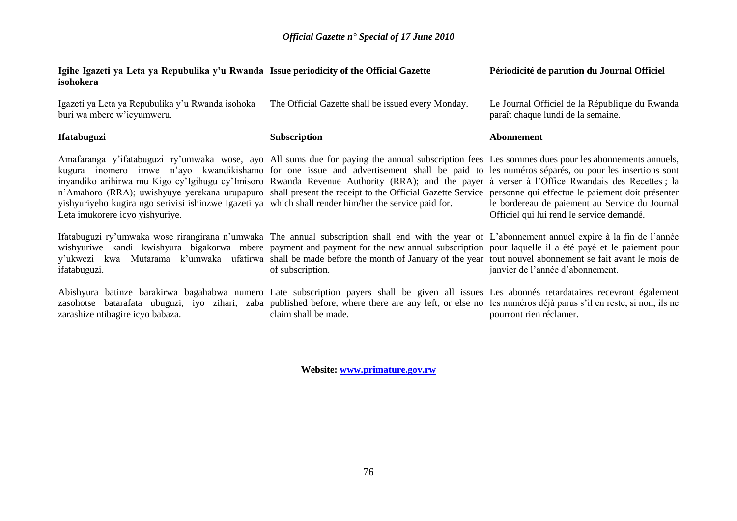**Igihe Igazeti ya Leta ya Repubulika y'u Rwanda isohokera**

Igazeti ya Leta ya Repubulika y'u Rwanda isohoka buri wa mbere w'icyumweru.

**Ifatabuguzi**

Amafaranga y'ifatabuguzi ry'umwaka wose, ayo kugura inomero imwe n'ayo kwandikishamo inyandiko arihirwa mu Kigo cy'Igihugu cy'Imisoro n'Amahoro (RRA); uwishyuye yerekana urupapuro yishyuriyeho kugira ngo serivisi ishinzwe Igazeti ya Leta imukorere icyo yishyuriye.

Ifatabuguzi ry'umwaka wose rirangirana n'umwaka wishyuriwe kandi kwishyura bigakorwa mbere y'ukwezi kwa Mutarama k'umwaka ufatirwa ifatabuguzi.

Abishyura batinze barakirwa bagahabwa numero zasohotse batarafata ubuguzi, iyo zihari, zaba zarashize ntibagire icyo babaza.

**Issue periodicity of the Official Gazette**

The Official Gazette shall be issued every Monday.

**Subscription**

All sums due for paying the annual subscription fees for one issue and advertisement shall be paid to Rwanda Revenue Authority (RRA); and the payer shall present the receipt to the Official Gazette Service which shall render him/her the service paid for.

The annual subscription shall end with the year of payment and payment for the new annual subscription shall be made before the month of January of the year of subscription.

Late subscription payers shall be given all issues published before, where there are any left, or else no claim shall be made.

**Périodicité de parution du Journal Officiel**

Le Journal Officiel de la République du Rwanda paraît chaque lundi de la semaine.

**Abonnement**

Les sommes dues pour les abonnements annuels, les numéros séparés, ou pour les insertions sont à verser à l'Office Rwandais des Recettes ; la personne qui effectue le paiement doit présenter le bordereau de paiement au Service du Journal Officiel qui lui rend le service demandé.

L'abonnement annuel expire à la fin de l'année pour laquelle il a été payé et le paiement pour tout nouvel abonnement se fait avant le mois de janvier de l'année d'abonnement.

Les abonnés retardataires recevront également les numéros déjà parus s'il en reste, si non, ils ne pourront rien réclamer.

**Website: www.primature.gov.rw**